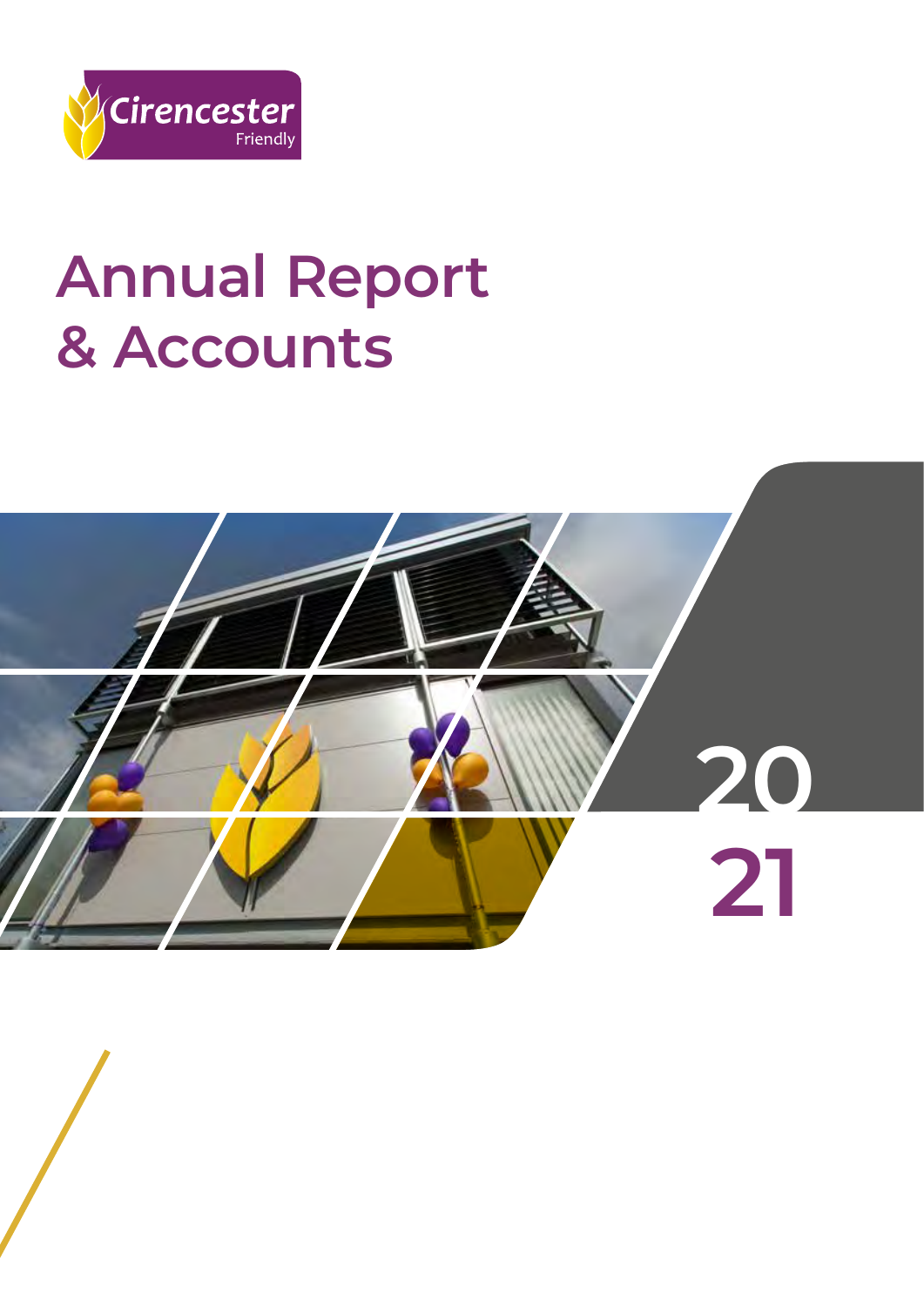Cirencester Friendly

# Annual Report & Accounts

2021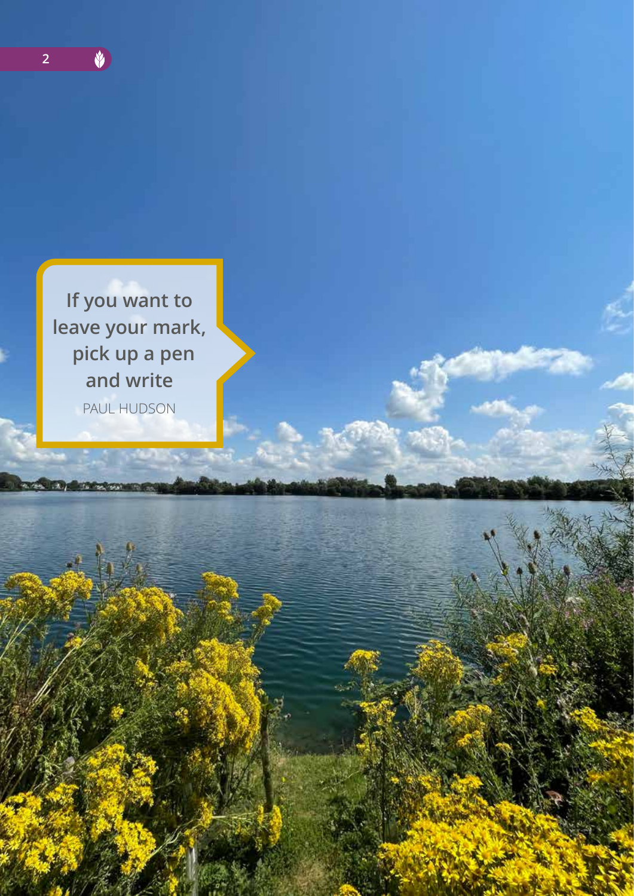If you want to leave your mark, pick up a pen and write

PAUL HUDSON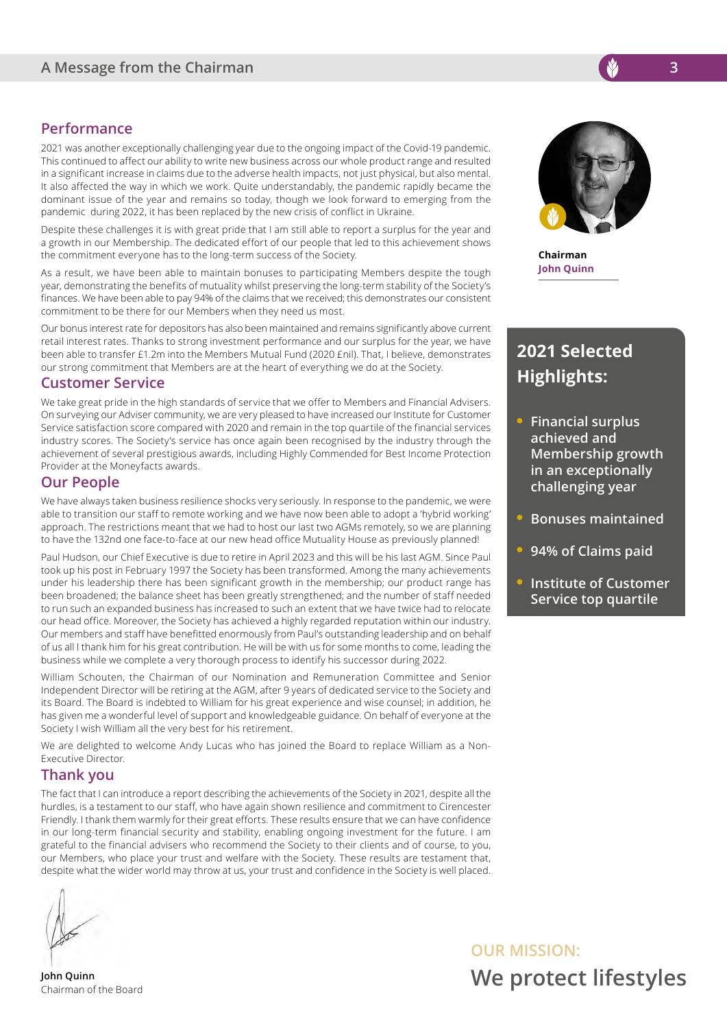# A Message from the Chairman

## Performance

2021 was another exceptionally challenging year due to the ongoing impact of the Covid-19 pandemic. This continued to affect our ability to write new business across our whole product range and resulted in a significant increase in claims due to the adverse health impacts, not just physical, but also mental. It also affected the way in which we work. Quite understandably, the pandemic rapidly became the dominant issue of the year and remains so today, though we look forward to emerging from the pandemic during 2022, it has been replaced by the new crisis of conflict in Ukraine.

Despite these challenges it is with great pride that I am still able to report a surplus for the year and a growth in our Membership. The dedicated effort of our people that led to this achievement shows the commitment everyone has to the long-term success of the Society.

As a result, we have been able to maintain bonuses to participating Members despite the tough year, demonstrating the benefits of mutuality whilst preserving the long-term stability of the Society's finances. We have been able to pay 94% of the claims that we received; this demonstrates our consistent commitment to be there for our Members when they need us most.

Our bonus interest rate for depositors has also been maintained and remains significantly above current retail interest rates. Thanks to strong investment performance and our surplus for the year, we have been able to transfer £1.2m into the Members Mutual Fund (2020 £nil). That, I believe, demonstrates our strong commitment that Members are at the heart of everything we do at the Society.

## Customer Service

We take great pride in the high standards of service that we offer to Members and Financial Advisers. On surveying our Adviser community, we are very pleased to have increased our Institute for Customer Service satisfaction score compared with 2020 and remain in the top quartile of the financial services industry scores. The Society's service has once again been recognised by the industry through the achievement of several prestigious awards, including Highly Commended for Best Income Protection Provider at the Moneyfacts awards.

## Our People

We have always taken business resilience shocks very seriously. In response to the pandemic, we were able to transition our staff to remote working and we have now been able to adopt a 'hybrid working' approach. The restrictions meant that we had to host our last two AGMs remotely, so we are planning to have the 132nd one face-to-face at our new head office Mutuality House as previously planned!

Paul Hudson, our Chief Executive is due to retire in April 2023 and this will be his last AGM. Since Paul took up his post in February 1997 the Society has been transformed. Among the many achievements under his leadership there has been significant growth in the membership; our product range has been broadened; the balance sheet has been greatly strengthened; and the number of staff needed to run such an expanded business has increased to such an extent that we have twice had to relocate our head office. Moreover, the Society has achieved a highly regarded reputation within our industry. Our members and staff have benefitted enormously from Paul's outstanding leadership and on behalf of us all I thank him for his great contribution. He will be with us for some months to come, leading the business while we complete a very thorough process to identify his successor during 2022.

William Schouten, the Chairman of our Nomination and Remuneration Committee and Senior Independent Director will be retiring at the AGM, after 9 years of dedicated service to the Society and its Board. The Board is indebted to William for his great experience and wise counsel; in addition, he has given me a wonderful level of support and knowledgeable guidance. On behalf of everyone at the Society I wish William all the very best for his retirement.

We are delighted to welcome Andy Lucas who has joined the Board to replace William as a Non-Executive Director.

## Thank you

The fact that I can introduce a report describing the achievements of the Society in 2021, despite all the hurdles, is a testament to our staff, who have again shown resilience and commitment to Cirencester Friendly. I thank them warmly for their great efforts. These results ensure that we can have confidence in our long-term financial security and stability, enabling ongoing investment for the future. I am grateful to the financial advisers who recommend the Society to their clients and of course, to you, our Members, who place your trust and welfare with the Society. These results are testament that, despite what the wider world may throw at us, your trust and confidence in the Society is well placed.

**John Quinn**
Chairman of the Board

**Chairman**
**John Quinn**

## 2021 Selected Highlights:

- **Financial surplus achieved and Membership growth in an exceptionally challenging year**
- **Bonuses maintained**
- **94% of Claims paid**
- **Institute of Customer Service top quartile**

**OUR MISSION:**
**We protect lifestyles**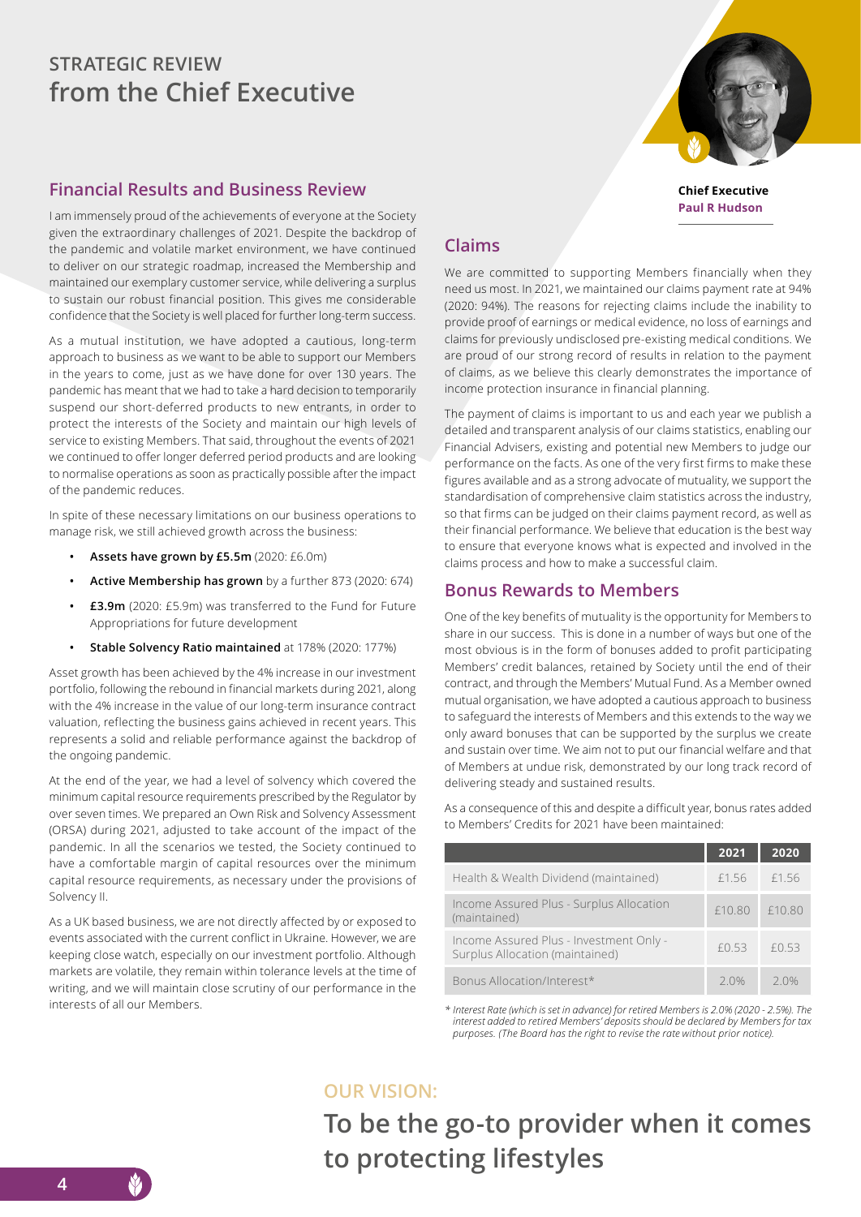# STRATEGIC REVIEW
# from the Chief Executive

**Chief Executive**
**Paul R Hudson**

## Financial Results and Business Review

I am immensely proud of the achievements of everyone at the Society given the extraordinary challenges of 2021. Despite the backdrop of the pandemic and volatile market environment, we have continued to deliver on our strategic roadmap, increased the Membership and maintained our exemplary customer service, while delivering a surplus to sustain our robust financial position. This gives me considerable confidence that the Society is well placed for further long-term success.

As a mutual institution, we have adopted a cautious, long-term approach to business as we want to be able to support our Members in the years to come, just as we have done for over 130 years. The pandemic has meant that we had to take a hard decision to temporarily suspend our short-deferred products to new entrants, in order to protect the interests of the Society and maintain our high levels of service to existing Members. That said, throughout the events of 2021 we continued to offer longer deferred period products and are looking to normalise operations as soon as practically possible after the impact of the pandemic reduces.

In spite of these necessary limitations on our business operations to manage risk, we still achieved growth across the business:

- **Assets have grown by £5.5m** (2020: £6.0m)
- **Active Membership has grown** by a further 873 (2020: 674)
- **£3.9m** (2020: £5.9m) was transferred to the Fund for Future Appropriations for future development
- **Stable Solvency Ratio maintained** at 178% (2020: 177%)

Asset growth has been achieved by the 4% increase in our investment portfolio, following the rebound in financial markets during 2021, along with the 4% increase in the value of our long-term insurance contract valuation, reflecting the business gains achieved in recent years. This represents a solid and reliable performance against the backdrop of the ongoing pandemic.

At the end of the year, we had a level of solvency which covered the minimum capital resource requirements prescribed by the Regulator by over seven times. We prepared an Own Risk and Solvency Assessment (ORSA) during 2021, adjusted to take account of the impact of the pandemic. In all the scenarios we tested, the Society continued to have a comfortable margin of capital resources over the minimum capital resource requirements, as necessary under the provisions of Solvency II.

As a UK based business, we are not directly affected by or exposed to events associated with the current conflict in Ukraine. However, we are keeping close watch, especially on our investment portfolio. Although markets are volatile, they remain within tolerance levels at the time of writing, and we will maintain close scrutiny of our performance in the interests of all our Members.

## Claims

We are committed to supporting Members financially when they need us most. In 2021, we maintained our claims payment rate at 94% (2020: 94%). The reasons for rejecting claims include the inability to provide proof of earnings or medical evidence, no loss of earnings and claims for previously undisclosed pre-existing medical conditions. We are proud of our strong record of results in relation to the payment of claims, as we believe this clearly demonstrates the importance of income protection insurance in financial planning.

The payment of claims is important to us and each year we publish a detailed and transparent analysis of our claims statistics, enabling our Financial Advisers, existing and potential new Members to judge our performance on the facts. As one of the very first firms to make these figures available and as a strong advocate of mutuality, we support the standardisation of comprehensive claim statistics across the industry, so that firms can be judged on their claims payment record, as well as their financial performance. We believe that education is the best way to ensure that everyone knows what is expected and involved in the claims process and how to make a successful claim.

## Bonus Rewards to Members

One of the key benefits of mutuality is the opportunity for Members to share in our success. This is done in a number of ways but one of the most obvious is in the form of bonuses added to profit participating Members' credit balances, retained by Society until the end of their contract, and through the Members' Mutual Fund. As a Member owned mutual organisation, we have adopted a cautious approach to business to safeguard the interests of Members and this extends to the way we only award bonuses that can be supported by the surplus we create and sustain over time. We aim not to put our financial welfare and that of Members at undue risk, demonstrated by our long track record of delivering steady and sustained results.

As a consequence of this and despite a difficult year, bonus rates added to Members' Credits for 2021 have been maintained:

| | 2021 | 2020 |
|---|---|---|
| Health & Wealth Dividend (maintained) | £1.56 | £1.56 |
| Income Assured Plus - Surplus Allocation (maintained) | £10.80 | £10.80 |
| Income Assured Plus - Investment Only - Surplus Allocation (maintained) | £0.53 | £0.53 |
| Bonus Allocation/Interest* | 2.0% | 2.0% |

*\* Interest Rate (which is set in advance) for retired Members is 2.0% (2020 - 2.5%). The interest added to retired Members' deposits should be declared by Members for tax purposes. (The Board has the right to revise the rate without prior notice).*

## OUR VISION:

## To be the go-to provider when it comes to protecting lifestyles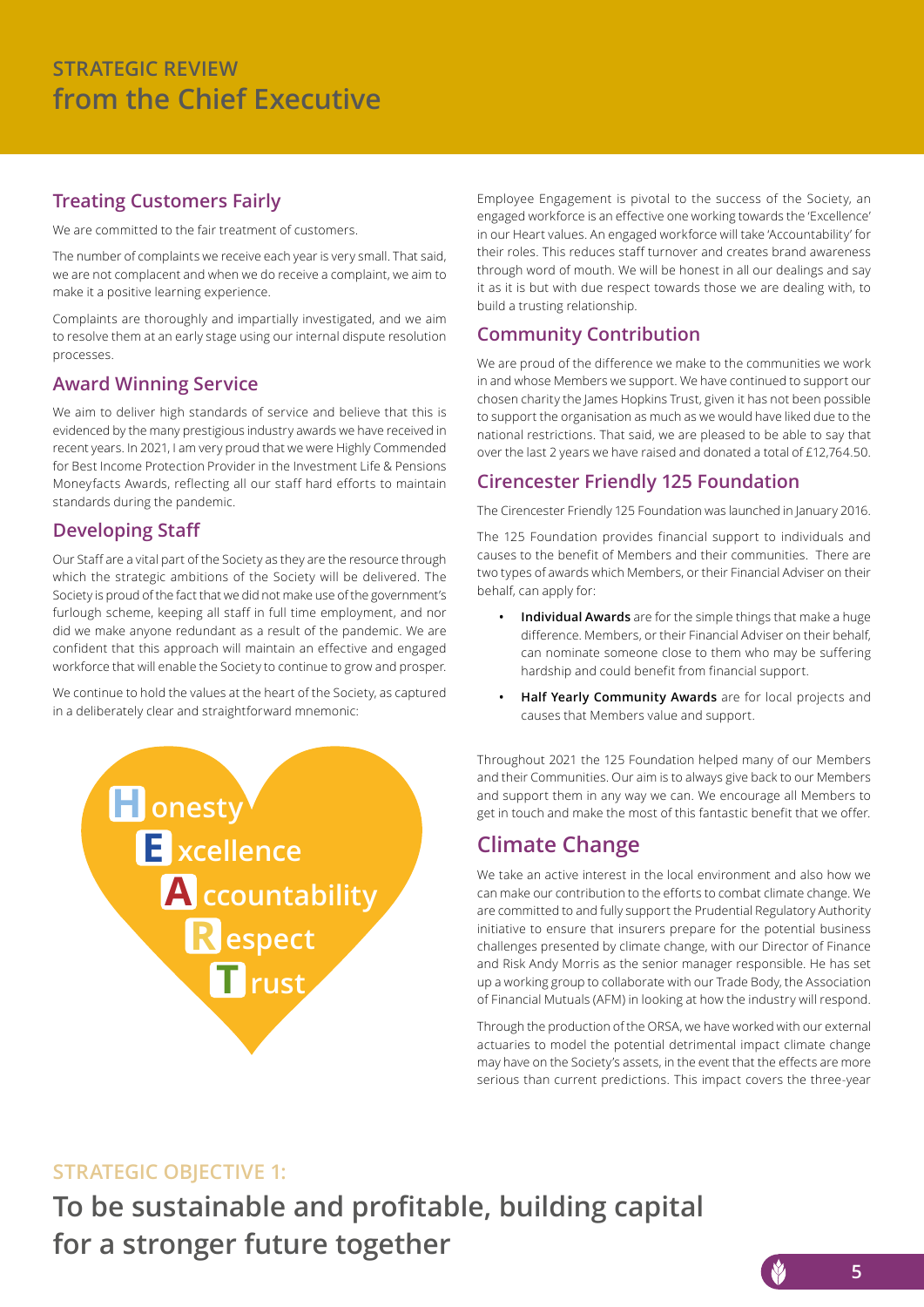# STRATEGIC REVIEW from the Chief Executive

## Treating Customers Fairly

We are committed to the fair treatment of customers.

The number of complaints we receive each year is very small. That said, we are not complacent and when we do receive a complaint, we aim to make it a positive learning experience.

Complaints are thoroughly and impartially investigated, and we aim to resolve them at an early stage using our internal dispute resolution processes.

## Award Winning Service

We aim to deliver high standards of service and believe that this is evidenced by the many prestigious industry awards we have received in recent years. In 2021, I am very proud that we were Highly Commended for Best Income Protection Provider in the Investment Life & Pensions Moneyfacts Awards, reflecting all our staff hard efforts to maintain standards during the pandemic.

## Developing Staff

Our Staff are a vital part of the Society as they are the resource through which the strategic ambitions of the Society will be delivered. The Society is proud of the fact that we did not make use of the government's furlough scheme, keeping all staff in full time employment, and nor did we make anyone redundant as a result of the pandemic. We are confident that this approach will maintain an effective and engaged workforce that will enable the Society to continue to grow and prosper.

We continue to hold the values at the heart of the Society, as captured in a deliberately clear and straightforward mnemonic:

**H**onesty
**E**xcellence
**A**ccountability
**R**espect
**T**rust

Employee Engagement is pivotal to the success of the Society, an engaged workforce is an effective one working towards the 'Excellence' in our Heart values. An engaged workforce will take 'Accountability' for their roles. This reduces staff turnover and creates brand awareness through word of mouth. We will be honest in all our dealings and say it as it is but with due respect towards those we are dealing with, to build a trusting relationship.

## Community Contribution

We are proud of the difference we make to the communities we work in and whose Members we support. We have continued to support our chosen charity the James Hopkins Trust, given it has not been possible to support the organisation as much as we would have liked due to the national restrictions. That said, we are pleased to be able to say that over the last 2 years we have raised and donated a total of £12,764.50.

## Cirencester Friendly 125 Foundation

The Cirencester Friendly 125 Foundation was launched in January 2016.

The 125 Foundation provides financial support to individuals and causes to the benefit of Members and their communities. There are two types of awards which Members, or their Financial Adviser on their behalf, can apply for:

- **Individual Awards** are for the simple things that make a huge difference. Members, or their Financial Adviser on their behalf, can nominate someone close to them who may be suffering hardship and could benefit from financial support.
- **Half Yearly Community Awards** are for local projects and causes that Members value and support.

Throughout 2021 the 125 Foundation helped many of our Members and their Communities. Our aim is to always give back to our Members and support them in any way we can. We encourage all Members to get in touch and make the most of this fantastic benefit that we offer.

## Climate Change

We take an active interest in the local environment and also how we can make our contribution to the efforts to combat climate change. We are committed to and fully support the Prudential Regulatory Authority initiative to ensure that insurers prepare for the potential business challenges presented by climate change, with our Director of Finance and Risk Andy Morris as the senior manager responsible. He has set up a working group to collaborate with our Trade Body, the Association of Financial Mutuals (AFM) in looking at how the industry will respond.

Through the production of the ORSA, we have worked with our external actuaries to model the potential detrimental impact climate change may have on the Society's assets, in the event that the effects are more serious than current predictions. This impact covers the three-year

## STRATEGIC OBJECTIVE 1:

## To be sustainable and profitable, building capital for a stronger future together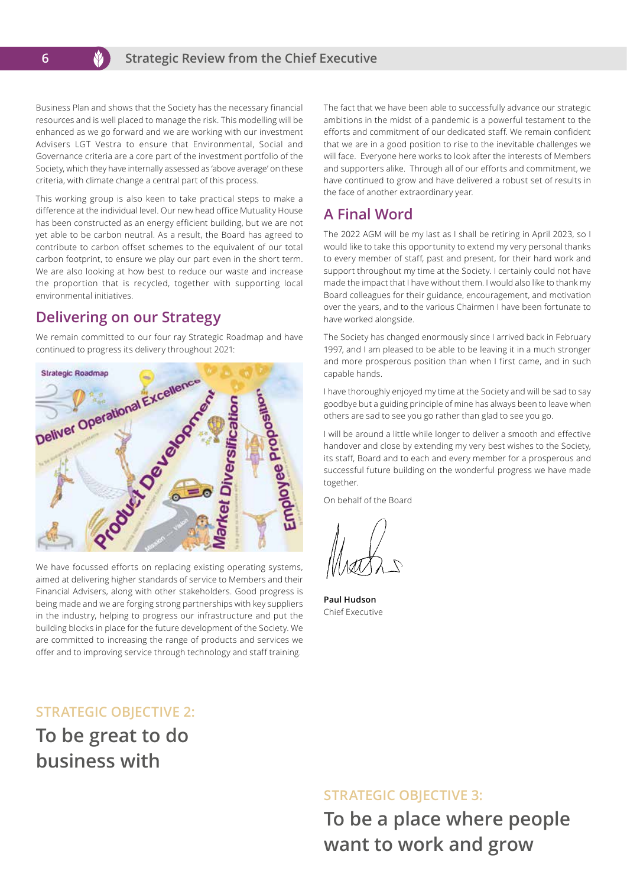Business Plan and shows that the Society has the necessary financial resources and is well placed to manage the risk. This modelling will be enhanced as we go forward and we are working with our investment Advisers LGT Vestra to ensure that Environmental, Social and Governance criteria are a core part of the investment portfolio of the Society, which they have internally assessed as 'above average' on these criteria, with climate change a central part of this process.

This working group is also keen to take practical steps to make a difference at the individual level. Our new head office Mutuality House has been constructed as an energy efficient building, but we are not yet able to be carbon neutral. As a result, the Board has agreed to contribute to carbon offset schemes to the equivalent of our total carbon footprint, to ensure we play our part even in the short term. We are also looking at how best to reduce our waste and increase the proportion that is recycled, together with supporting local environmental initiatives.

## Delivering on our Strategy

We remain committed to our four ray Strategic Roadmap and have continued to progress its delivery throughout 2021:

We have focussed efforts on replacing existing operating systems, aimed at delivering higher standards of service to Members and their Financial Advisers, along with other stakeholders. Good progress is being made and we are forging strong partnerships with key suppliers in the industry, helping to progress our infrastructure and put the building blocks in place for the future development of the Society. We are committed to increasing the range of products and services we offer and to improving service through technology and staff training.

The fact that we have been able to successfully advance our strategic ambitions in the midst of a pandemic is a powerful testament to the efforts and commitment of our dedicated staff. We remain confident that we are in a good position to rise to the inevitable challenges we will face. Everyone here works to look after the interests of Members and supporters alike. Through all of our efforts and commitment, we have continued to grow and have delivered a robust set of results in the face of another extraordinary year.

## A Final Word

The 2022 AGM will be my last as I shall be retiring in April 2023, so I would like to take this opportunity to extend my very personal thanks to every member of staff, past and present, for their hard work and support throughout my time at the Society. I certainly could not have made the impact that I have without them. I would also like to thank my Board colleagues for their guidance, encouragement, and motivation over the years, and to the various Chairmen I have been fortunate to have worked alongside.

The Society has changed enormously since I arrived back in February 1997, and I am pleased to be able to be leaving it in a much stronger and more prosperous position than when I first came, and in such capable hands.

I have thoroughly enjoyed my time at the Society and will be sad to say goodbye but a guiding principle of mine has always been to leave when others are sad to see you go rather than glad to see you go.

I will be around a little while longer to deliver a smooth and effective handover and close by extending my very best wishes to the Society, its staff, Board and to each and every member for a prosperous and successful future building on the wonderful progress we have made together.

On behalf of the Board

**Paul Hudson**
Chief Executive

### STRATEGIC OBJECTIVE 2:

## To be great to do business with

### STRATEGIC OBJECTIVE 3:

## To be a place where people want to work and grow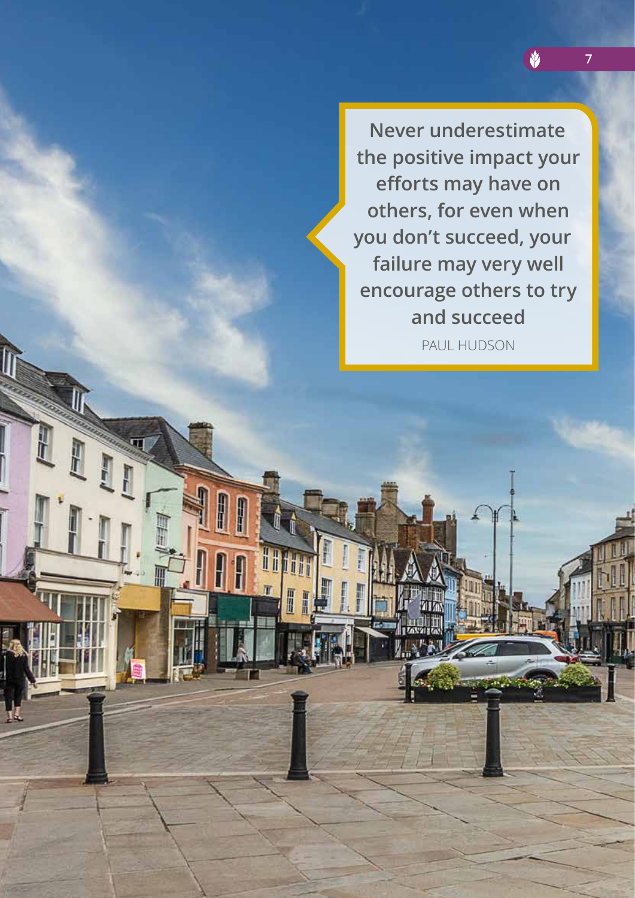> **Never underestimate the positive impact your efforts may have on others, for even when you don't succeed, your failure may very well encourage others to try and succeed**
>
> PAUL HUDSON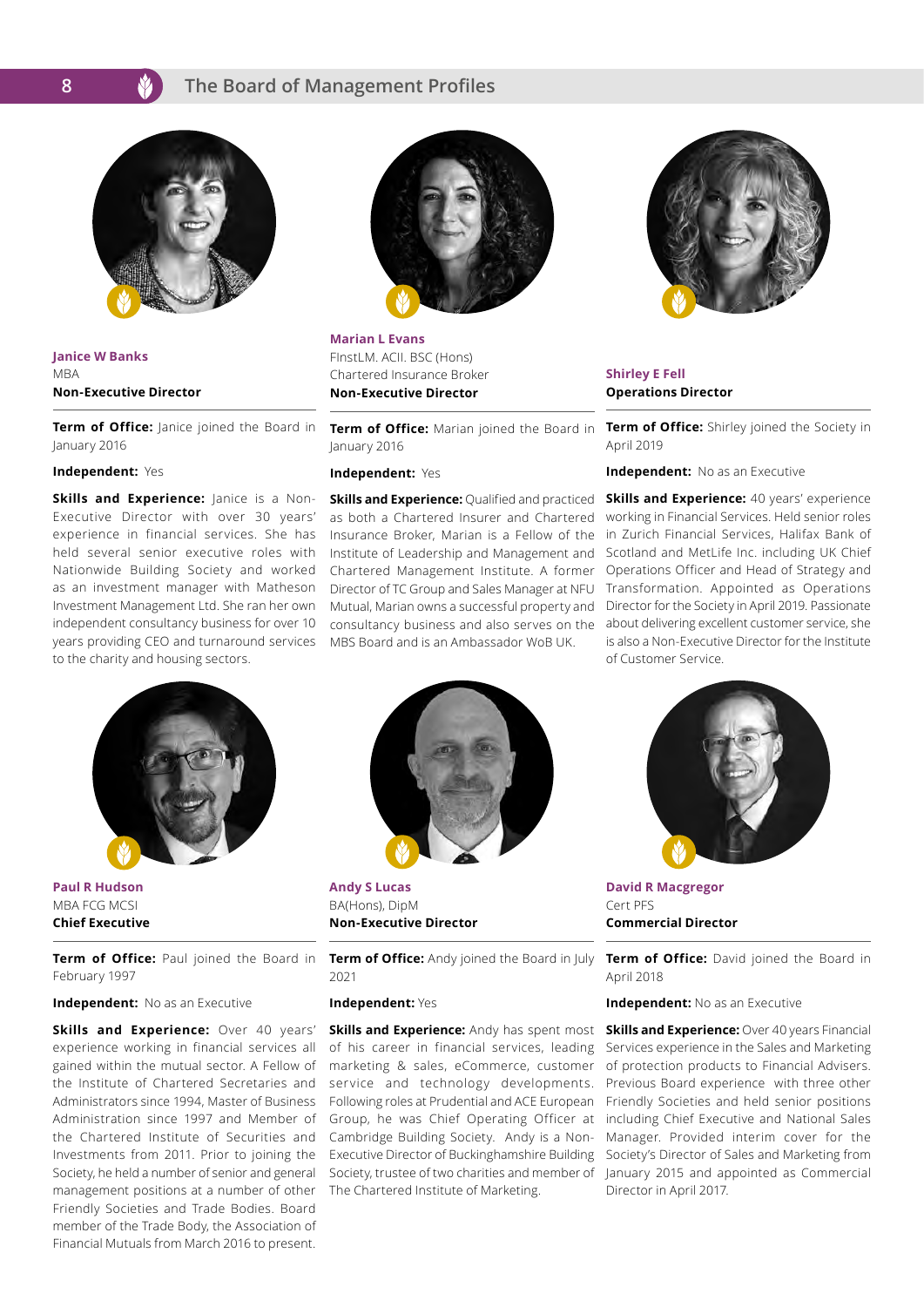# The Board of Management Profiles

**Janice W Banks**
MBA
**Non-Executive Director**

**Term of Office:** Janice joined the Board in January 2016

**Independent:** Yes

**Skills and Experience:** Janice is a Non-Executive Director with over 30 years' experience in financial services. She has held several senior executive roles with Nationwide Building Society and worked as an investment manager with Matheson Investment Management Ltd. She ran her own independent consultancy business for over 10 years providing CEO and turnaround services to the charity and housing sectors.

**Marian L Evans**
FInstLM. ACII. BSC (Hons)
Chartered Insurance Broker
**Non-Executive Director**

**Term of Office:** Marian joined the Board in January 2016

**Independent:** Yes

**Skills and Experience:** Qualified and practiced as both a Chartered Insurer and Chartered Insurance Broker, Marian is a Fellow of the Institute of Leadership and Management and Chartered Management Institute. A former Director of TC Group and Sales Manager at NFU Mutual, Marian owns a successful property and consultancy business and also serves on the MBS Board and is an Ambassador WoB UK.

**Shirley E Fell**
**Operations Director**

**Term of Office:** Shirley joined the Society in April 2019

**Independent:** No as an Executive

**Skills and Experience:** 40 years' experience working in Financial Services. Held senior roles in Zurich Financial Services, Halifax Bank of Scotland and MetLife Inc. including UK Chief Operations Officer and Head of Strategy and Transformation. Appointed as Operations Director for the Society in April 2019. Passionate about delivering excellent customer service, she is also a Non-Executive Director for the Institute of Customer Service.

**Paul R Hudson**
MBA FCG MCSI
**Chief Executive**

**Term of Office:** Paul joined the Board in February 1997

**Independent:** No as an Executive

**Skills and Experience:** Over 40 years' experience working in financial services all gained within the mutual sector. A Fellow of the Institute of Chartered Secretaries and Administrators since 1994, Master of Business Administration since 1997 and Member of the Chartered Institute of Securities and Investments from 2011. Prior to joining the Society, he held a number of senior and general management positions at a number of other Friendly Societies and Trade Bodies. Board member of the Trade Body, the Association of Financial Mutuals from March 2016 to present.

**Andy S Lucas**
BA(Hons), DipM
**Non-Executive Director**

**Term of Office:** Andy joined the Board in July 2021

**Independent:** Yes

**Skills and Experience:** Andy has spent most of his career in financial services, leading marketing & sales, eCommerce, customer service and technology developments. Following roles at Prudential and ACE European Group, he was Chief Operating Officer at Cambridge Building Society. Andy is a Non-Executive Director of Buckinghamshire Building Society, trustee of two charities and member of The Chartered Institute of Marketing.

**David R Macgregor**
Cert PFS
**Commercial Director**

**Term of Office:** David joined the Board in April 2018

**Independent:** No as an Executive

**Skills and Experience:** Over 40 years Financial Services experience in the Sales and Marketing of protection products to Financial Advisers. Previous Board experience with three other Friendly Societies and held senior positions including Chief Executive and National Sales Manager. Provided interim cover for the Society's Director of Sales and Marketing from January 2015 and appointed as Commercial Director in April 2017.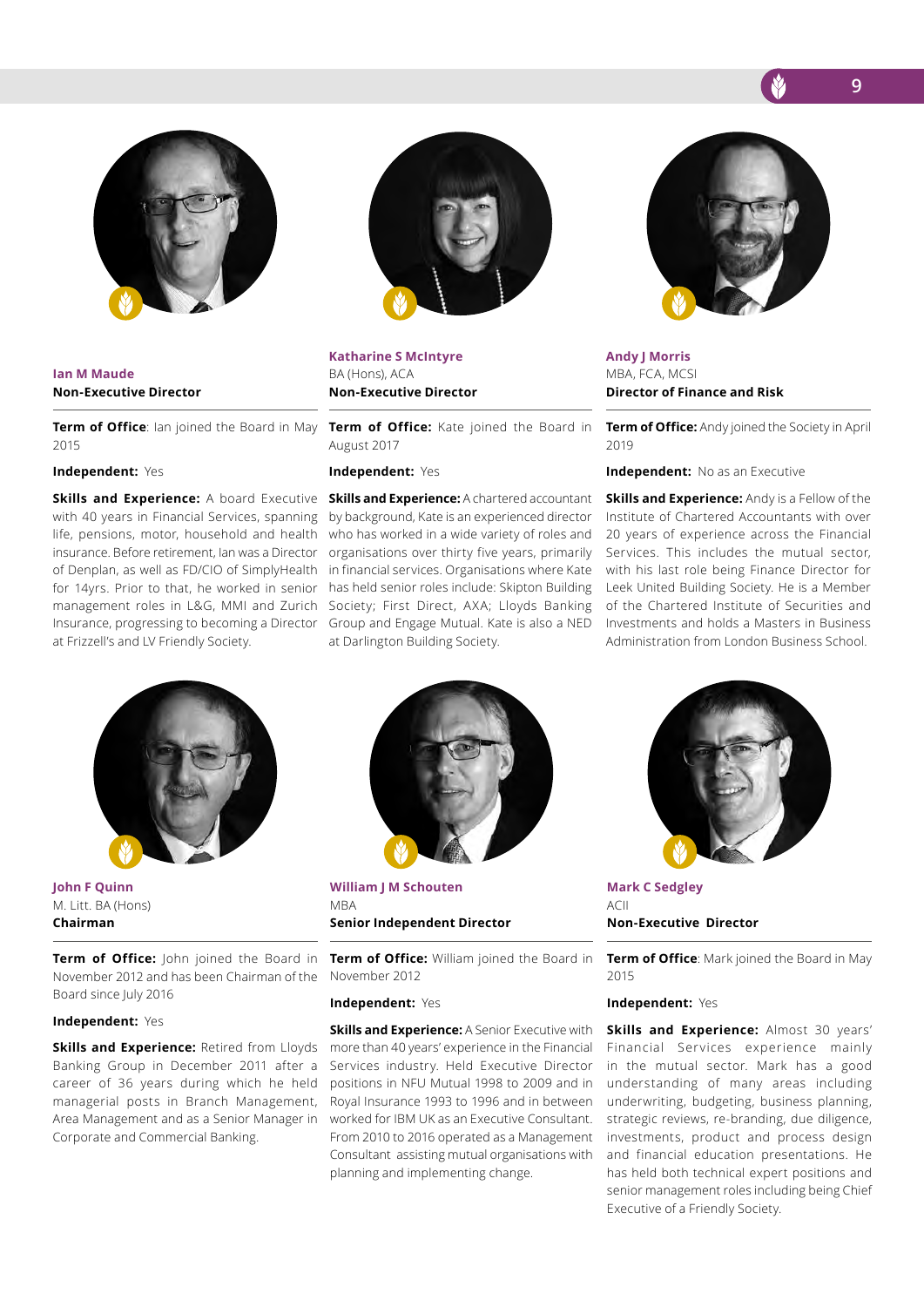**Ian M Maude**
**Non-Executive Director**

**Term of Office**: Ian joined the Board in May 2015

**Independent:** Yes

**Skills and Experience:** A board Executive with 40 years in Financial Services, spanning life, pensions, motor, household and health insurance. Before retirement, Ian was a Director of Denplan, as well as FD/CIO of SimplyHealth for 14yrs. Prior to that, he worked in senior management roles in L&G, MMI and Zurich Insurance, progressing to becoming a Director at Frizzell's and LV Friendly Society.

**Katharine S McIntyre**
BA (Hons), ACA
**Non-Executive Director**

**Term of Office:** Kate joined the Board in August 2017

**Independent:** Yes

**Skills and Experience:** A chartered accountant by background, Kate is an experienced director who has worked in a wide variety of roles and organisations over thirty five years, primarily in financial services. Organisations where Kate has held senior roles include: Skipton Building Society; First Direct, AXA; Lloyds Banking Group and Engage Mutual. Kate is also a NED at Darlington Building Society.

**Andy J Morris**
MBA, FCA, MCSI
**Director of Finance and Risk**

**Term of Office:** Andy joined the Society in April 2019

**Independent:** No as an Executive

**Skills and Experience:** Andy is a Fellow of the Institute of Chartered Accountants with over 20 years of experience across the Financial Services. This includes the mutual sector, with his last role being Finance Director for Leek United Building Society. He is a Member of the Chartered Institute of Securities and Investments and holds a Masters in Business Administration from London Business School.

**John F Quinn**
M. Litt. BA (Hons)
**Chairman**

**Term of Office:** John joined the Board in November 2012 and has been Chairman of the Board since July 2016

**Independent:** Yes

**Skills and Experience:** Retired from Lloyds Banking Group in December 2011 after a career of 36 years during which he held managerial posts in Branch Management, Area Management and as a Senior Manager in Corporate and Commercial Banking.

**William J M Schouten**
MBA
**Senior Independent Director**

**Term of Office:** William joined the Board in November 2012

**Independent:** Yes

**Skills and Experience:** A Senior Executive with more than 40 years' experience in the Financial Services industry. Held Executive Director positions in NFU Mutual 1998 to 2009 and in Royal Insurance 1993 to 1996 and in between worked for IBM UK as an Executive Consultant. From 2010 to 2016 operated as a Management Consultant assisting mutual organisations with planning and implementing change.

**Mark C Sedgley**
ACII
**Non-Executive Director**

**Term of Office**: Mark joined the Board in May 2015

**Independent:** Yes

**Skills and Experience:** Almost 30 years' Financial Services experience mainly in the mutual sector. Mark has a good understanding of many areas including underwriting, budgeting, business planning, strategic reviews, re-branding, due diligence, investments, product and process design and financial education presentations. He has held both technical expert positions and senior management roles including being Chief Executive of a Friendly Society.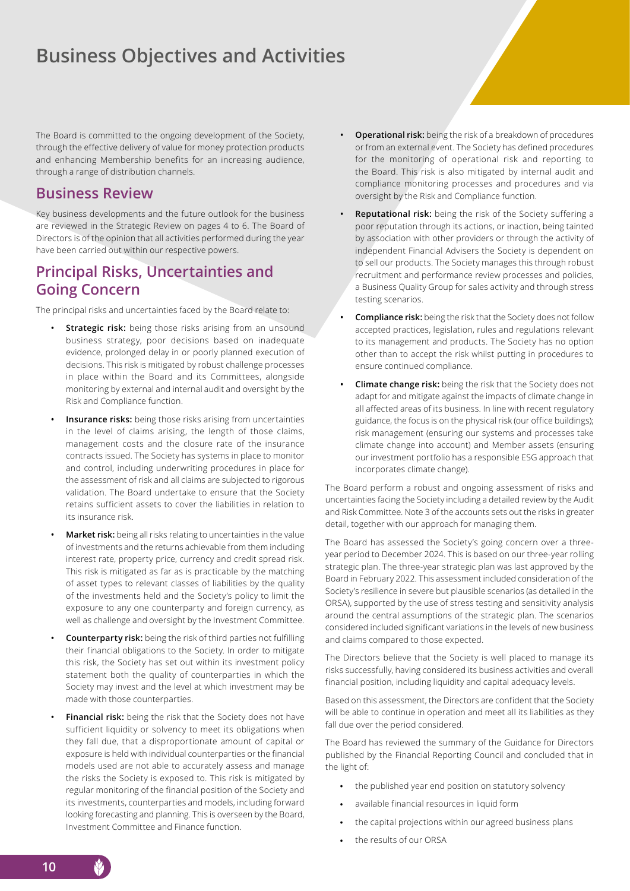# Business Objectives and Activities

The Board is committed to the ongoing development of the Society, through the effective delivery of value for money protection products and enhancing Membership benefits for an increasing audience, through a range of distribution channels.

## Business Review

Key business developments and the future outlook for the business are reviewed in the Strategic Review on pages 4 to 6. The Board of Directors is of the opinion that all activities performed during the year have been carried out within our respective powers.

## Principal Risks, Uncertainties and Going Concern

The principal risks and uncertainties faced by the Board relate to:

- **Strategic risk:** being those risks arising from an unsound business strategy, poor decisions based on inadequate evidence, prolonged delay in or poorly planned execution of decisions. This risk is mitigated by robust challenge processes in place within the Board and its Committees, alongside monitoring by external and internal audit and oversight by the Risk and Compliance function.
- **Insurance risks:** being those risks arising from uncertainties in the level of claims arising, the length of those claims, management costs and the closure rate of the insurance contracts issued. The Society has systems in place to monitor and control, including underwriting procedures in place for the assessment of risk and all claims are subjected to rigorous validation. The Board undertake to ensure that the Society retains sufficient assets to cover the liabilities in relation to its insurance risk.
- **Market risk:** being all risks relating to uncertainties in the value of investments and the returns achievable from them including interest rate, property price, currency and credit spread risk. This risk is mitigated as far as is practicable by the matching of asset types to relevant classes of liabilities by the quality of the investments held and the Society's policy to limit the exposure to any one counterparty and foreign currency, as well as challenge and oversight by the Investment Committee.
- **Counterparty risk:** being the risk of third parties not fulfilling their financial obligations to the Society. In order to mitigate this risk, the Society has set out within its investment policy statement both the quality of counterparties in which the Society may invest and the level at which investment may be made with those counterparties.
- **Financial risk:** being the risk that the Society does not have sufficient liquidity or solvency to meet its obligations when they fall due, that a disproportionate amount of capital or exposure is held with individual counterparties or the financial models used are not able to accurately assess and manage the risks the Society is exposed to. This risk is mitigated by regular monitoring of the financial position of the Society and its investments, counterparties and models, including forward looking forecasting and planning. This is overseen by the Board, Investment Committee and Finance function.
- **Operational risk:** being the risk of a breakdown of procedures or from an external event. The Society has defined procedures for the monitoring of operational risk and reporting to the Board. This risk is also mitigated by internal audit and compliance monitoring processes and procedures and via oversight by the Risk and Compliance function.
- **Reputational risk:** being the risk of the Society suffering a poor reputation through its actions, or inaction, being tainted by association with other providers or through the activity of independent Financial Advisers the Society is dependent on to sell our products. The Society manages this through robust recruitment and performance review processes and policies, a Business Quality Group for sales activity and through stress testing scenarios.
- **Compliance risk:** being the risk that the Society does not follow accepted practices, legislation, rules and regulations relevant to its management and products. The Society has no option other than to accept the risk whilst putting in procedures to ensure continued compliance.
- **Climate change risk:** being the risk that the Society does not adapt for and mitigate against the impacts of climate change in all affected areas of its business. In line with recent regulatory guidance, the focus is on the physical risk (our office buildings); risk management (ensuring our systems and processes take climate change into account) and Member assets (ensuring our investment portfolio has a responsible ESG approach that incorporates climate change).

The Board perform a robust and ongoing assessment of risks and uncertainties facing the Society including a detailed review by the Audit and Risk Committee. Note 3 of the accounts sets out the risks in greater detail, together with our approach for managing them.

The Board has assessed the Society's going concern over a three-year period to December 2024. This is based on our three-year rolling strategic plan. The three-year strategic plan was last approved by the Board in February 2022. This assessment included consideration of the Society's resilience in severe but plausible scenarios (as detailed in the ORSA), supported by the use of stress testing and sensitivity analysis around the central assumptions of the strategic plan. The scenarios considered included significant variations in the levels of new business and claims compared to those expected.

The Directors believe that the Society is well placed to manage its risks successfully, having considered its business activities and overall financial position, including liquidity and capital adequacy levels.

Based on this assessment, the Directors are confident that the Society will be able to continue in operation and meet all its liabilities as they fall due over the period considered.

The Board has reviewed the summary of the Guidance for Directors published by the Financial Reporting Council and concluded that in the light of:

- the published year end position on statutory solvency
- available financial resources in liquid form
- the capital projections within our agreed business plans
- the results of our ORSA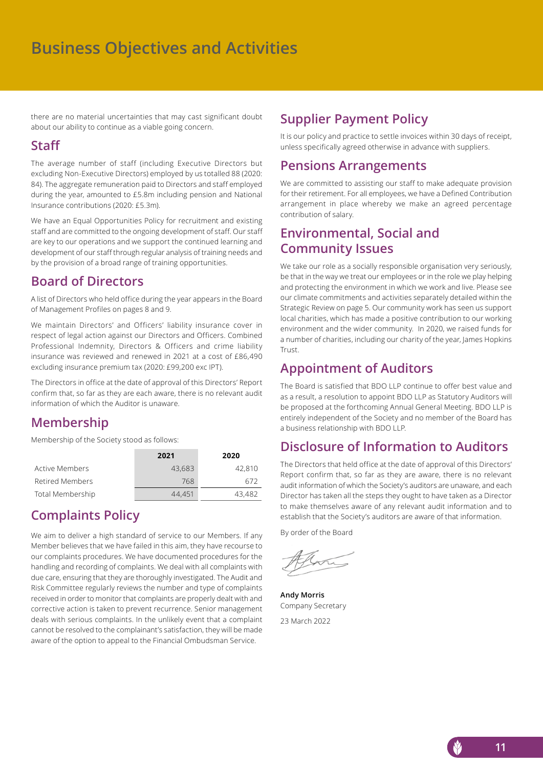# Business Objectives and Activities

there are no material uncertainties that may cast significant doubt about our ability to continue as a viable going concern.

## Staff

The average number of staff (including Executive Directors but excluding Non-Executive Directors) employed by us totalled 88 (2020: 84). The aggregate remuneration paid to Directors and staff employed during the year, amounted to £5.8m including pension and National Insurance contributions (2020: £5.3m).

We have an Equal Opportunities Policy for recruitment and existing staff and are committed to the ongoing development of staff. Our staff are key to our operations and we support the continued learning and development of our staff through regular analysis of training needs and by the provision of a broad range of training opportunities.

## Board of Directors

A list of Directors who held office during the year appears in the Board of Management Profiles on pages 8 and 9.

We maintain Directors' and Officers' liability insurance cover in respect of legal action against our Directors and Officers. Combined Professional Indemnity, Directors & Officers and crime liability insurance was reviewed and renewed in 2021 at a cost of £86,490 excluding insurance premium tax (2020: £99,200 exc IPT).

The Directors in office at the date of approval of this Directors' Report confirm that, so far as they are each aware, there is no relevant audit information of which the Auditor is unaware.

## Membership

Membership of the Society stood as follows:

| | 2021 | 2020 |
|---|---|---|
| Active Members | 43,683 | 42,810 |
| Retired Members | 768 | 672 |
| Total Membership | 44,451 | 43,482 |

## Complaints Policy

We aim to deliver a high standard of service to our Members. If any Member believes that we have failed in this aim, they have recourse to our complaints procedures. We have documented procedures for the handling and recording of complaints. We deal with all complaints with due care, ensuring that they are thoroughly investigated. The Audit and Risk Committee regularly reviews the number and type of complaints received in order to monitor that complaints are properly dealt with and corrective action is taken to prevent recurrence. Senior management deals with serious complaints. In the unlikely event that a complaint cannot be resolved to the complainant's satisfaction, they will be made aware of the option to appeal to the Financial Ombudsman Service.

## Supplier Payment Policy

It is our policy and practice to settle invoices within 30 days of receipt, unless specifically agreed otherwise in advance with suppliers.

## Pensions Arrangements

We are committed to assisting our staff to make adequate provision for their retirement. For all employees, we have a Defined Contribution arrangement in place whereby we make an agreed percentage contribution of salary.

## Environmental, Social and Community Issues

We take our role as a socially responsible organisation very seriously, be that in the way we treat our employees or in the role we play helping and protecting the environment in which we work and live. Please see our climate commitments and activities separately detailed within the Strategic Review on page 5. Our community work has seen us support local charities, which has made a positive contribution to our working environment and the wider community. In 2020, we raised funds for a number of charities, including our charity of the year, James Hopkins Trust.

## Appointment of Auditors

The Board is satisfied that BDO LLP continue to offer best value and as a result, a resolution to appoint BDO LLP as Statutory Auditors will be proposed at the forthcoming Annual General Meeting. BDO LLP is entirely independent of the Society and no member of the Board has a business relationship with BDO LLP.

## Disclosure of Information to Auditors

The Directors that held office at the date of approval of this Directors' Report confirm that, so far as they are aware, there is no relevant audit information of which the Society's auditors are unaware, and each Director has taken all the steps they ought to have taken as a Director to make themselves aware of any relevant audit information and to establish that the Society's auditors are aware of that information.

By order of the Board

**Andy Morris**
Company Secretary

23 March 2022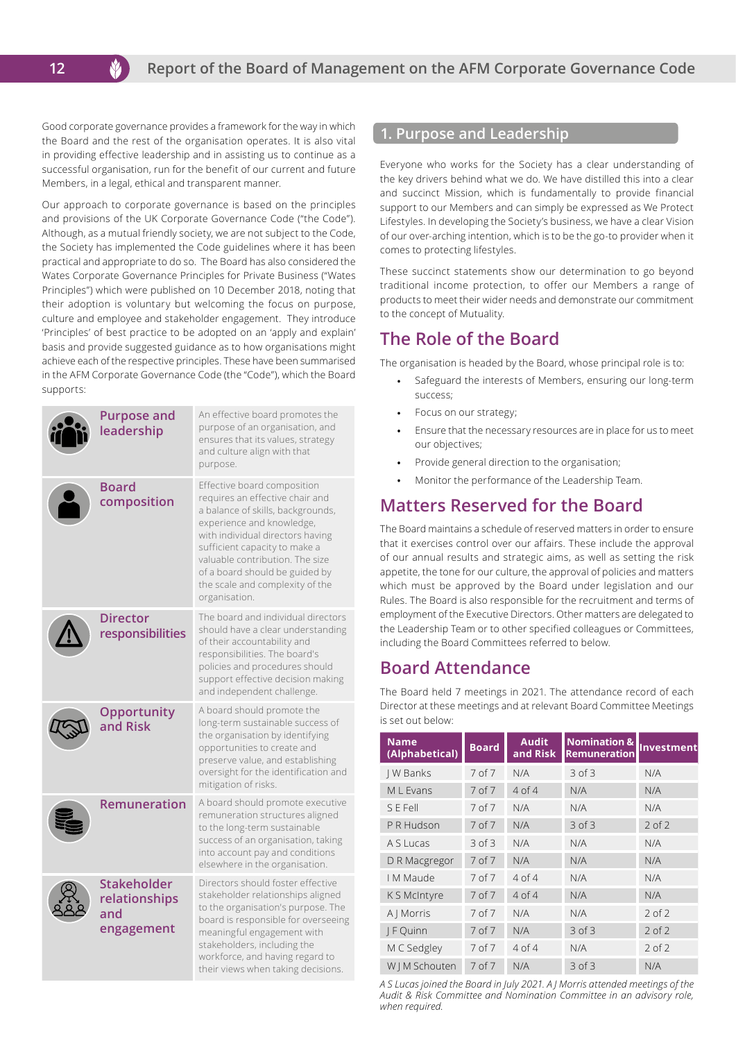Good corporate governance provides a framework for the way in which the Board and the rest of the organisation operates. It is also vital in providing effective leadership and in assisting us to continue as a successful organisation, run for the benefit of our current and future Members, in a legal, ethical and transparent manner.

Our approach to corporate governance is based on the principles and provisions of the UK Corporate Governance Code ("the Code"). Although, as a mutual friendly society, we are not subject to the Code, the Society has implemented the Code guidelines where it has been practical and appropriate to do so. The Board has also considered the Wates Corporate Governance Principles for Private Business ("Wates Principles") which were published on 10 December 2018, noting that their adoption is voluntary but welcoming the focus on purpose, culture and employee and stakeholder engagement. They introduce 'Principles' of best practice to be adopted on an 'apply and explain' basis and provide suggested guidance as to how organisations might achieve each of the respective principles. These have been summarised in the AFM Corporate Governance Code (the "Code"), which the Board supports:

| | |
|---|---|
| **Purpose and leadership** | An effective board promotes the purpose of an organisation, and ensures that its values, strategy and culture align with that purpose. |
| **Board composition** | Effective board composition requires an effective chair and a balance of skills, backgrounds, experience and knowledge, with individual directors having sufficient capacity to make a valuable contribution. The size of a board should be guided by the scale and complexity of the organisation. |
| **Director responsibilities** | The board and individual directors should have a clear understanding of their accountability and responsibilities. The board's policies and procedures should support effective decision making and independent challenge. |
| **Opportunity and Risk** | A board should promote the long-term sustainable success of the organisation by identifying opportunities to create and preserve value, and establishing oversight for the identification and mitigation of risks. |
| **Remuneration** | A board should promote executive remuneration structures aligned to the long-term sustainable success of an organisation, taking into account pay and conditions elsewhere in the organisation. |
| **Stakeholder relationships and engagement** | Directors should foster effective stakeholder relationships aligned to the organisation's purpose. The board is responsible for overseeing meaningful engagement with stakeholders, including the workforce, and having regard to their views when taking decisions. |

## 1. Purpose and Leadership

Everyone who works for the Society has a clear understanding of the key drivers behind what we do. We have distilled this into a clear and succinct Mission, which is fundamentally to provide financial support to our Members and can simply be expressed as We Protect Lifestyles. In developing the Society's business, we have a clear Vision of our over-arching intention, which is to be the go-to provider when it comes to protecting lifestyles.

These succinct statements show our determination to go beyond traditional income protection, to offer our Members a range of products to meet their wider needs and demonstrate our commitment to the concept of Mutuality.

## The Role of the Board

The organisation is headed by the Board, whose principal role is to:

- Safeguard the interests of Members, ensuring our long-term success;
- Focus on our strategy;
- Ensure that the necessary resources are in place for us to meet our objectives;
- Provide general direction to the organisation;
- Monitor the performance of the Leadership Team.

## Matters Reserved for the Board

The Board maintains a schedule of reserved matters in order to ensure that it exercises control over our affairs. These include the approval of our annual results and strategic aims, as well as setting the risk appetite, the tone for our culture, the approval of policies and matters which must be approved by the Board under legislation and our Rules. The Board is also responsible for the recruitment and terms of employment of the Executive Directors. Other matters are delegated to the Leadership Team or to other specified colleagues or Committees, including the Board Committees referred to below.

## Board Attendance

The Board held 7 meetings in 2021. The attendance record of each Director at these meetings and at relevant Board Committee Meetings is set out below:

| Name (Alphabetical) | Board | Audit and Risk | Nomination & Remuneration | Investment |
|---|---|---|---|---|
| J W Banks | 7 of 7 | N/A | 3 of 3 | N/A |
| M L Evans | 7 of 7 | 4 of 4 | N/A | N/A |
| S E Fell | 7 of 7 | N/A | N/A | N/A |
| P R Hudson | 7 of 7 | N/A | 3 of 3 | 2 of 2 |
| A S Lucas | 3 of 3 | N/A | N/A | N/A |
| D R Macgregor | 7 of 7 | N/A | N/A | N/A |
| I M Maude | 7 of 7 | 4 of 4 | N/A | N/A |
| K S McIntyre | 7 of 7 | 4 of 4 | N/A | N/A |
| A J Morris | 7 of 7 | N/A | N/A | 2 of 2 |
| J F Quinn | 7 of 7 | N/A | 3 of 3 | 2 of 2 |
| M C Sedgley | 7 of 7 | 4 of 4 | N/A | 2 of 2 |
| W J M Schouten | 7 of 7 | N/A | 3 of 3 | N/A |

*A S Lucas joined the Board in July 2021. A J Morris attended meetings of the Audit & Risk Committee and Nomination Committee in an advisory role, when required.*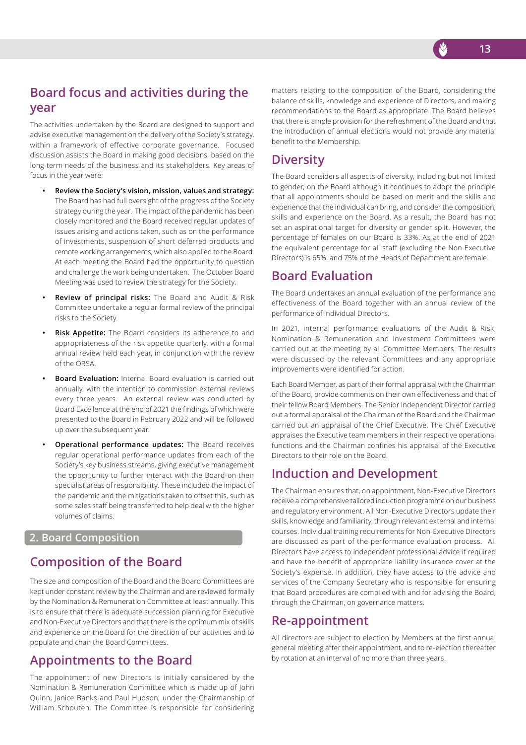## Board focus and activities during the year

The activities undertaken by the Board are designed to support and advise executive management on the delivery of the Society's strategy, within a framework of effective corporate governance. Focused discussion assists the Board in making good decisions, based on the long-term needs of the business and its stakeholders. Key areas of focus in the year were:

- **Review the Society's vision, mission, values and strategy:** The Board has had full oversight of the progress of the Society strategy during the year. The impact of the pandemic has been closely monitored and the Board received regular updates of issues arising and actions taken, such as on the performance of investments, suspension of short deferred products and remote working arrangements, which also applied to the Board. At each meeting the Board had the opportunity to question and challenge the work being undertaken. The October Board Meeting was used to review the strategy for the Society.
- **Review of principal risks:** The Board and Audit & Risk Committee undertake a regular formal review of the principal risks to the Society.
- **Risk Appetite:** The Board considers its adherence to and appropriateness of the risk appetite quarterly, with a formal annual review held each year, in conjunction with the review of the ORSA.
- **Board Evaluation:** Internal Board evaluation is carried out annually, with the intention to commission external reviews every three years. An external review was conducted by Board Excellence at the end of 2021 the findings of which were presented to the Board in February 2022 and will be followed up over the subsequent year.
- **Operational performance updates:** The Board receives regular operational performance updates from each of the Society's key business streams, giving executive management the opportunity to further interact with the Board on their specialist areas of responsibility. These included the impact of the pandemic and the mitigations taken to offset this, such as some sales staff being transferred to help deal with the higher volumes of claims.

## 2. Board Composition

## Composition of the Board

The size and composition of the Board and the Board Committees are kept under constant review by the Chairman and are reviewed formally by the Nomination & Remuneration Committee at least annually. This is to ensure that there is adequate succession planning for Executive and Non-Executive Directors and that there is the optimum mix of skills and experience on the Board for the direction of our activities and to populate and chair the Board Committees.

## Appointments to the Board

The appointment of new Directors is initially considered by the Nomination & Remuneration Committee which is made up of John Quinn, Janice Banks and Paul Hudson, under the Chairmanship of William Schouten. The Committee is responsible for considering matters relating to the composition of the Board, considering the balance of skills, knowledge and experience of Directors, and making recommendations to the Board as appropriate. The Board believes that there is ample provision for the refreshment of the Board and that the introduction of annual elections would not provide any material benefit to the Membership.

## Diversity

The Board considers all aspects of diversity, including but not limited to gender, on the Board although it continues to adopt the principle that all appointments should be based on merit and the skills and experience that the individual can bring, and consider the composition, skills and experience on the Board. As a result, the Board has not set an aspirational target for diversity or gender split. However, the percentage of females on our Board is 33%. As at the end of 2021 the equivalent percentage for all staff (excluding the Non Executive Directors) is 65%, and 75% of the Heads of Department are female.

## Board Evaluation

The Board undertakes an annual evaluation of the performance and effectiveness of the Board together with an annual review of the performance of individual Directors.

In 2021, internal performance evaluations of the Audit & Risk, Nomination & Remuneration and Investment Committees were carried out at the meeting by all Committee Members. The results were discussed by the relevant Committees and any appropriate improvements were identified for action.

Each Board Member, as part of their formal appraisal with the Chairman of the Board, provide comments on their own effectiveness and that of their fellow Board Members. The Senior Independent Director carried out a formal appraisal of the Chairman of the Board and the Chairman carried out an appraisal of the Chief Executive. The Chief Executive appraises the Executive team members in their respective operational functions and the Chairman confines his appraisal of the Executive Directors to their role on the Board.

## Induction and Development

The Chairman ensures that, on appointment, Non-Executive Directors receive a comprehensive tailored induction programme on our business and regulatory environment. All Non-Executive Directors update their skills, knowledge and familiarity, through relevant external and internal courses. Individual training requirements for Non-Executive Directors are discussed as part of the performance evaluation process. All Directors have access to independent professional advice if required and have the benefit of appropriate liability insurance cover at the Society's expense. In addition, they have access to the advice and services of the Company Secretary who is responsible for ensuring that Board procedures are complied with and for advising the Board, through the Chairman, on governance matters.

## Re-appointment

All directors are subject to election by Members at the first annual general meeting after their appointment, and to re-election thereafter by rotation at an interval of no more than three years.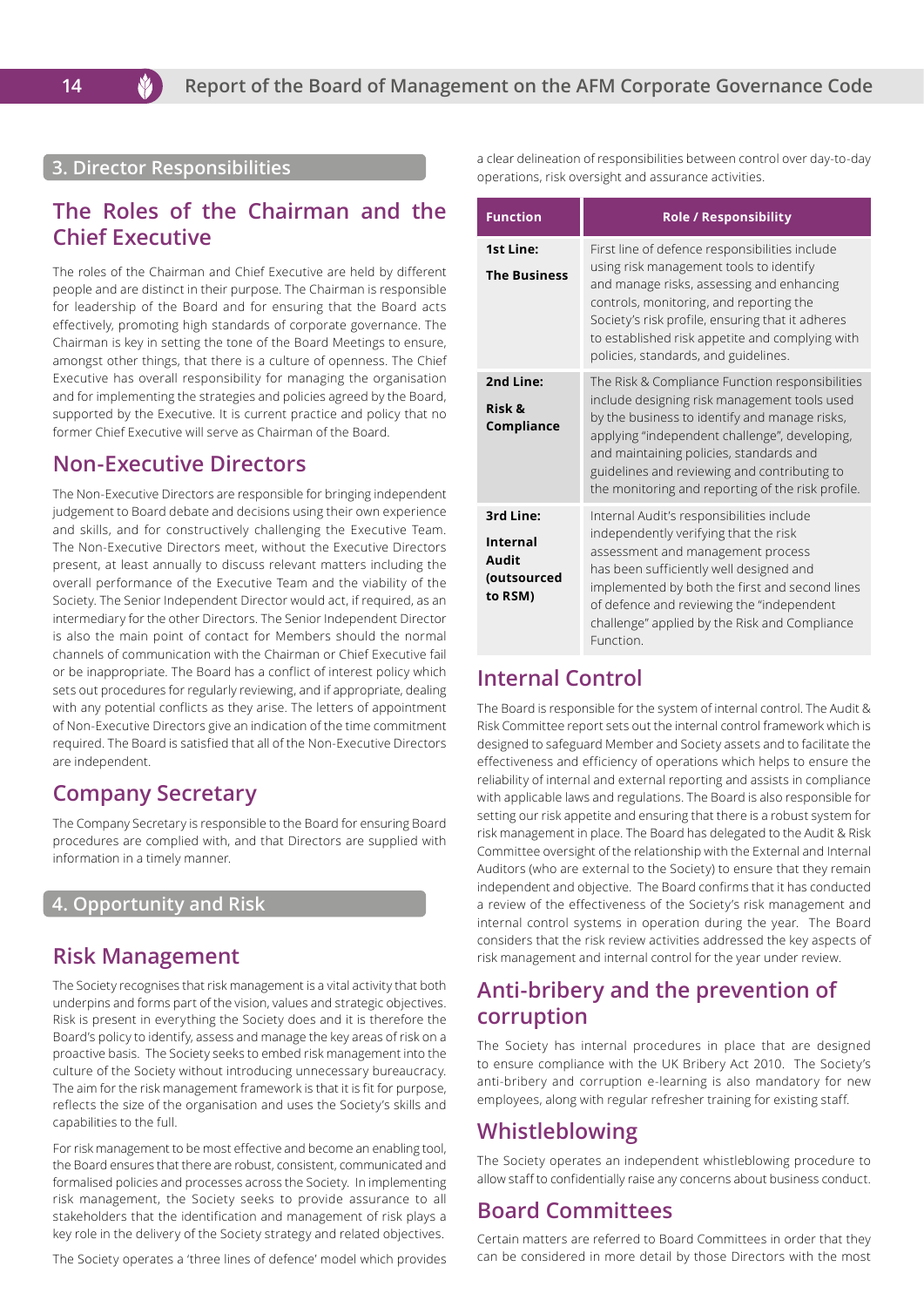## 3. Director Responsibilities

### The Roles of the Chairman and the Chief Executive

The roles of the Chairman and Chief Executive are held by different people and are distinct in their purpose. The Chairman is responsible for leadership of the Board and for ensuring that the Board acts effectively, promoting high standards of corporate governance. The Chairman is key in setting the tone of the Board Meetings to ensure, amongst other things, that there is a culture of openness. The Chief Executive has overall responsibility for managing the organisation and for implementing the strategies and policies agreed by the Board, supported by the Executive. It is current practice and policy that no former Chief Executive will serve as Chairman of the Board.

### Non-Executive Directors

The Non-Executive Directors are responsible for bringing independent judgement to Board debate and decisions using their own experience and skills, and for constructively challenging the Executive Team. The Non-Executive Directors meet, without the Executive Directors present, at least annually to discuss relevant matters including the overall performance of the Executive Team and the viability of the Society. The Senior Independent Director would act, if required, as an intermediary for the other Directors. The Senior Independent Director is also the main point of contact for Members should the normal channels of communication with the Chairman or Chief Executive fail or be inappropriate. The Board has a conflict of interest policy which sets out procedures for regularly reviewing, and if appropriate, dealing with any potential conflicts as they arise. The letters of appointment of Non-Executive Directors give an indication of the time commitment required. The Board is satisfied that all of the Non-Executive Directors are independent.

### Company Secretary

The Company Secretary is responsible to the Board for ensuring Board procedures are complied with, and that Directors are supplied with information in a timely manner.

## 4. Opportunity and Risk

### Risk Management

The Society recognises that risk management is a vital activity that both underpins and forms part of the vision, values and strategic objectives. Risk is present in everything the Society does and it is therefore the Board's policy to identify, assess and manage the key areas of risk on a proactive basis. The Society seeks to embed risk management into the culture of the Society without introducing unnecessary bureaucracy. The aim for the risk management framework is that it is fit for purpose, reflects the size of the organisation and uses the Society's skills and capabilities to the full.

For risk management to be most effective and become an enabling tool, the Board ensures that there are robust, consistent, communicated and formalised policies and processes across the Society. In implementing risk management, the Society seeks to provide assurance to all stakeholders that the identification and management of risk plays a key role in the delivery of the Society strategy and related objectives.

The Society operates a 'three lines of defence' model which provides a clear delineation of responsibilities between control over day-to-day operations, risk oversight and assurance activities.

| Function | Role / Responsibility |
|---|---|
| **1st Line:** **The Business** | First line of defence responsibilities include using risk management tools to identify and manage risks, assessing and enhancing controls, monitoring, and reporting the Society's risk profile, ensuring that it adheres to established risk appetite and complying with policies, standards, and guidelines. |
| **2nd Line:** **Risk & Compliance** | The Risk & Compliance Function responsibilities include designing risk management tools used by the business to identify and manage risks, applying "independent challenge", developing, and maintaining policies, standards and guidelines and reviewing and contributing to the monitoring and reporting of the risk profile. |
| **3rd Line:** **Internal Audit (outsourced to RSM)** | Internal Audit's responsibilities include independently verifying that the risk assessment and management process has been sufficiently well designed and implemented by both the first and second lines of defence and reviewing the "independent challenge" applied by the Risk and Compliance Function. |

### Internal Control

The Board is responsible for the system of internal control. The Audit & Risk Committee report sets out the internal control framework which is designed to safeguard Member and Society assets and to facilitate the effectiveness and efficiency of operations which helps to ensure the reliability of internal and external reporting and assists in compliance with applicable laws and regulations. The Board is also responsible for setting our risk appetite and ensuring that there is a robust system for risk management in place. The Board has delegated to the Audit & Risk Committee oversight of the relationship with the External and Internal Auditors (who are external to the Society) to ensure that they remain independent and objective. The Board confirms that it has conducted a review of the effectiveness of the Society's risk management and internal control systems in operation during the year. The Board considers that the risk review activities addressed the key aspects of risk management and internal control for the year under review.

### Anti-bribery and the prevention of corruption

The Society has internal procedures in place that are designed to ensure compliance with the UK Bribery Act 2010. The Society's anti-bribery and corruption e-learning is also mandatory for new employees, along with regular refresher training for existing staff.

### Whistleblowing

The Society operates an independent whistleblowing procedure to allow staff to confidentially raise any concerns about business conduct.

### Board Committees

Certain matters are referred to Board Committees in order that they can be considered in more detail by those Directors with the most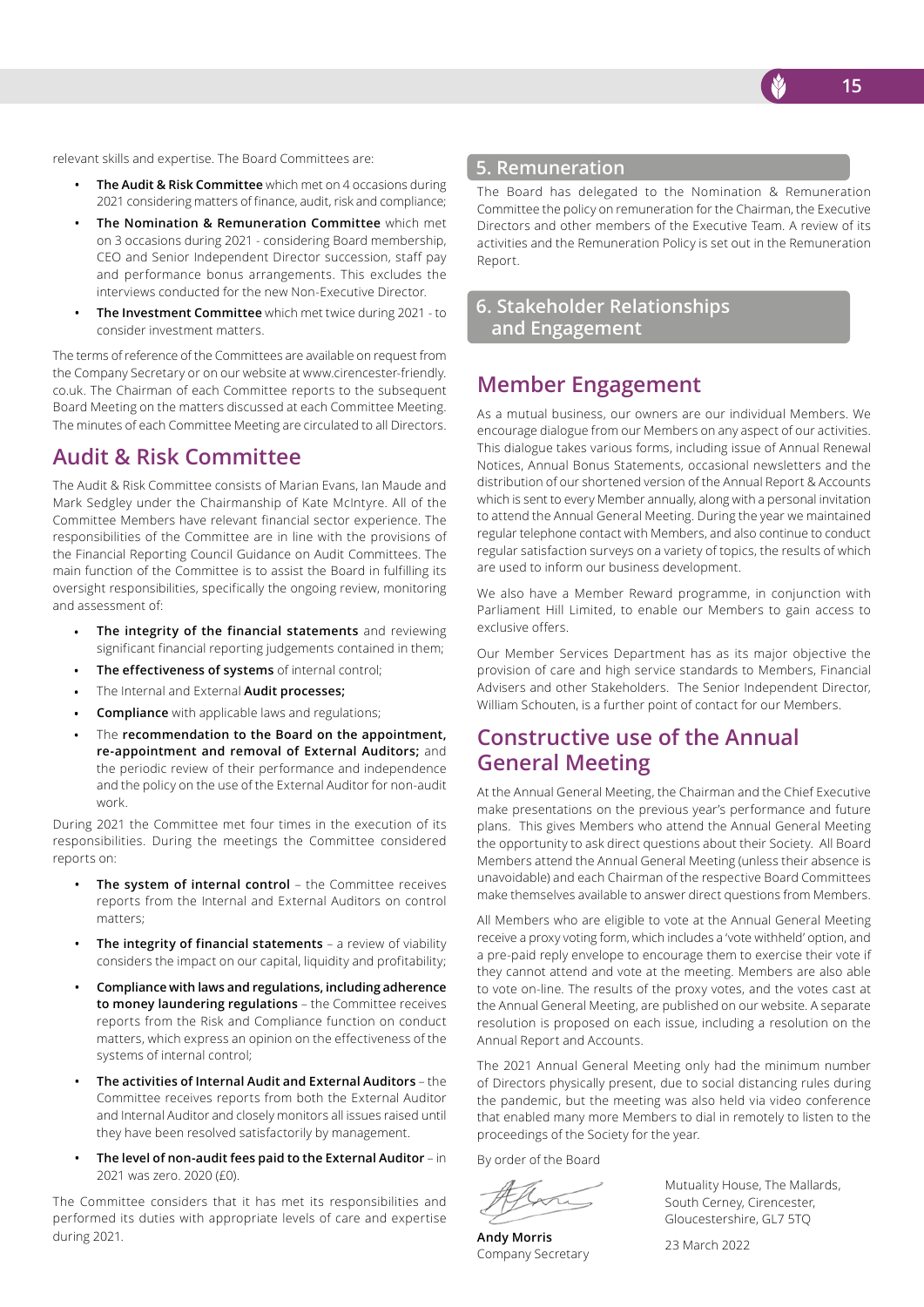relevant skills and expertise. The Board Committees are:

- **The Audit & Risk Committee** which met on 4 occasions during 2021 considering matters of finance, audit, risk and compliance;
- **The Nomination & Remuneration Committee** which met on 3 occasions during 2021 - considering Board membership, CEO and Senior Independent Director succession, staff pay and performance bonus arrangements. This excludes the interviews conducted for the new Non-Executive Director.
- **The Investment Committee** which met twice during 2021 - to consider investment matters.

The terms of reference of the Committees are available on request from the Company Secretary or on our website at www.cirencester-friendly.co.uk. The Chairman of each Committee reports to the subsequent Board Meeting on the matters discussed at each Committee Meeting. The minutes of each Committee Meeting are circulated to all Directors.

## Audit & Risk Committee

The Audit & Risk Committee consists of Marian Evans, Ian Maude and Mark Sedgley under the Chairmanship of Kate McIntyre. All of the Committee Members have relevant financial sector experience. The responsibilities of the Committee are in line with the provisions of the Financial Reporting Council Guidance on Audit Committees. The main function of the Committee is to assist the Board in fulfilling its oversight responsibilities, specifically the ongoing review, monitoring and assessment of:

- **The integrity of the financial statements** and reviewing significant financial reporting judgements contained in them;
- **The effectiveness of systems** of internal control;
- The Internal and External **Audit processes;**
- **Compliance** with applicable laws and regulations;
- The **recommendation to the Board on the appointment, re-appointment and removal of External Auditors;** and the periodic review of their performance and independence and the policy on the use of the External Auditor for non-audit work.

During 2021 the Committee met four times in the execution of its responsibilities. During the meetings the Committee considered reports on:

- **The system of internal control** – the Committee receives reports from the Internal and External Auditors on control matters;
- **The integrity of financial statements** – a review of viability considers the impact on our capital, liquidity and profitability;
- **Compliance with laws and regulations, including adherence to money laundering regulations** – the Committee receives reports from the Risk and Compliance function on conduct matters, which express an opinion on the effectiveness of the systems of internal control;
- **The activities of Internal Audit and External Auditors** – the Committee receives reports from both the External Auditor and Internal Auditor and closely monitors all issues raised until they have been resolved satisfactorily by management.
- **The level of non-audit fees paid to the External Auditor** – in 2021 was zero. 2020 (£0).

The Committee considers that it has met its responsibilities and performed its duties with appropriate levels of care and expertise during 2021.

## 5. Remuneration

The Board has delegated to the Nomination & Remuneration Committee the policy on remuneration for the Chairman, the Executive Directors and other members of the Executive Team. A review of its activities and the Remuneration Policy is set out in the Remuneration Report.

## 6. Stakeholder Relationships and Engagement

## Member Engagement

As a mutual business, our owners are our individual Members. We encourage dialogue from our Members on any aspect of our activities. This dialogue takes various forms, including issue of Annual Renewal Notices, Annual Bonus Statements, occasional newsletters and the distribution of our shortened version of the Annual Report & Accounts which is sent to every Member annually, along with a personal invitation to attend the Annual General Meeting. During the year we maintained regular telephone contact with Members, and also continue to conduct regular satisfaction surveys on a variety of topics, the results of which are used to inform our business development.

We also have a Member Reward programme, in conjunction with Parliament Hill Limited, to enable our Members to gain access to exclusive offers.

Our Member Services Department has as its major objective the provision of care and high service standards to Members, Financial Advisers and other Stakeholders. The Senior Independent Director, William Schouten, is a further point of contact for our Members.

## Constructive use of the Annual General Meeting

At the Annual General Meeting, the Chairman and the Chief Executive make presentations on the previous year's performance and future plans. This gives Members who attend the Annual General Meeting the opportunity to ask direct questions about their Society. All Board Members attend the Annual General Meeting (unless their absence is unavoidable) and each Chairman of the respective Board Committees make themselves available to answer direct questions from Members.

All Members who are eligible to vote at the Annual General Meeting receive a proxy voting form, which includes a 'vote withheld' option, and a pre-paid reply envelope to encourage them to exercise their vote if they cannot attend and vote at the meeting. Members are also able to vote on-line. The results of the proxy votes, and the votes cast at the Annual General Meeting, are published on our website. A separate resolution is proposed on each issue, including a resolution on the Annual Report and Accounts.

The 2021 Annual General Meeting only had the minimum number of Directors physically present, due to social distancing rules during the pandemic, but the meeting was also held via video conference that enabled many more Members to dial in remotely to listen to the proceedings of the Society for the year.

By order of the Board

**Andy Morris**
Company Secretary

Mutuality House, The Mallards,
South Cerney, Cirencester,
Gloucestershire, GL7 5TQ

23 March 2022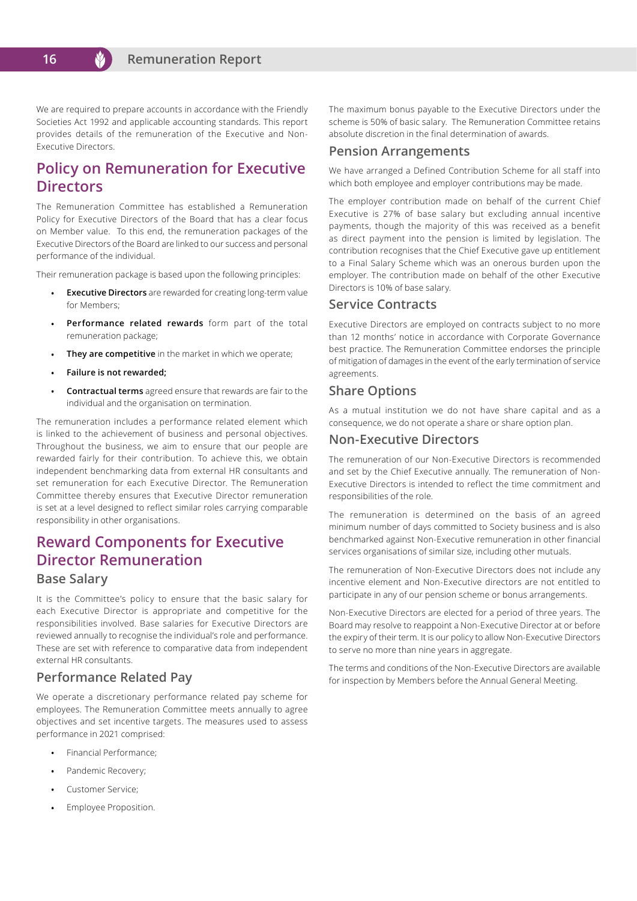We are required to prepare accounts in accordance with the Friendly Societies Act 1992 and applicable accounting standards. This report provides details of the remuneration of the Executive and Non-Executive Directors.

## Policy on Remuneration for Executive Directors

The Remuneration Committee has established a Remuneration Policy for Executive Directors of the Board that has a clear focus on Member value. To this end, the remuneration packages of the Executive Directors of the Board are linked to our success and personal performance of the individual.

Their remuneration package is based upon the following principles:

- **Executive Directors** are rewarded for creating long-term value for Members;
- **Performance related rewards** form part of the total remuneration package;
- **They are competitive** in the market in which we operate;
- **Failure is not rewarded;**
- **Contractual terms** agreed ensure that rewards are fair to the individual and the organisation on termination.

The remuneration includes a performance related element which is linked to the achievement of business and personal objectives. Throughout the business, we aim to ensure that our people are rewarded fairly for their contribution. To achieve this, we obtain independent benchmarking data from external HR consultants and set remuneration for each Executive Director. The Remuneration Committee thereby ensures that Executive Director remuneration is set at a level designed to reflect similar roles carrying comparable responsibility in other organisations.

## Reward Components for Executive Director Remuneration

### Base Salary

It is the Committee's policy to ensure that the basic salary for each Executive Director is appropriate and competitive for the responsibilities involved. Base salaries for Executive Directors are reviewed annually to recognise the individual's role and performance. These are set with reference to comparative data from independent external HR consultants.

### Performance Related Pay

We operate a discretionary performance related pay scheme for employees. The Remuneration Committee meets annually to agree objectives and set incentive targets. The measures used to assess performance in 2021 comprised:

- Financial Performance;
- Pandemic Recovery;
- Customer Service;
- Employee Proposition.

The maximum bonus payable to the Executive Directors under the scheme is 50% of basic salary. The Remuneration Committee retains absolute discretion in the final determination of awards.

### Pension Arrangements

We have arranged a Defined Contribution Scheme for all staff into which both employee and employer contributions may be made.

The employer contribution made on behalf of the current Chief Executive is 27% of base salary but excluding annual incentive payments, though the majority of this was received as a benefit as direct payment into the pension is limited by legislation. The contribution recognises that the Chief Executive gave up entitlement to a Final Salary Scheme which was an onerous burden upon the employer. The contribution made on behalf of the other Executive Directors is 10% of base salary.

### Service Contracts

Executive Directors are employed on contracts subject to no more than 12 months' notice in accordance with Corporate Governance best practice. The Remuneration Committee endorses the principle of mitigation of damages in the event of the early termination of service agreements.

### Share Options

As a mutual institution we do not have share capital and as a consequence, we do not operate a share or share option plan.

### Non-Executive Directors

The remuneration of our Non-Executive Directors is recommended and set by the Chief Executive annually. The remuneration of Non-Executive Directors is intended to reflect the time commitment and responsibilities of the role.

The remuneration is determined on the basis of an agreed minimum number of days committed to Society business and is also benchmarked against Non-Executive remuneration in other financial services organisations of similar size, including other mutuals.

The remuneration of Non-Executive Directors does not include any incentive element and Non-Executive directors are not entitled to participate in any of our pension scheme or bonus arrangements.

Non-Executive Directors are elected for a period of three years. The Board may resolve to reappoint a Non-Executive Director at or before the expiry of their term. It is our policy to allow Non-Executive Directors to serve no more than nine years in aggregate.

The terms and conditions of the Non-Executive Directors are available for inspection by Members before the Annual General Meeting.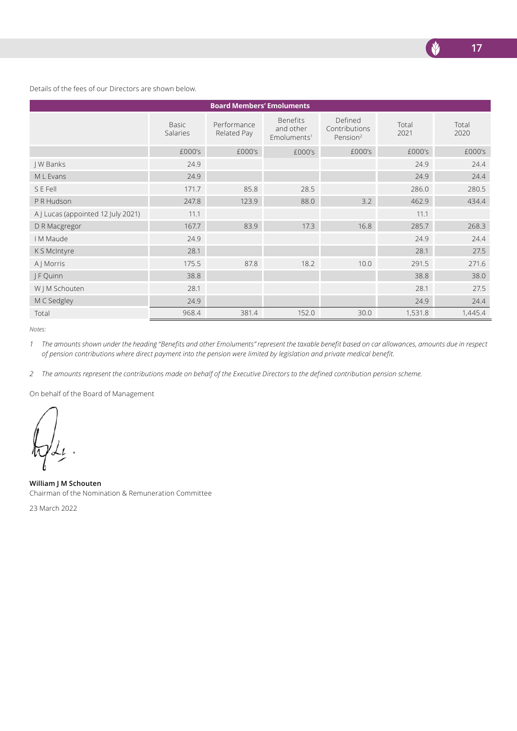Details of the fees of our Directors are shown below.

| Board Members' Emoluments | | | | | | |
|---|---|---|---|---|---|---|
| | Basic Salaries | Performance Related Pay | Benefits and other Emoluments[1] | Defined Contributions Pension[2] | Total 2021 | Total 2020 |
| | £000's | £000's | £000's | £000's | £000's | £000's |
| J W Banks | 24.9 | | | | 24.9 | 24.4 |
| M L Evans | 24.9 | | | | 24.9 | 24.4 |
| S E Fell | 171.7 | 85.8 | 28.5 | | 286.0 | 280.5 |
| P R Hudson | 247.8 | 123.9 | 88.0 | 3.2 | 462.9 | 434.4 |
| A J Lucas (appointed 12 July 2021) | 11.1 | | | | 11.1 | |
| D R Macgregor | 167.7 | 83.9 | 17.3 | 16.8 | 285.7 | 268.3 |
| I M Maude | 24.9 | | | | 24.9 | 24.4 |
| K S McIntyre | 28.1 | | | | 28.1 | 27.5 |
| A J Morris | 175.5 | 87.8 | 18.2 | 10.0 | 291.5 | 271.6 |
| J F Quinn | 38.8 | | | | 38.8 | 38.0 |
| W J M Schouten | 28.1 | | | | 28.1 | 27.5 |
| M C Sedgley | 24.9 | | | | 24.9 | 24.4 |
| Total | 968.4 | 381.4 | 152.0 | 30.0 | 1,531.8 | 1,445.4 |

*Notes:*

*1 The amounts shown under the heading "Benefits and other Emoluments" represent the taxable benefit based on car allowances, amounts due in respect of pension contributions where direct payment into the pension were limited by legislation and private medical benefit.*

*2 The amounts represent the contributions made on behalf of the Executive Directors to the defined contribution pension scheme.*

On behalf of the Board of Management

**William J M Schouten**
Chairman of the Nomination & Remuneration Committee

23 March 2022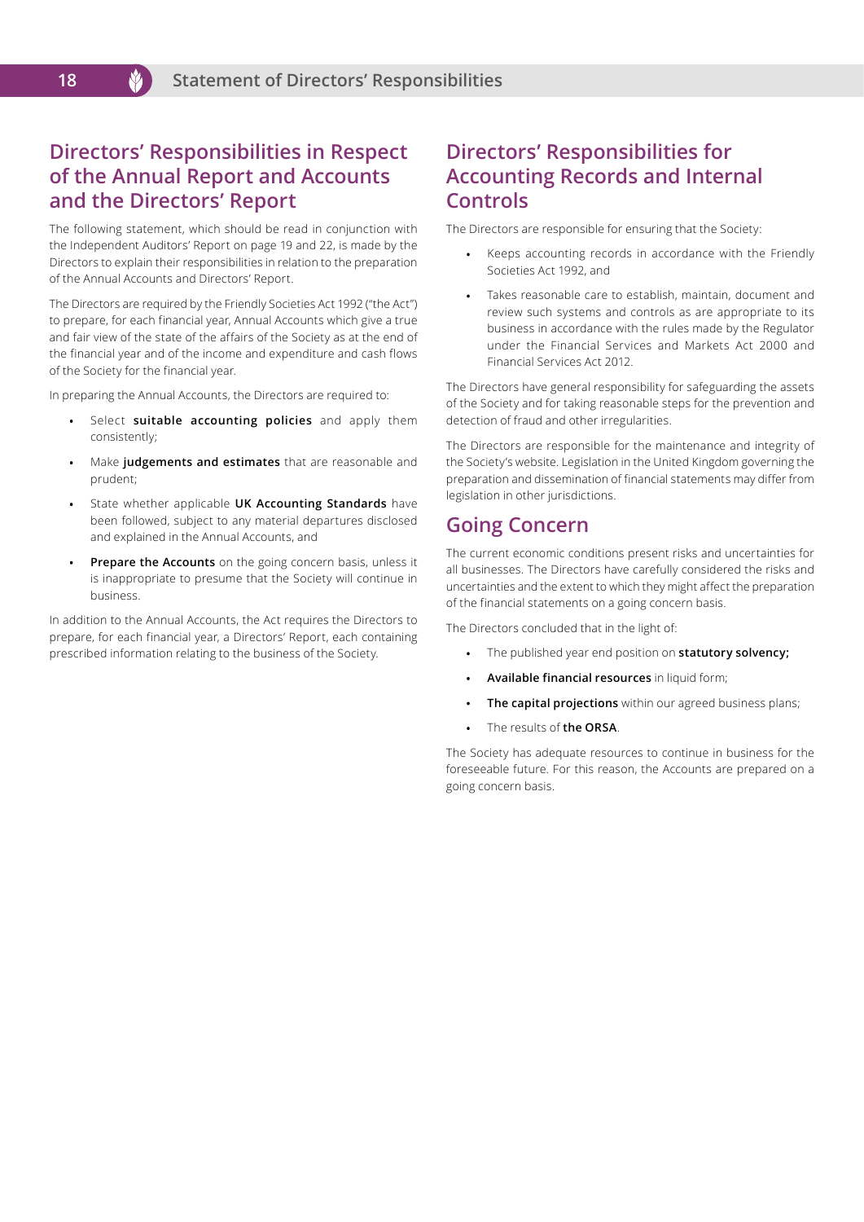# Statement of Directors' Responsibilities

## Directors' Responsibilities in Respect of the Annual Report and Accounts and the Directors' Report

The following statement, which should be read in conjunction with the Independent Auditors' Report on page 19 and 22, is made by the Directors to explain their responsibilities in relation to the preparation of the Annual Accounts and Directors' Report.

The Directors are required by the Friendly Societies Act 1992 ("the Act") to prepare, for each financial year, Annual Accounts which give a true and fair view of the state of the affairs of the Society as at the end of the financial year and of the income and expenditure and cash flows of the Society for the financial year.

In preparing the Annual Accounts, the Directors are required to:

- Select **suitable accounting policies** and apply them consistently;
- Make **judgements and estimates** that are reasonable and prudent;
- State whether applicable **UK Accounting Standards** have been followed, subject to any material departures disclosed and explained in the Annual Accounts, and
- **Prepare the Accounts** on the going concern basis, unless it is inappropriate to presume that the Society will continue in business.

In addition to the Annual Accounts, the Act requires the Directors to prepare, for each financial year, a Directors' Report, each containing prescribed information relating to the business of the Society.

## Directors' Responsibilities for Accounting Records and Internal Controls

The Directors are responsible for ensuring that the Society:

- Keeps accounting records in accordance with the Friendly Societies Act 1992, and
- Takes reasonable care to establish, maintain, document and review such systems and controls as are appropriate to its business in accordance with the rules made by the Regulator under the Financial Services and Markets Act 2000 and Financial Services Act 2012.

The Directors have general responsibility for safeguarding the assets of the Society and for taking reasonable steps for the prevention and detection of fraud and other irregularities.

The Directors are responsible for the maintenance and integrity of the Society's website. Legislation in the United Kingdom governing the preparation and dissemination of financial statements may differ from legislation in other jurisdictions.

## Going Concern

The current economic conditions present risks and uncertainties for all businesses. The Directors have carefully considered the risks and uncertainties and the extent to which they might affect the preparation of the financial statements on a going concern basis.

The Directors concluded that in the light of:

- The published year end position on **statutory solvency;**
- **Available financial resources** in liquid form;
- **The capital projections** within our agreed business plans;
- The results of **the ORSA**.

The Society has adequate resources to continue in business for the foreseeable future. For this reason, the Accounts are prepared on a going concern basis.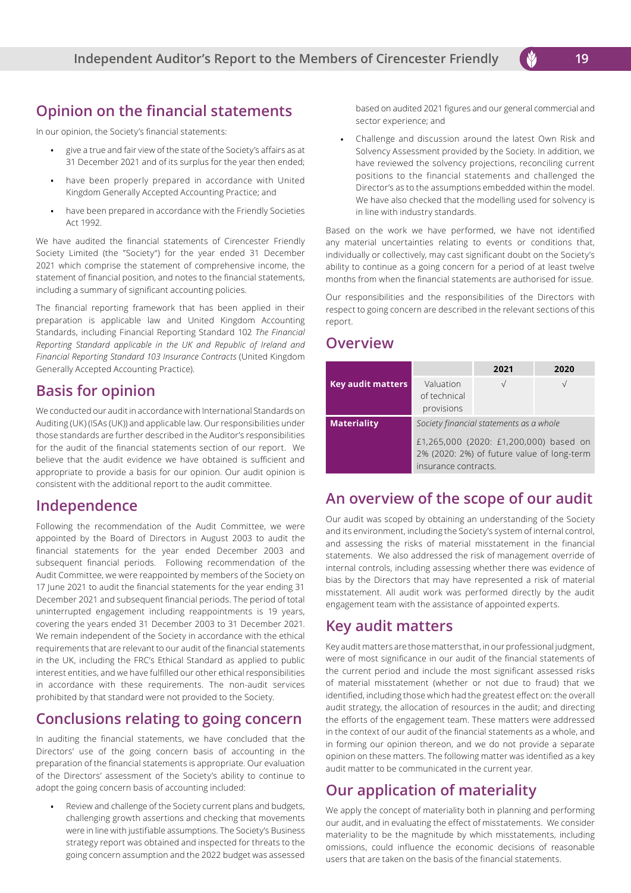## Opinion on the financial statements

In our opinion, the Society's financial statements:

- give a true and fair view of the state of the Society's affairs as at 31 December 2021 and of its surplus for the year then ended;
- have been properly prepared in accordance with United Kingdom Generally Accepted Accounting Practice; and
- have been prepared in accordance with the Friendly Societies Act 1992.

We have audited the financial statements of Cirencester Friendly Society Limited (the "Society") for the year ended 31 December 2021 which comprise the statement of comprehensive income, the statement of financial position, and notes to the financial statements, including a summary of significant accounting policies.

The financial reporting framework that has been applied in their preparation is applicable law and United Kingdom Accounting Standards, including Financial Reporting Standard 102 *The Financial Reporting Standard applicable in the UK and Republic of Ireland and Financial Reporting Standard 103 Insurance Contracts* (United Kingdom Generally Accepted Accounting Practice).

## Basis for opinion

We conducted our audit in accordance with International Standards on Auditing (UK) (ISAs (UK)) and applicable law. Our responsibilities under those standards are further described in the Auditor's responsibilities for the audit of the financial statements section of our report. We believe that the audit evidence we have obtained is sufficient and appropriate to provide a basis for our opinion. Our audit opinion is consistent with the additional report to the audit committee.

## Independence

Following the recommendation of the Audit Committee, we were appointed by the Board of Directors in August 2003 to audit the financial statements for the year ended December 2003 and subsequent financial periods. Following recommendation of the Audit Committee, we were reappointed by members of the Society on 17 June 2021 to audit the financial statements for the year ending 31 December 2021 and subsequent financial periods. The period of total uninterrupted engagement including reappointments is 19 years, covering the years ended 31 December 2003 to 31 December 2021. We remain independent of the Society in accordance with the ethical requirements that are relevant to our audit of the financial statements in the UK, including the FRC's Ethical Standard as applied to public interest entities, and we have fulfilled our other ethical responsibilities in accordance with these requirements. The non-audit services prohibited by that standard were not provided to the Society.

## Conclusions relating to going concern

In auditing the financial statements, we have concluded that the Directors' use of the going concern basis of accounting in the preparation of the financial statements is appropriate. Our evaluation of the Directors' assessment of the Society's ability to continue to adopt the going concern basis of accounting included:

- Review and challenge of the Society current plans and budgets, challenging growth assertions and checking that movements were in line with justifiable assumptions. The Society's Business strategy report was obtained and inspected for threats to the going concern assumption and the 2022 budget was assessed based on audited 2021 figures and our general commercial and sector experience; and
- Challenge and discussion around the latest Own Risk and Solvency Assessment provided by the Society. In addition, we have reviewed the solvency projections, reconciling current positions to the financial statements and challenged the Director's as to the assumptions embedded within the model. We have also checked that the modelling used for solvency is in line with industry standards.

Based on the work we have performed, we have not identified any material uncertainties relating to events or conditions that, individually or collectively, may cast significant doubt on the Society's ability to continue as a going concern for a period of at least twelve months from when the financial statements are authorised for issue.

Our responsibilities and the responsibilities of the Directors with respect to going concern are described in the relevant sections of this report.

## Overview

| | | 2021 | 2020 |
|---|---|---|---|
| **Key audit matters** | Valuation of technical provisions | √ | √ |
| **Materiality** | *Society financial statements as a whole*<br>£1,265,000 (2020: £1,200,000) based on 2% (2020: 2%) of future value of long-term insurance contracts. | | |

## An overview of the scope of our audit

Our audit was scoped by obtaining an understanding of the Society and its environment, including the Society's system of internal control, and assessing the risks of material misstatement in the financial statements. We also addressed the risk of management override of internal controls, including assessing whether there was evidence of bias by the Directors that may have represented a risk of material misstatement. All audit work was performed directly by the audit engagement team with the assistance of appointed experts.

## Key audit matters

Key audit matters are those matters that, in our professional judgment, were of most significance in our audit of the financial statements of the current period and include the most significant assessed risks of material misstatement (whether or not due to fraud) that we identified, including those which had the greatest effect on: the overall audit strategy, the allocation of resources in the audit; and directing the efforts of the engagement team. These matters were addressed in the context of our audit of the financial statements as a whole, and in forming our opinion thereon, and we do not provide a separate opinion on these matters. The following matter was identified as a key audit matter to be communicated in the current year.

## Our application of materiality

We apply the concept of materiality both in planning and performing our audit, and in evaluating the effect of misstatements. We consider materiality to be the magnitude by which misstatements, including omissions, could influence the economic decisions of reasonable users that are taken on the basis of the financial statements.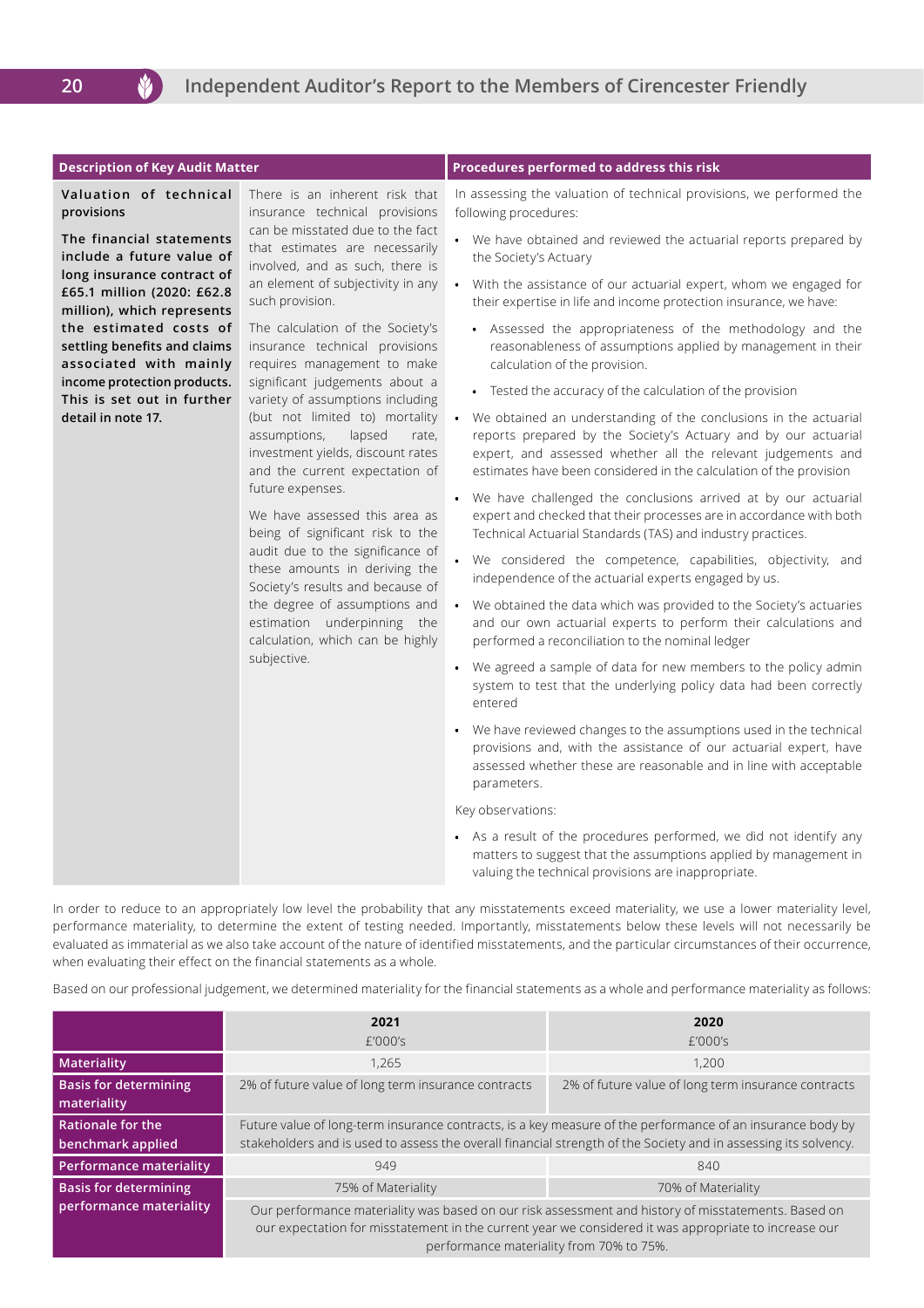| Description of Key Audit Matter | | Procedures performed to address this risk |
|---|---|---|
| **Valuation of technical provisions**<br><br>**The financial statements include a future value of long insurance contract of £65.1 million (2020: £62.8 million), which represents the estimated costs of settling benefits and claims associated with mainly income protection products. This is set out in further detail in note 17.** | There is an inherent risk that insurance technical provisions can be misstated due to the fact that estimates are necessarily involved, and as such, there is an element of subjectivity in any such provision.<br><br>The calculation of the Society's insurance technical provisions requires management to make significant judgements about a variety of assumptions including (but not limited to) mortality assumptions, lapsed rate, investment yields, discount rates and the current expectation of future expenses.<br><br>We have assessed this area as being of significant risk to the audit due to the significance of these amounts in deriving the Society's results and because of the degree of assumptions and estimation underpinning the calculation, which can be highly subjective. | In assessing the valuation of technical provisions, we performed the following procedures:<br><br>• We have obtained and reviewed the actuarial reports prepared by the Society's Actuary<br><br>• With the assistance of our actuarial expert, whom we engaged for their expertise in life and income protection insurance, we have:<br>&nbsp;&nbsp;&nbsp;&nbsp;◦ Assessed the appropriateness of the methodology and the reasonableness of assumptions applied by management in their calculation of the provision.<br>&nbsp;&nbsp;&nbsp;&nbsp;◦ Tested the accuracy of the calculation of the provision<br><br>• We obtained an understanding of the conclusions in the actuarial reports prepared by the Society's Actuary and by our actuarial expert, and assessed whether all the relevant judgements and estimates have been considered in the calculation of the provision<br><br>• We have challenged the conclusions arrived at by our actuarial expert and checked that their processes are in accordance with both Technical Actuarial Standards (TAS) and industry practices.<br><br>• We considered the competence, capabilities, objectivity, and independence of the actuarial experts engaged by us.<br><br>• We obtained the data which was provided to the Society's actuaries and our own actuarial experts to perform their calculations and performed a reconciliation to the nominal ledger<br><br>• We agreed a sample of data for new members to the policy admin system to test that the underlying policy data had been correctly entered<br><br>• We have reviewed changes to the assumptions used in the technical provisions and, with the assistance of our actuarial expert, have assessed whether these are reasonable and in line with acceptable parameters.<br><br>Key observations:<br><br>• As a result of the procedures performed, we did not identify any matters to suggest that the assumptions applied by management in valuing the technical provisions are inappropriate. |

In order to reduce to an appropriately low level the probability that any misstatements exceed materiality, we use a lower materiality level, performance materiality, to determine the extent of testing needed. Importantly, misstatements below these levels will not necessarily be evaluated as immaterial as we also take account of the nature of identified misstatements, and the particular circumstances of their occurrence, when evaluating their effect on the financial statements as a whole.

Based on our professional judgement, we determined materiality for the financial statements as a whole and performance materiality as follows:

| | 2021<br>£'000's | 2020<br>£'000's |
|---|---|---|
| **Materiality** | 1,265 | 1,200 |
| **Basis for determining materiality** | 2% of future value of long term insurance contracts | 2% of future value of long term insurance contracts |
| **Rationale for the benchmark applied** | Future value of long-term insurance contracts, is a key measure of the performance of an insurance body by stakeholders and is used to assess the overall financial strength of the Society and in assessing its solvency. | |
| **Performance materiality** | 949 | 840 |
| **Basis for determining performance materiality** | 75% of Materiality | 70% of Materiality |
| | Our performance materiality was based on our risk assessment and history of misstatements. Based on our expectation for misstatement in the current year we considered it was appropriate to increase our performance materiality from 70% to 75%. | |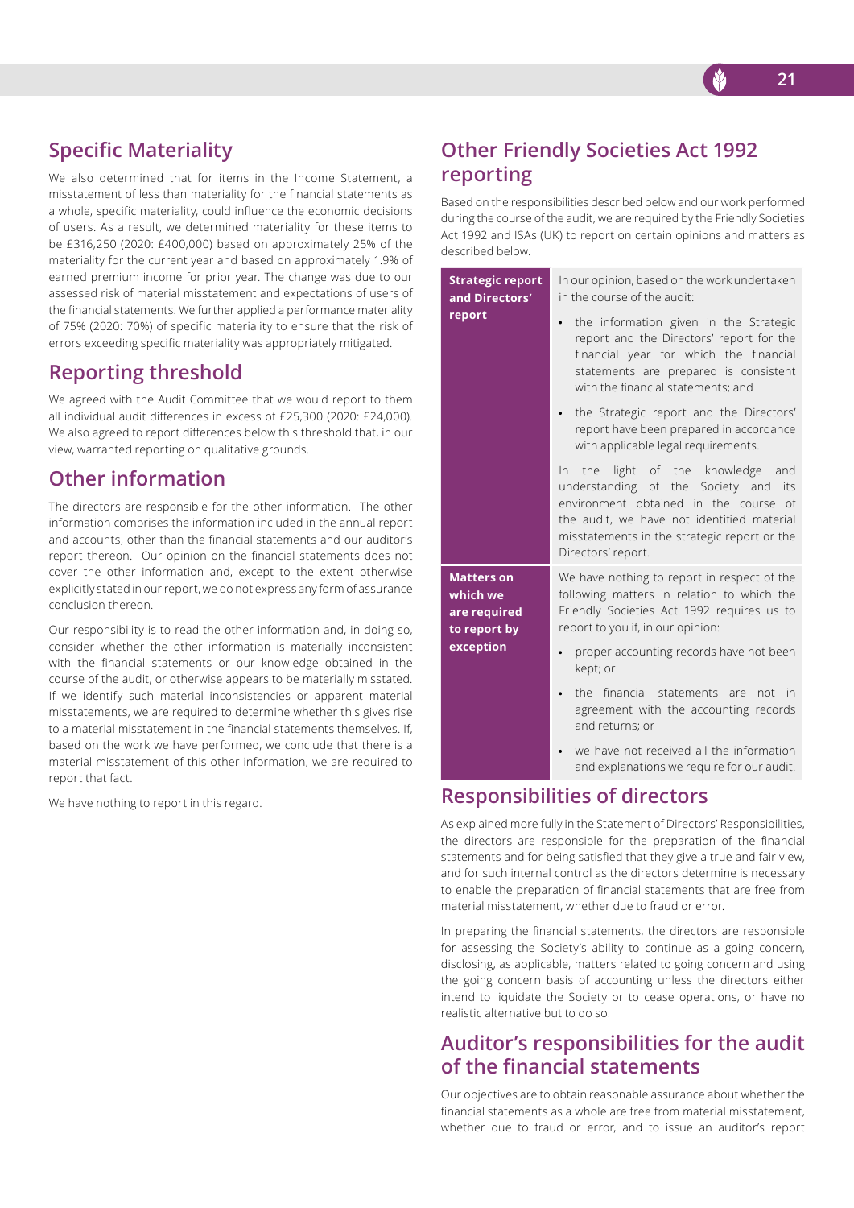## Specific Materiality

We also determined that for items in the Income Statement, a misstatement of less than materiality for the financial statements as a whole, specific materiality, could influence the economic decisions of users. As a result, we determined materiality for these items to be £316,250 (2020: £400,000) based on approximately 25% of the materiality for the current year and based on approximately 1.9% of earned premium income for prior year. The change was due to our assessed risk of material misstatement and expectations of users of the financial statements. We further applied a performance materiality of 75% (2020: 70%) of specific materiality to ensure that the risk of errors exceeding specific materiality was appropriately mitigated.

## Reporting threshold

We agreed with the Audit Committee that we would report to them all individual audit differences in excess of £25,300 (2020: £24,000). We also agreed to report differences below this threshold that, in our view, warranted reporting on qualitative grounds.

## Other information

The directors are responsible for the other information. The other information comprises the information included in the annual report and accounts, other than the financial statements and our auditor's report thereon. Our opinion on the financial statements does not cover the other information and, except to the extent otherwise explicitly stated in our report, we do not express any form of assurance conclusion thereon.

Our responsibility is to read the other information and, in doing so, consider whether the other information is materially inconsistent with the financial statements or our knowledge obtained in the course of the audit, or otherwise appears to be materially misstated. If we identify such material inconsistencies or apparent material misstatements, we are required to determine whether this gives rise to a material misstatement in the financial statements themselves. If, based on the work we have performed, we conclude that there is a material misstatement of this other information, we are required to report that fact.

We have nothing to report in this regard.

## Other Friendly Societies Act 1992 reporting

Based on the responsibilities described below and our work performed during the course of the audit, we are required by the Friendly Societies Act 1992 and ISAs (UK) to report on certain opinions and matters as described below.

| | |
|---|---|
| **Strategic report and Directors' report** | In our opinion, based on the work undertaken in the course of the audit:<br>• the information given in the Strategic report and the Directors' report for the financial year for which the financial statements are prepared is consistent with the financial statements; and<br>• the Strategic report and the Directors' report have been prepared in accordance with applicable legal requirements.<br>In the light of the knowledge and understanding of the Society and its environment obtained in the course of the audit, we have not identified material misstatements in the strategic report or the Directors' report. |
| **Matters on which we are required to report by exception** | We have nothing to report in respect of the following matters in relation to which the Friendly Societies Act 1992 requires us to report to you if, in our opinion:<br>• proper accounting records have not been kept; or<br>• the financial statements are not in agreement with the accounting records and returns; or<br>• we have not received all the information and explanations we require for our audit. |

## Responsibilities of directors

As explained more fully in the Statement of Directors' Responsibilities, the directors are responsible for the preparation of the financial statements and for being satisfied that they give a true and fair view, and for such internal control as the directors determine is necessary to enable the preparation of financial statements that are free from material misstatement, whether due to fraud or error.

In preparing the financial statements, the directors are responsible for assessing the Society's ability to continue as a going concern, disclosing, as applicable, matters related to going concern and using the going concern basis of accounting unless the directors either intend to liquidate the Society or to cease operations, or have no realistic alternative but to do so.

## Auditor's responsibilities for the audit of the financial statements

Our objectives are to obtain reasonable assurance about whether the financial statements as a whole are free from material misstatement, whether due to fraud or error, and to issue an auditor's report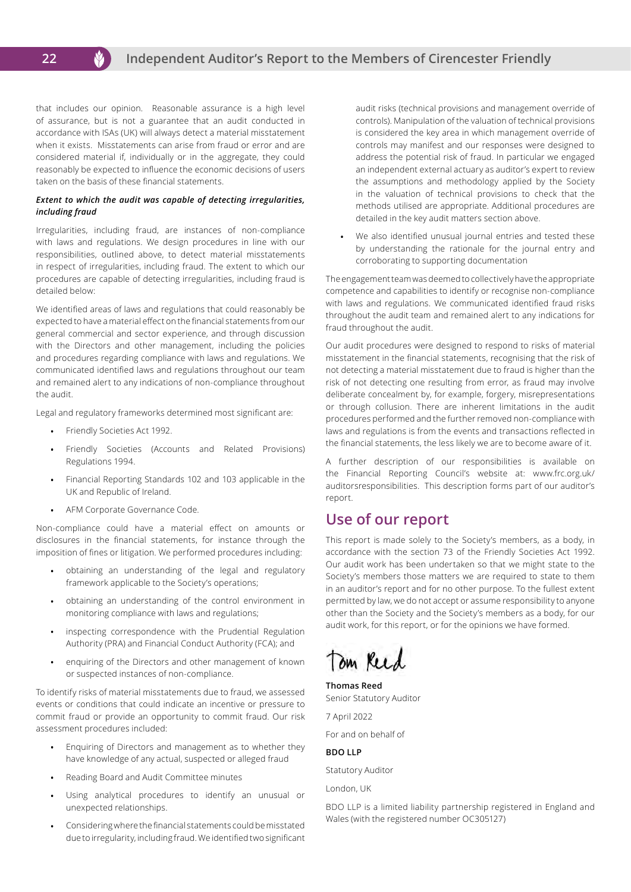that includes our opinion. Reasonable assurance is a high level of assurance, but is not a guarantee that an audit conducted in accordance with ISAs (UK) will always detect a material misstatement when it exists. Misstatements can arise from fraud or error and are considered material if, individually or in the aggregate, they could reasonably be expected to influence the economic decisions of users taken on the basis of these financial statements.

***Extent to which the audit was capable of detecting irregularities, including fraud***

Irregularities, including fraud, are instances of non-compliance with laws and regulations. We design procedures in line with our responsibilities, outlined above, to detect material misstatements in respect of irregularities, including fraud. The extent to which our procedures are capable of detecting irregularities, including fraud is detailed below:

We identified areas of laws and regulations that could reasonably be expected to have a material effect on the financial statements from our general commercial and sector experience, and through discussion with the Directors and other management, including the policies and procedures regarding compliance with laws and regulations. We communicated identified laws and regulations throughout our team and remained alert to any indications of non-compliance throughout the audit.

Legal and regulatory frameworks determined most significant are:

- Friendly Societies Act 1992.
- Friendly Societies (Accounts and Related Provisions) Regulations 1994.
- Financial Reporting Standards 102 and 103 applicable in the UK and Republic of Ireland.
- AFM Corporate Governance Code.

Non-compliance could have a material effect on amounts or disclosures in the financial statements, for instance through the imposition of fines or litigation. We performed procedures including:

- obtaining an understanding of the legal and regulatory framework applicable to the Society's operations;
- obtaining an understanding of the control environment in monitoring compliance with laws and regulations;
- inspecting correspondence with the Prudential Regulation Authority (PRA) and Financial Conduct Authority (FCA); and
- enquiring of the Directors and other management of known or suspected instances of non-compliance.

To identify risks of material misstatements due to fraud, we assessed events or conditions that could indicate an incentive or pressure to commit fraud or provide an opportunity to commit fraud. Our risk assessment procedures included:

- Enquiring of Directors and management as to whether they have knowledge of any actual, suspected or alleged fraud
- Reading Board and Audit Committee minutes
- Using analytical procedures to identify an unusual or unexpected relationships.
- Considering where the financial statements could be misstated due to irregularity, including fraud. We identified two significant audit risks (technical provisions and management override of controls). Manipulation of the valuation of technical provisions is considered the key area in which management override of controls may manifest and our responses were designed to address the potential risk of fraud. In particular we engaged an independent external actuary as auditor's expert to review the assumptions and methodology applied by the Society in the valuation of technical provisions to check that the methods utilised are appropriate. Additional procedures are detailed in the key audit matters section above.
- We also identified unusual journal entries and tested these by understanding the rationale for the journal entry and corroborating to supporting documentation

The engagement team was deemed to collectively have the appropriate competence and capabilities to identify or recognise non-compliance with laws and regulations. We communicated identified fraud risks throughout the audit team and remained alert to any indications for fraud throughout the audit.

Our audit procedures were designed to respond to risks of material misstatement in the financial statements, recognising that the risk of not detecting a material misstatement due to fraud is higher than the risk of not detecting one resulting from error, as fraud may involve deliberate concealment by, for example, forgery, misrepresentations or through collusion. There are inherent limitations in the audit procedures performed and the further removed non-compliance with laws and regulations is from the events and transactions reflected in the financial statements, the less likely we are to become aware of it.

A further description of our responsibilities is available on the Financial Reporting Council's website at: www.frc.org.uk/auditorsresponsibilities. This description forms part of our auditor's report.

## Use of our report

This report is made solely to the Society's members, as a body, in accordance with the section 73 of the Friendly Societies Act 1992. Our audit work has been undertaken so that we might state to the Society's members those matters we are required to state to them in an auditor's report and for no other purpose. To the fullest extent permitted by law, we do not accept or assume responsibility to anyone other than the Society and the Society's members as a body, for our audit work, for this report, or for the opinions we have formed.

Tom Reed

**Thomas Reed**
Senior Statutory Auditor

7 April 2022

For and on behalf of

**BDO LLP**

Statutory Auditor

London, UK

BDO LLP is a limited liability partnership registered in England and Wales (with the registered number OC305127)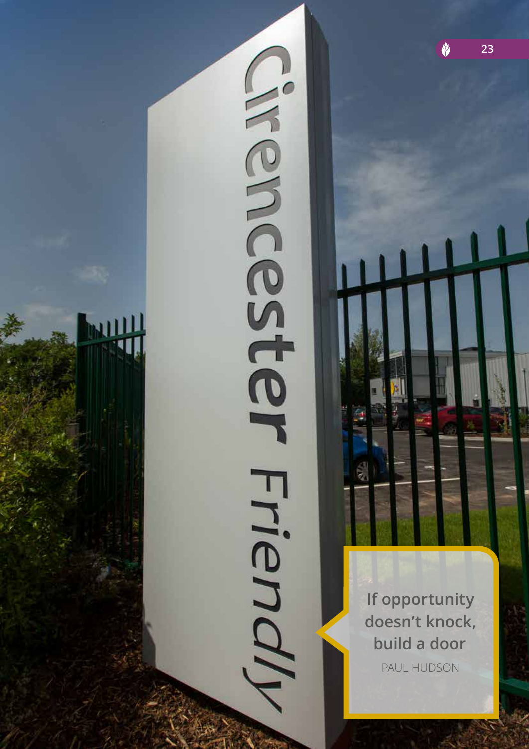If opportunity doesn't knock, build a door

PAUL HUDSON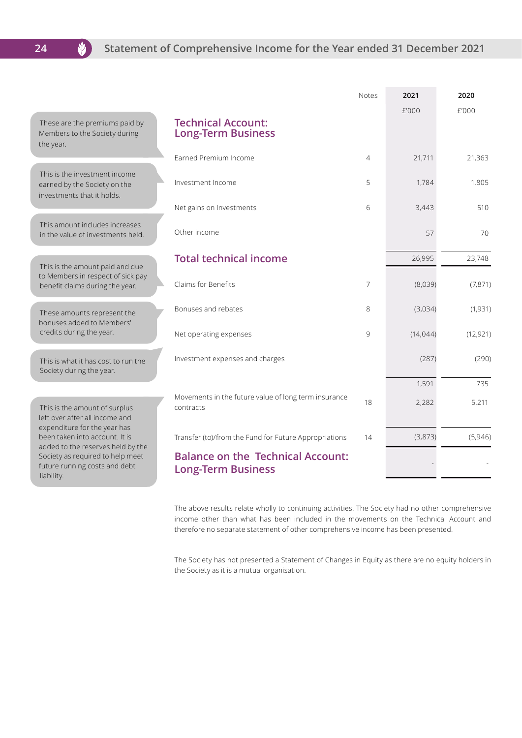# Statement of Comprehensive Income for the Year ended 31 December 2021

| | Notes | 2021 | 2020 |
|---|---|---|---|
| | | £'000 | £'000 |
| **Technical Account: Long-Term Business** | | | |
| Earned Premium Income | 4 | 21,711 | 21,363 |
| Investment Income | 5 | 1,784 | 1,805 |
| Net gains on Investments | 6 | 3,443 | 510 |
| Other income | | 57 | 70 |
| **Total technical income** | | 26,995 | 23,748 |
| Claims for Benefits | 7 | (8,039) | (7,871) |
| Bonuses and rebates | 8 | (3,034) | (1,931) |
| Net operating expenses | 9 | (14,044) | (12,921) |
| Investment expenses and charges | | (287) | (290) |
| | | 1,591 | 735 |
| Movements in the future value of long term insurance contracts | 18 | 2,282 | 5,211 |
| Transfer (to)/from the Fund for Future Appropriations | 14 | (3,873) | (5,946) |
| **Balance on the Technical Account: Long-Term Business** | | - | - |

These are the premiums paid by Members to the Society during the year.

This is the investment income earned by the Society on the investments that it holds.

This amount includes increases in the value of investments held.

This is the amount paid and due to Members in respect of sick pay benefit claims during the year.

These amounts represent the bonuses added to Members' credits during the year.

This is what it has cost to run the Society during the year.

This is the amount of surplus left over after all income and expenditure for the year has been taken into account. It is added to the reserves held by the Society as required to help meet future running costs and debt liability.

The above results relate wholly to continuing activities. The Society had no other comprehensive income other than what has been included in the movements on the Technical Account and therefore no separate statement of other comprehensive income has been presented.

The Society has not presented a Statement of Changes in Equity as there are no equity holders in the Society as it is a mutual organisation.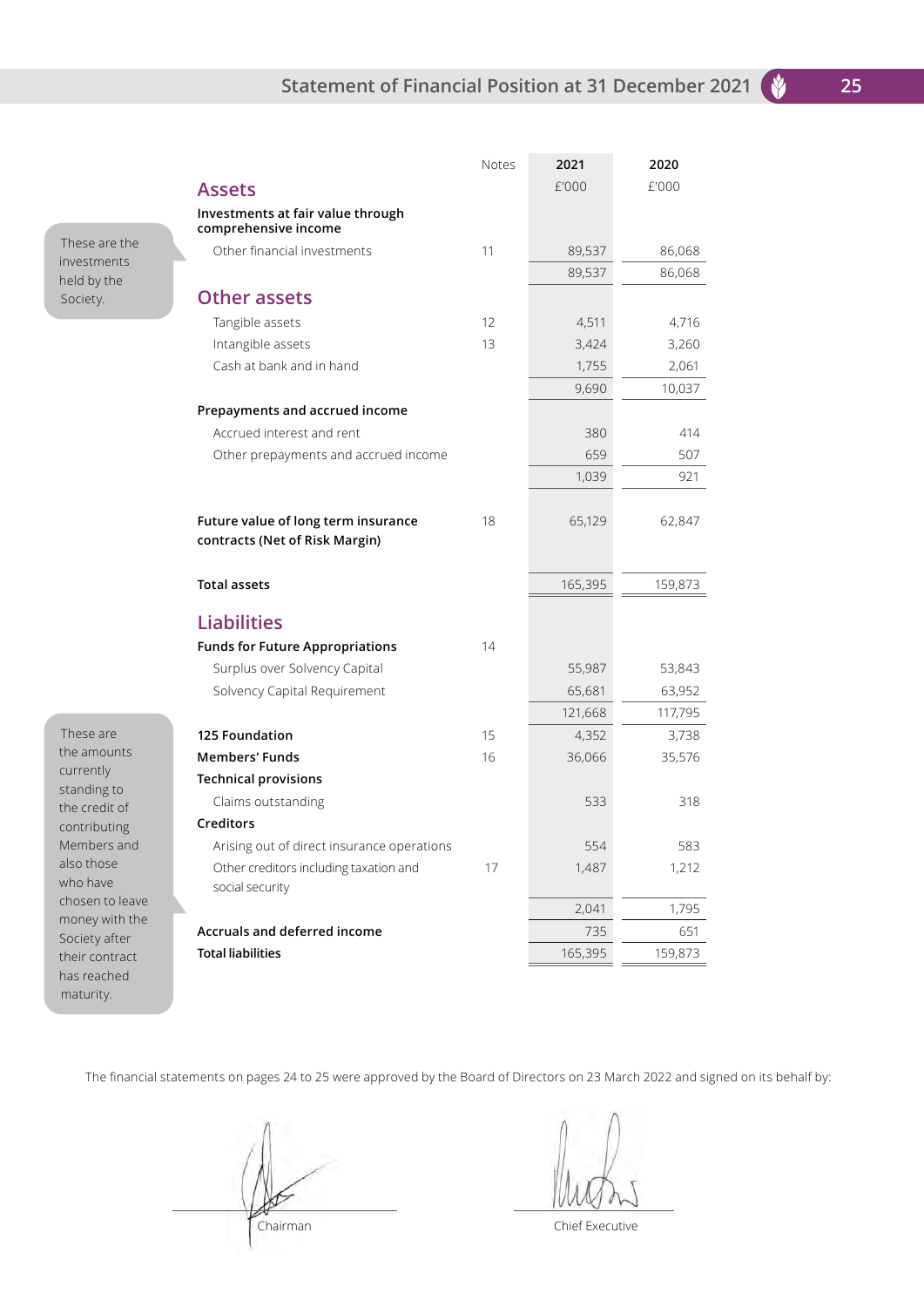# Statement of Financial Position at 31 December 2021

These are the investments held by the Society.

These are the amounts currently standing to the credit of contributing Members and also those who have chosen to leave money with the Society after their contract has reached maturity.

| | Notes | 2021 £'000 | 2020 £'000 |
|---|---|---|---|
| **Assets** | | | |
| **Investments at fair value through comprehensive income** | | | |
| Other financial investments | 11 | 89,537 | 86,068 |
| | | 89,537 | 86,068 |
| **Other assets** | | | |
| Tangible assets | 12 | 4,511 | 4,716 |
| Intangible assets | 13 | 3,424 | 3,260 |
| Cash at bank and in hand | | 1,755 | 2,061 |
| | | 9,690 | 10,037 |
| **Prepayments and accrued income** | | | |
| Accrued interest and rent | | 380 | 414 |
| Other prepayments and accrued income | | 659 | 507 |
| | | 1,039 | 921 |
| **Future value of long term insurance contracts (Net of Risk Margin)** | 18 | 65,129 | 62,847 |
| **Total assets** | | 165,395 | 159,873 |
| **Liabilities** | | | |
| **Funds for Future Appropriations** | 14 | | |
| Surplus over Solvency Capital | | 55,987 | 53,843 |
| Solvency Capital Requirement | | 65,681 | 63,952 |
| | | 121,668 | 117,795 |
| **125 Foundation** | 15 | 4,352 | 3,738 |
| **Members' Funds** | 16 | 36,066 | 35,576 |
| **Technical provisions** | | | |
| Claims outstanding | | 533 | 318 |
| **Creditors** | | | |
| Arising out of direct insurance operations | | 554 | 583 |
| Other creditors including taxation and social security | 17 | 1,487 | 1,212 |
| | | 2,041 | 1,795 |
| **Accruals and deferred income** | | 735 | 651 |
| **Total liabilities** | | 165,395 | 159,873 |

The financial statements on pages 24 to 25 were approved by the Board of Directors on 23 March 2022 and signed on its behalf by:

Chairman

Chief Executive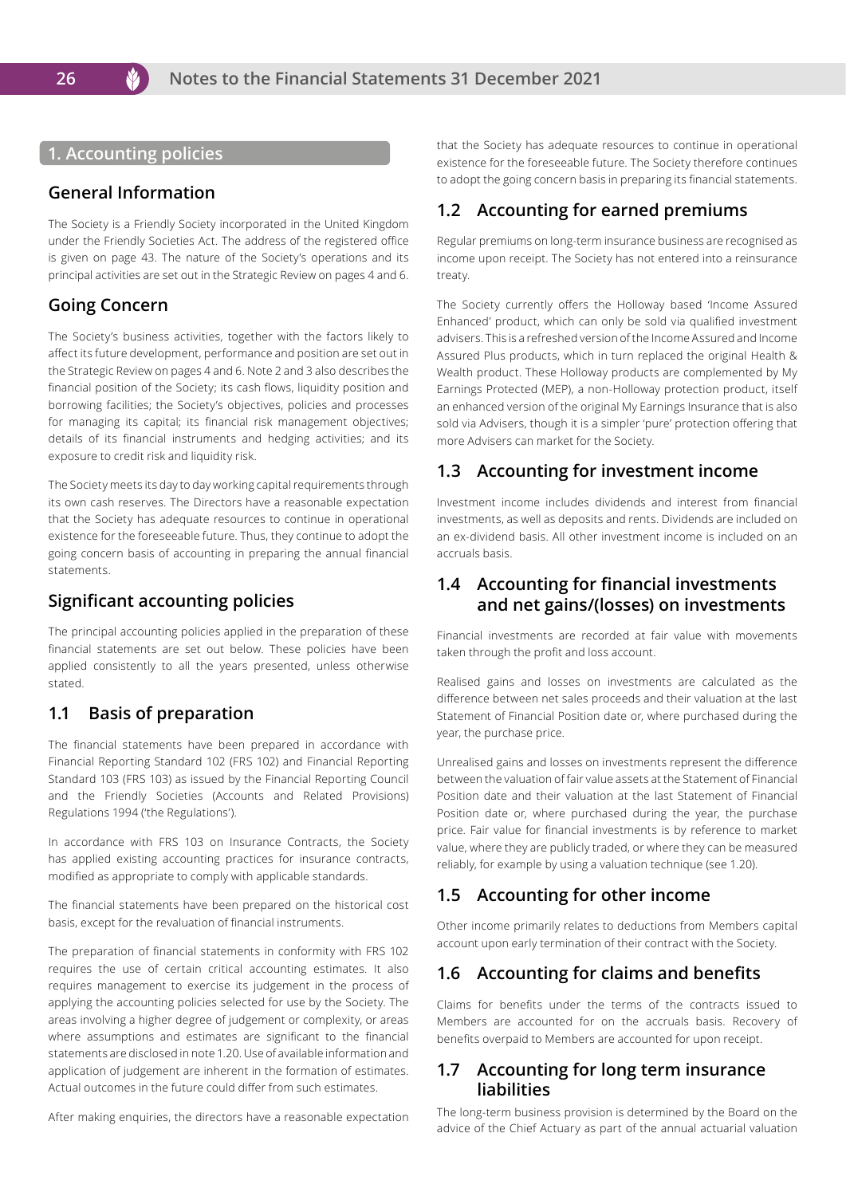## 1. Accounting policies

### General Information

The Society is a Friendly Society incorporated in the United Kingdom under the Friendly Societies Act. The address of the registered office is given on page 43. The nature of the Society's operations and its principal activities are set out in the Strategic Review on pages 4 and 6.

### Going Concern

The Society's business activities, together with the factors likely to affect its future development, performance and position are set out in the Strategic Review on pages 4 and 6. Note 2 and 3 also describes the financial position of the Society; its cash flows, liquidity position and borrowing facilities; the Society's objectives, policies and processes for managing its capital; its financial risk management objectives; details of its financial instruments and hedging activities; and its exposure to credit risk and liquidity risk.

The Society meets its day to day working capital requirements through its own cash reserves. The Directors have a reasonable expectation that the Society has adequate resources to continue in operational existence for the foreseeable future. Thus, they continue to adopt the going concern basis of accounting in preparing the annual financial statements.

### Significant accounting policies

The principal accounting policies applied in the preparation of these financial statements are set out below. These policies have been applied consistently to all the years presented, unless otherwise stated.

### 1.1 Basis of preparation

The financial statements have been prepared in accordance with Financial Reporting Standard 102 (FRS 102) and Financial Reporting Standard 103 (FRS 103) as issued by the Financial Reporting Council and the Friendly Societies (Accounts and Related Provisions) Regulations 1994 ('the Regulations').

In accordance with FRS 103 on Insurance Contracts, the Society has applied existing accounting practices for insurance contracts, modified as appropriate to comply with applicable standards.

The financial statements have been prepared on the historical cost basis, except for the revaluation of financial instruments.

The preparation of financial statements in conformity with FRS 102 requires the use of certain critical accounting estimates. It also requires management to exercise its judgement in the process of applying the accounting policies selected for use by the Society. The areas involving a higher degree of judgement or complexity, or areas where assumptions and estimates are significant to the financial statements are disclosed in note 1.20. Use of available information and application of judgement are inherent in the formation of estimates. Actual outcomes in the future could differ from such estimates.

After making enquiries, the directors have a reasonable expectation that the Society has adequate resources to continue in operational existence for the foreseeable future. The Society therefore continues to adopt the going concern basis in preparing its financial statements.

### 1.2 Accounting for earned premiums

Regular premiums on long-term insurance business are recognised as income upon receipt. The Society has not entered into a reinsurance treaty.

The Society currently offers the Holloway based 'Income Assured Enhanced' product, which can only be sold via qualified investment advisers. This is a refreshed version of the Income Assured and Income Assured Plus products, which in turn replaced the original Health & Wealth product. These Holloway products are complemented by My Earnings Protected (MEP), a non-Holloway protection product, itself an enhanced version of the original My Earnings Insurance that is also sold via Advisers, though it is a simpler 'pure' protection offering that more Advisers can market for the Society.

### 1.3 Accounting for investment income

Investment income includes dividends and interest from financial investments, as well as deposits and rents. Dividends are included on an ex-dividend basis. All other investment income is included on an accruals basis.

### 1.4 Accounting for financial investments and net gains/(losses) on investments

Financial investments are recorded at fair value with movements taken through the profit and loss account.

Realised gains and losses on investments are calculated as the difference between net sales proceeds and their valuation at the last Statement of Financial Position date or, where purchased during the year, the purchase price.

Unrealised gains and losses on investments represent the difference between the valuation of fair value assets at the Statement of Financial Position date and their valuation at the last Statement of Financial Position date or, where purchased during the year, the purchase price. Fair value for financial investments is by reference to market value, where they are publicly traded, or where they can be measured reliably, for example by using a valuation technique (see 1.20).

### 1.5 Accounting for other income

Other income primarily relates to deductions from Members capital account upon early termination of their contract with the Society.

### 1.6 Accounting for claims and benefits

Claims for benefits under the terms of the contracts issued to Members are accounted for on the accruals basis. Recovery of benefits overpaid to Members are accounted for upon receipt.

### 1.7 Accounting for long term insurance liabilities

The long-term business provision is determined by the Board on the advice of the Chief Actuary as part of the annual actuarial valuation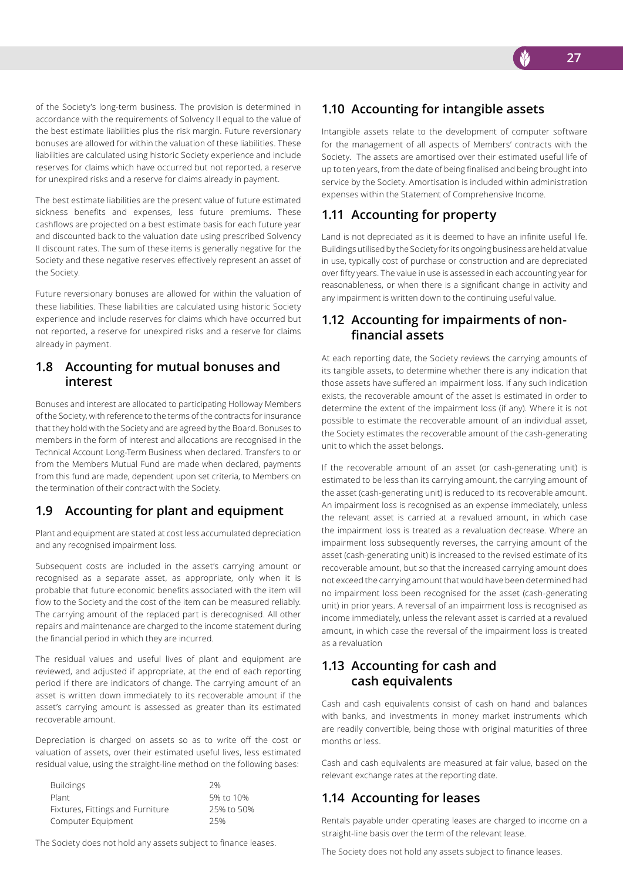of the Society's long-term business. The provision is determined in accordance with the requirements of Solvency II equal to the value of the best estimate liabilities plus the risk margin. Future reversionary bonuses are allowed for within the valuation of these liabilities. These liabilities are calculated using historic Society experience and include reserves for claims which have occurred but not reported, a reserve for unexpired risks and a reserve for claims already in payment.

The best estimate liabilities are the present value of future estimated sickness benefits and expenses, less future premiums. These cashflows are projected on a best estimate basis for each future year and discounted back to the valuation date using prescribed Solvency II discount rates. The sum of these items is generally negative for the Society and these negative reserves effectively represent an asset of the Society.

Future reversionary bonuses are allowed for within the valuation of these liabilities. These liabilities are calculated using historic Society experience and include reserves for claims which have occurred but not reported, a reserve for unexpired risks and a reserve for claims already in payment.

## 1.8 Accounting for mutual bonuses and interest

Bonuses and interest are allocated to participating Holloway Members of the Society, with reference to the terms of the contracts for insurance that they hold with the Society and are agreed by the Board. Bonuses to members in the form of interest and allocations are recognised in the Technical Account Long-Term Business when declared. Transfers to or from the Members Mutual Fund are made when declared, payments from this fund are made, dependent upon set criteria, to Members on the termination of their contract with the Society.

## 1.9 Accounting for plant and equipment

Plant and equipment are stated at cost less accumulated depreciation and any recognised impairment loss.

Subsequent costs are included in the asset's carrying amount or recognised as a separate asset, as appropriate, only when it is probable that future economic benefits associated with the item will flow to the Society and the cost of the item can be measured reliably. The carrying amount of the replaced part is derecognised. All other repairs and maintenance are charged to the income statement during the financial period in which they are incurred.

The residual values and useful lives of plant and equipment are reviewed, and adjusted if appropriate, at the end of each reporting period if there are indicators of change. The carrying amount of an asset is written down immediately to its recoverable amount if the asset's carrying amount is assessed as greater than its estimated recoverable amount.

Depreciation is charged on assets so as to write off the cost or valuation of assets, over their estimated useful lives, less estimated residual value, using the straight-line method on the following bases:

| | |
|---|---|
| Buildings | 2% |
| Plant | 5% to 10% |
| Fixtures, Fittings and Furniture | 25% to 50% |
| Computer Equipment | 25% |

The Society does not hold any assets subject to finance leases.

## 1.10 Accounting for intangible assets

Intangible assets relate to the development of computer software for the management of all aspects of Members' contracts with the Society. The assets are amortised over their estimated useful life of up to ten years, from the date of being finalised and being brought into service by the Society. Amortisation is included within administration expenses within the Statement of Comprehensive Income.

## 1.11 Accounting for property

Land is not depreciated as it is deemed to have an infinite useful life. Buildings utilised by the Society for its ongoing business are held at value in use, typically cost of purchase or construction and are depreciated over fifty years. The value in use is assessed in each accounting year for reasonableness, or when there is a significant change in activity and any impairment is written down to the continuing useful value.

## 1.12 Accounting for impairments of non-financial assets

At each reporting date, the Society reviews the carrying amounts of its tangible assets, to determine whether there is any indication that those assets have suffered an impairment loss. If any such indication exists, the recoverable amount of the asset is estimated in order to determine the extent of the impairment loss (if any). Where it is not possible to estimate the recoverable amount of an individual asset, the Society estimates the recoverable amount of the cash-generating unit to which the asset belongs.

If the recoverable amount of an asset (or cash-generating unit) is estimated to be less than its carrying amount, the carrying amount of the asset (cash-generating unit) is reduced to its recoverable amount. An impairment loss is recognised as an expense immediately, unless the relevant asset is carried at a revalued amount, in which case the impairment loss is treated as a revaluation decrease. Where an impairment loss subsequently reverses, the carrying amount of the asset (cash-generating unit) is increased to the revised estimate of its recoverable amount, but so that the increased carrying amount does not exceed the carrying amount that would have been determined had no impairment loss been recognised for the asset (cash-generating unit) in prior years. A reversal of an impairment loss is recognised as income immediately, unless the relevant asset is carried at a revalued amount, in which case the reversal of the impairment loss is treated as a revaluation

## 1.13 Accounting for cash and cash equivalents

Cash and cash equivalents consist of cash on hand and balances with banks, and investments in money market instruments which are readily convertible, being those with original maturities of three months or less.

Cash and cash equivalents are measured at fair value, based on the relevant exchange rates at the reporting date.

## 1.14 Accounting for leases

Rentals payable under operating leases are charged to income on a straight-line basis over the term of the relevant lease.

The Society does not hold any assets subject to finance leases.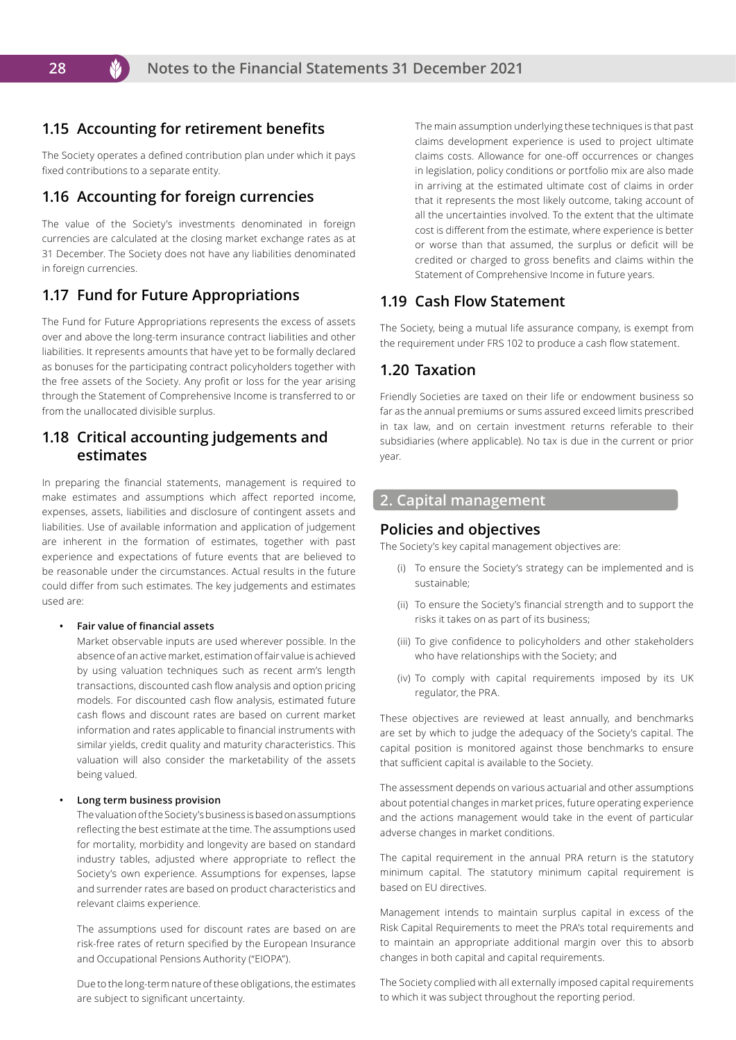## 1.15 Accounting for retirement benefits

The Society operates a defined contribution plan under which it pays fixed contributions to a separate entity.

## 1.16 Accounting for foreign currencies

The value of the Society's investments denominated in foreign currencies are calculated at the closing market exchange rates as at 31 December. The Society does not have any liabilities denominated in foreign currencies.

## 1.17 Fund for Future Appropriations

The Fund for Future Appropriations represents the excess of assets over and above the long-term insurance contract liabilities and other liabilities. It represents amounts that have yet to be formally declared as bonuses for the participating contract policyholders together with the free assets of the Society. Any profit or loss for the year arising through the Statement of Comprehensive Income is transferred to or from the unallocated divisible surplus.

## 1.18 Critical accounting judgements and estimates

In preparing the financial statements, management is required to make estimates and assumptions which affect reported income, expenses, assets, liabilities and disclosure of contingent assets and liabilities. Use of available information and application of judgement are inherent in the formation of estimates, together with past experience and expectations of future events that are believed to be reasonable under the circumstances. Actual results in the future could differ from such estimates. The key judgements and estimates used are:

- **Fair value of financial assets**

  Market observable inputs are used wherever possible. In the absence of an active market, estimation of fair value is achieved by using valuation techniques such as recent arm's length transactions, discounted cash flow analysis and option pricing models. For discounted cash flow analysis, estimated future cash flows and discount rates are based on current market information and rates applicable to financial instruments with similar yields, credit quality and maturity characteristics. This valuation will also consider the marketability of the assets being valued.

- **Long term business provision**

  The valuation of the Society's business is based on assumptions reflecting the best estimate at the time. The assumptions used for mortality, morbidity and longevity are based on standard industry tables, adjusted where appropriate to reflect the Society's own experience. Assumptions for expenses, lapse and surrender rates are based on product characteristics and relevant claims experience.

  The assumptions used for discount rates are based on are risk-free rates of return specified by the European Insurance and Occupational Pensions Authority ("EIOPA").

  Due to the long-term nature of these obligations, the estimates are subject to significant uncertainty.

  The main assumption underlying these techniques is that past claims development experience is used to project ultimate claims costs. Allowance for one-off occurrences or changes in legislation, policy conditions or portfolio mix are also made in arriving at the estimated ultimate cost of claims in order that it represents the most likely outcome, taking account of all the uncertainties involved. To the extent that the ultimate cost is different from the estimate, where experience is better or worse than that assumed, the surplus or deficit will be credited or charged to gross benefits and claims within the Statement of Comprehensive Income in future years.

## 1.19 Cash Flow Statement

The Society, being a mutual life assurance company, is exempt from the requirement under FRS 102 to produce a cash flow statement.

## 1.20 Taxation

Friendly Societies are taxed on their life or endowment business so far as the annual premiums or sums assured exceed limits prescribed in tax law, and on certain investment returns referable to their subsidiaries (where applicable). No tax is due in the current or prior year.

# 2. Capital management

## Policies and objectives

The Society's key capital management objectives are:

(i) To ensure the Society's strategy can be implemented and is sustainable;

(ii) To ensure the Society's financial strength and to support the risks it takes on as part of its business;

(iii) To give confidence to policyholders and other stakeholders who have relationships with the Society; and

(iv) To comply with capital requirements imposed by its UK regulator, the PRA.

These objectives are reviewed at least annually, and benchmarks are set by which to judge the adequacy of the Society's capital. The capital position is monitored against those benchmarks to ensure that sufficient capital is available to the Society.

The assessment depends on various actuarial and other assumptions about potential changes in market prices, future operating experience and the actions management would take in the event of particular adverse changes in market conditions.

The capital requirement in the annual PRA return is the statutory minimum capital. The statutory minimum capital requirement is based on EU directives.

Management intends to maintain surplus capital in excess of the Risk Capital Requirements to meet the PRA's total requirements and to maintain an appropriate additional margin over this to absorb changes in both capital and capital requirements.

The Society complied with all externally imposed capital requirements to which it was subject throughout the reporting period.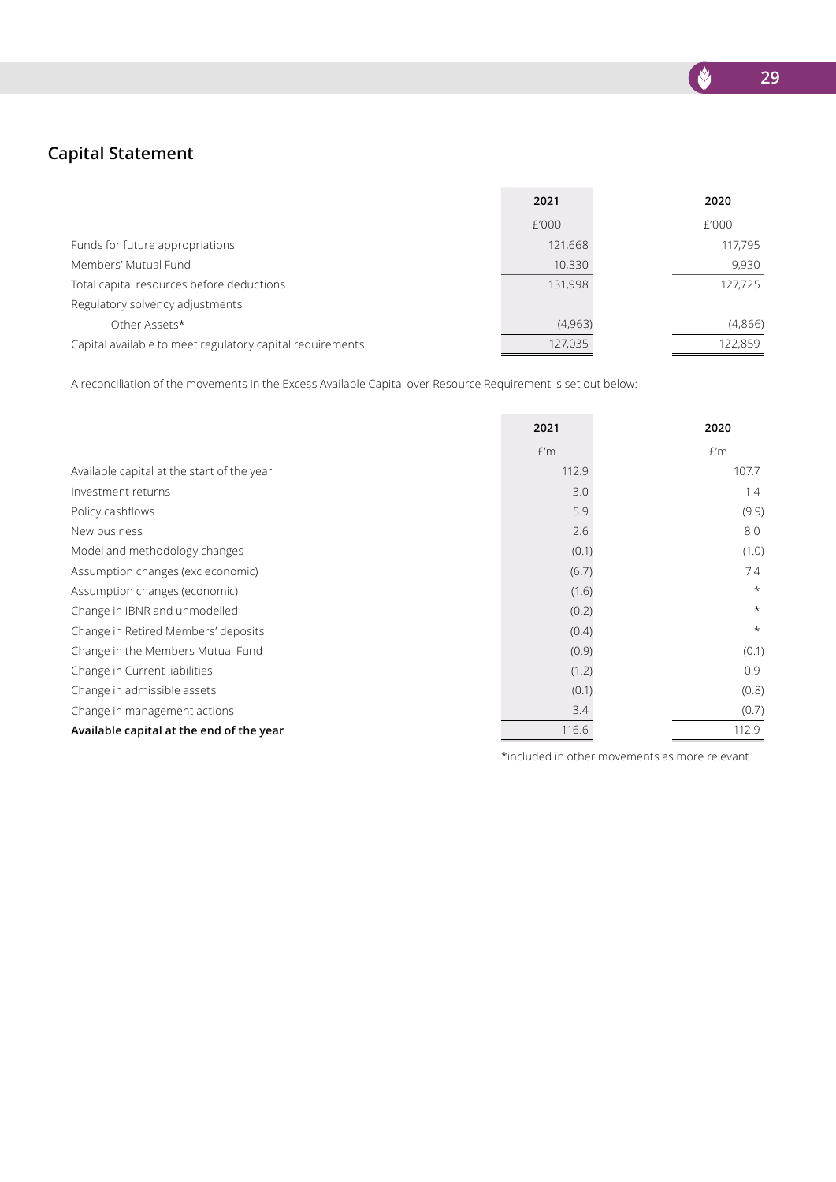## Capital Statement

| | 2021 | 2020 |
|---|---|---|
| | £'000 | £'000 |
| Funds for future appropriations | 121,668 | 117,795 |
| Members' Mutual Fund | 10,330 | 9,930 |
| Total capital resources before deductions | 131,998 | 127,725 |
| Regulatory solvency adjustments | | |
| Other Assets* | (4,963) | (4,866) |
| Capital available to meet regulatory capital requirements | 127,035 | 122,859 |

A reconciliation of the movements in the Excess Available Capital over Resource Requirement is set out below:

| | 2021 | 2020 |
|---|---|---|
| | £'m | £'m |
| Available capital at the start of the year | 112.9 | 107.7 |
| Investment returns | 3.0 | 1.4 |
| Policy cashflows | 5.9 | (9.9) |
| New business | 2.6 | 8.0 |
| Model and methodology changes | (0.1) | (1.0) |
| Assumption changes (exc economic) | (6.7) | 7.4 |
| Assumption changes (economic) | (1.6) | * |
| Change in IBNR and unmodelled | (0.2) | * |
| Change in Retired Members' deposits | (0.4) | * |
| Change in the Members Mutual Fund | (0.9) | (0.1) |
| Change in Current liabilities | (1.2) | 0.9 |
| Change in admissible assets | (0.1) | (0.8) |
| Change in management actions | 3.4 | (0.7) |
| **Available capital at the end of the year** | 116.6 | 112.9 |

*included in other movements as more relevant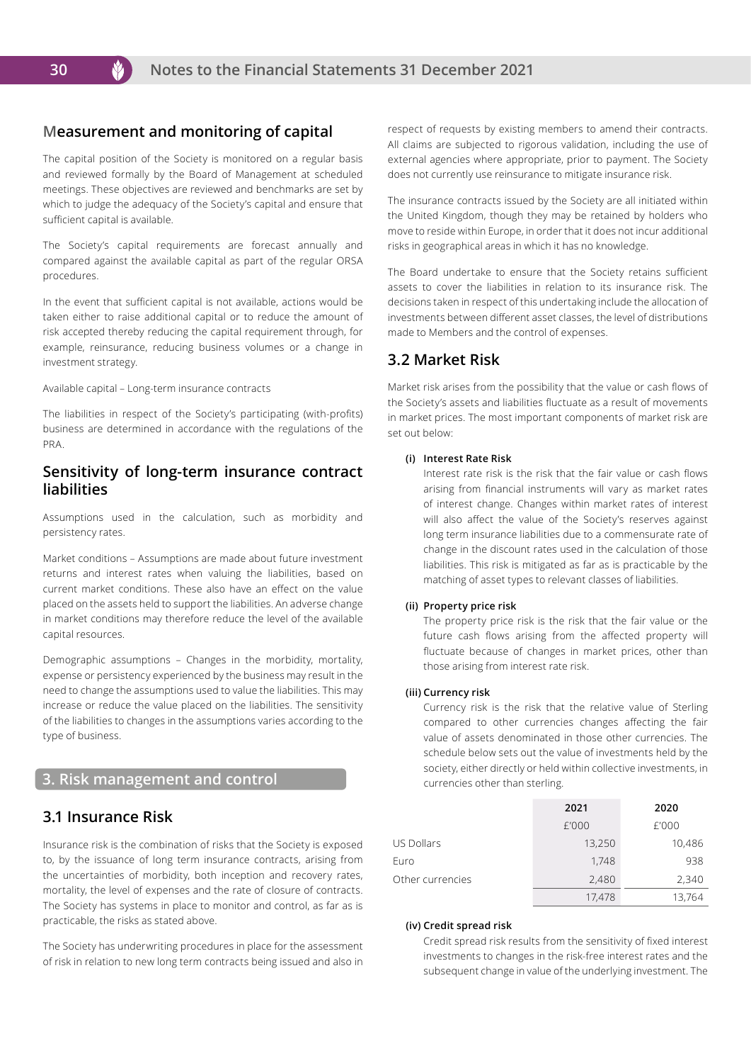## Measurement and monitoring of capital

The capital position of the Society is monitored on a regular basis and reviewed formally by the Board of Management at scheduled meetings. These objectives are reviewed and benchmarks are set by which to judge the adequacy of the Society's capital and ensure that sufficient capital is available.

The Society's capital requirements are forecast annually and compared against the available capital as part of the regular ORSA procedures.

In the event that sufficient capital is not available, actions would be taken either to raise additional capital or to reduce the amount of risk accepted thereby reducing the capital requirement through, for example, reinsurance, reducing business volumes or a change in investment strategy.

Available capital – Long-term insurance contracts

The liabilities in respect of the Society's participating (with-profits) business are determined in accordance with the regulations of the PRA.

## Sensitivity of long-term insurance contract liabilities

Assumptions used in the calculation, such as morbidity and persistency rates.

Market conditions – Assumptions are made about future investment returns and interest rates when valuing the liabilities, based on current market conditions. These also have an effect on the value placed on the assets held to support the liabilities. An adverse change in market conditions may therefore reduce the level of the available capital resources.

Demographic assumptions – Changes in the morbidity, mortality, expense or persistency experienced by the business may result in the need to change the assumptions used to value the liabilities. This may increase or reduce the value placed on the liabilities. The sensitivity of the liabilities to changes in the assumptions varies according to the type of business.

# 3. Risk management and control

## 3.1 Insurance Risk

Insurance risk is the combination of risks that the Society is exposed to, by the issuance of long term insurance contracts, arising from the uncertainties of morbidity, both inception and recovery rates, mortality, the level of expenses and the rate of closure of contracts. The Society has systems in place to monitor and control, as far as is practicable, the risks as stated above.

The Society has underwriting procedures in place for the assessment of risk in relation to new long term contracts being issued and also in respect of requests by existing members to amend their contracts. All claims are subjected to rigorous validation, including the use of external agencies where appropriate, prior to payment. The Society does not currently use reinsurance to mitigate insurance risk.

The insurance contracts issued by the Society are all initiated within the United Kingdom, though they may be retained by holders who move to reside within Europe, in order that it does not incur additional risks in geographical areas in which it has no knowledge.

The Board undertake to ensure that the Society retains sufficient assets to cover the liabilities in relation to its insurance risk. The decisions taken in respect of this undertaking include the allocation of investments between different asset classes, the level of distributions made to Members and the control of expenses.

## 3.2 Market Risk

Market risk arises from the possibility that the value or cash flows of the Society's assets and liabilities fluctuate as a result of movements in market prices. The most important components of market risk are set out below:

**(i) Interest Rate Risk**

Interest rate risk is the risk that the fair value or cash flows arising from financial instruments will vary as market rates of interest change. Changes within market rates of interest will also affect the value of the Society's reserves against long term insurance liabilities due to a commensurate rate of change in the discount rates used in the calculation of those liabilities. This risk is mitigated as far as is practicable by the matching of asset types to relevant classes of liabilities.

**(ii) Property price risk**

The property price risk is the risk that the fair value or the future cash flows arising from the affected property will fluctuate because of changes in market prices, other than those arising from interest rate risk.

**(iii) Currency risk**

Currency risk is the risk that the relative value of Sterling compared to other currencies changes affecting the fair value of assets denominated in those other currencies. The schedule below sets out the value of investments held by the society, either directly or held within collective investments, in currencies other than sterling.

| | 2021 | 2020 |
|---|---|---|
| | £'000 | £'000 |
| US Dollars | 13,250 | 10,486 |
| Euro | 1,748 | 938 |
| Other currencies | 2,480 | 2,340 |
| | 17,478 | 13,764 |

**(iv) Credit spread risk**

Credit spread risk results from the sensitivity of fixed interest investments to changes in the risk-free interest rates and the subsequent change in value of the underlying investment. The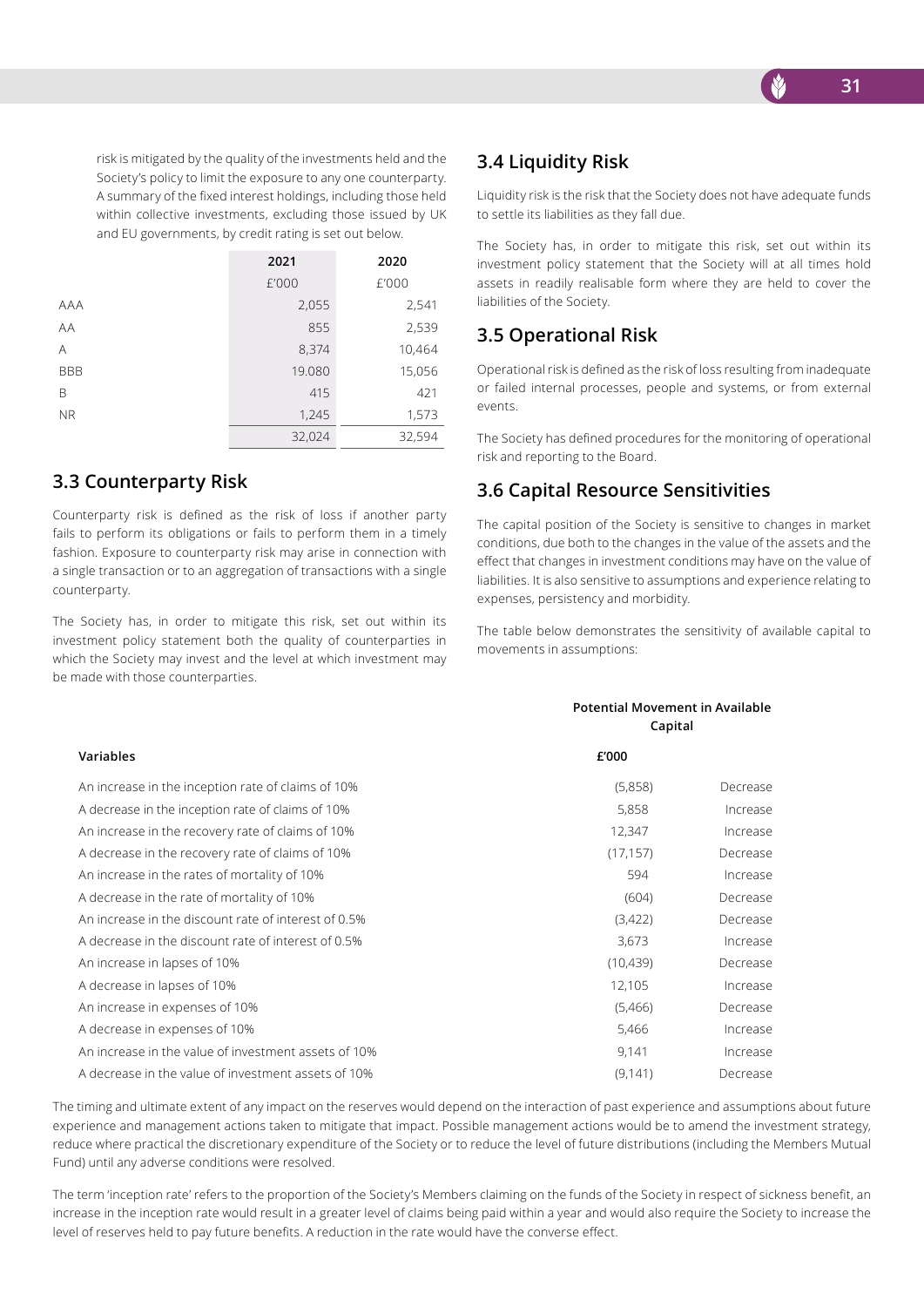risk is mitigated by the quality of the investments held and the Society's policy to limit the exposure to any one counterparty. A summary of the fixed interest holdings, including those held within collective investments, excluding those issued by UK and EU governments, by credit rating is set out below.

| | 2021 | 2020 |
|---|---|---|
| | £'000 | £'000 |
| AAA | 2,055 | 2,541 |
| AA | 855 | 2,539 |
| A | 8,374 | 10,464 |
| BBB | 19.080 | 15,056 |
| B | 415 | 421 |
| NR | 1,245 | 1,573 |
| | 32,024 | 32,594 |

## 3.3 Counterparty Risk

Counterparty risk is defined as the risk of loss if another party fails to perform its obligations or fails to perform them in a timely fashion. Exposure to counterparty risk may arise in connection with a single transaction or to an aggregation of transactions with a single counterparty.

The Society has, in order to mitigate this risk, set out within its investment policy statement both the quality of counterparties in which the Society may invest and the level at which investment may be made with those counterparties.

## 3.4 Liquidity Risk

Liquidity risk is the risk that the Society does not have adequate funds to settle its liabilities as they fall due.

The Society has, in order to mitigate this risk, set out within its investment policy statement that the Society will at all times hold assets in readily realisable form where they are held to cover the liabilities of the Society.

## 3.5 Operational Risk

Operational risk is defined as the risk of loss resulting from inadequate or failed internal processes, people and systems, or from external events.

The Society has defined procedures for the monitoring of operational risk and reporting to the Board.

## 3.6 Capital Resource Sensitivities

The capital position of the Society is sensitive to changes in market conditions, due both to the changes in the value of the assets and the effect that changes in investment conditions may have on the value of liabilities. It is also sensitive to assumptions and experience relating to expenses, persistency and morbidity.

The table below demonstrates the sensitivity of available capital to movements in assumptions:

| Variables | Potential Movement in Available Capital £'000 | |
|---|---|---|
| An increase in the inception rate of claims of 10% | (5,858) | Decrease |
| A decrease in the inception rate of claims of 10% | 5,858 | Increase |
| An increase in the recovery rate of claims of 10% | 12,347 | Increase |
| A decrease in the recovery rate of claims of 10% | (17,157) | Decrease |
| An increase in the rates of mortality of 10% | 594 | Increase |
| A decrease in the rate of mortality of 10% | (604) | Decrease |
| An increase in the discount rate of interest of 0.5% | (3,422) | Decrease |
| A decrease in the discount rate of interest of 0.5% | 3,673 | Increase |
| An increase in lapses of 10% | (10,439) | Decrease |
| A decrease in lapses of 10% | 12,105 | Increase |
| An increase in expenses of 10% | (5,466) | Decrease |
| A decrease in expenses of 10% | 5,466 | Increase |
| An increase in the value of investment assets of 10% | 9,141 | Increase |
| A decrease in the value of investment assets of 10% | (9,141) | Decrease |

The timing and ultimate extent of any impact on the reserves would depend on the interaction of past experience and assumptions about future experience and management actions taken to mitigate that impact. Possible management actions would be to amend the investment strategy, reduce where practical the discretionary expenditure of the Society or to reduce the level of future distributions (including the Members Mutual Fund) until any adverse conditions were resolved.

The term 'inception rate' refers to the proportion of the Society's Members claiming on the funds of the Society in respect of sickness benefit, an increase in the inception rate would result in a greater level of claims being paid within a year and would also require the Society to increase the level of reserves held to pay future benefits. A reduction in the rate would have the converse effect.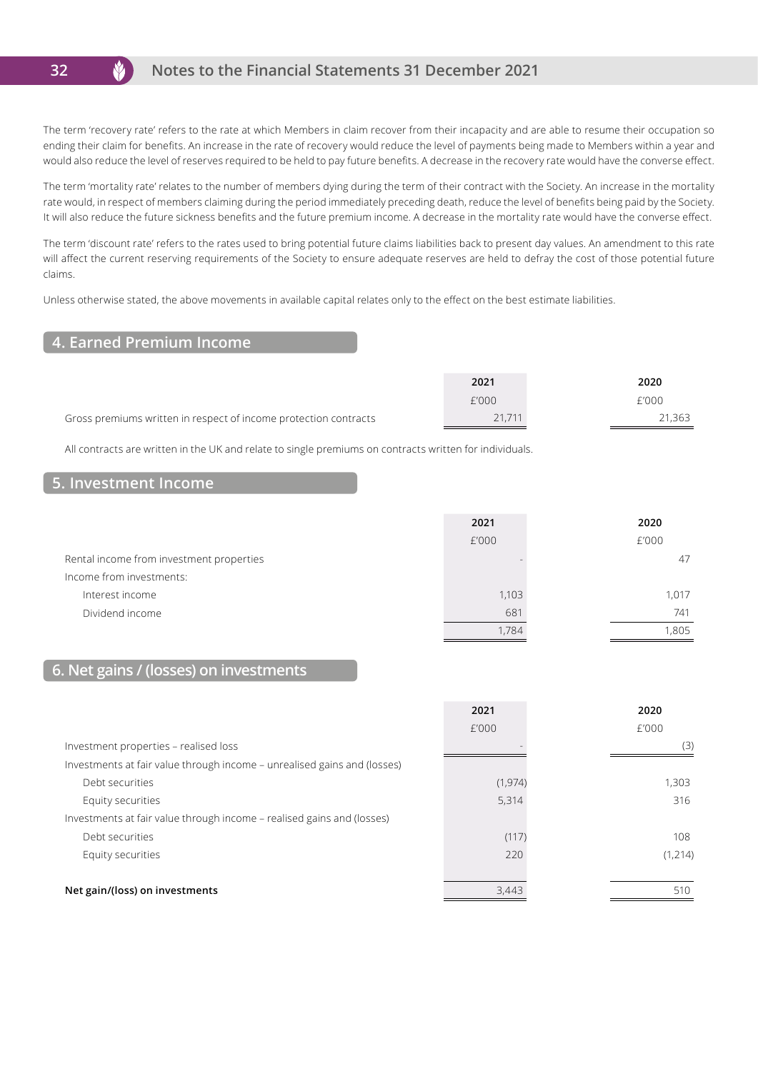The term 'recovery rate' refers to the rate at which Members in claim recover from their incapacity and are able to resume their occupation so ending their claim for benefits. An increase in the rate of recovery would reduce the level of payments being made to Members within a year and would also reduce the level of reserves required to be held to pay future benefits. A decrease in the recovery rate would have the converse effect.

The term 'mortality rate' relates to the number of members dying during the term of their contract with the Society. An increase in the mortality rate would, in respect of members claiming during the period immediately preceding death, reduce the level of benefits being paid by the Society. It will also reduce the future sickness benefits and the future premium income. A decrease in the mortality rate would have the converse effect.

The term 'discount rate' refers to the rates used to bring potential future claims liabilities back to present day values. An amendment to this rate will affect the current reserving requirements of the Society to ensure adequate reserves are held to defray the cost of those potential future claims.

Unless otherwise stated, the above movements in available capital relates only to the effect on the best estimate liabilities.

## 4. Earned Premium Income

| | 2021 | 2020 |
|---|---|---|
| | £'000 | £'000 |
| Gross premiums written in respect of income protection contracts | 21,711 | 21,363 |

All contracts are written in the UK and relate to single premiums on contracts written for individuals.

## 5. Investment Income

| | 2021 | 2020 |
|---|---|---|
| | £'000 | £'000 |
| Rental income from investment properties | - | 47 |
| Income from investments: | | |
| Interest income | 1,103 | 1,017 |
| Dividend income | 681 | 741 |
| | 1,784 | 1,805 |

## 6. Net gains / (losses) on investments

| | 2021 | 2020 |
|---|---|---|
| | £'000 | £'000 |
| Investment properties – realised loss | - | (3) |
| Investments at fair value through income – unrealised gains and (losses) | | |
| Debt securities | (1,974) | 1,303 |
| Equity securities | 5,314 | 316 |
| Investments at fair value through income – realised gains and (losses) | | |
| Debt securities | (117) | 108 |
| Equity securities | 220 | (1,214) |
| **Net gain/(loss) on investments** | 3,443 | 510 |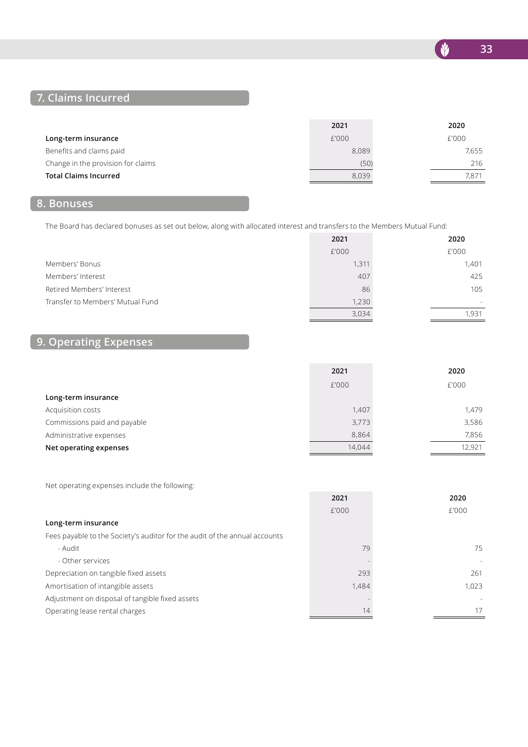## 7. Claims Incurred

| | 2021 | 2020 |
|---|---|---|
| **Long-term insurance** | £'000 | £'000 |
| Benefits and claims paid | 8,089 | 7,655 |
| Change in the provision for claims | (50) | 216 |
| **Total Claims Incurred** | 8,039 | 7,871 |

## 8. Bonuses

The Board has declared bonuses as set out below, along with allocated interest and transfers to the Members Mutual Fund:

| | 2021 | 2020 |
|---|---|---|
| | £'000 | £'000 |
| Members' Bonus | 1,311 | 1,401 |
| Members' Interest | 407 | 425 |
| Retired Members' Interest | 86 | 105 |
| Transfer to Members' Mutual Fund | 1,230 | - |
| | 3,034 | 1,931 |

## 9. Operating Expenses

| | 2021 | 2020 |
|---|---|---|
| | £'000 | £'000 |
| **Long-term insurance** | | |
| Acquisition costs | 1,407 | 1,479 |
| Commissions paid and payable | 3,773 | 3,586 |
| Administrative expenses | 8,864 | 7,856 |
| **Net operating expenses** | 14,044 | 12,921 |

Net operating expenses include the following:

| | 2021 | 2020 |
|---|---|---|
| | £'000 | £'000 |
| **Long-term insurance** | | |
| Fees payable to the Society's auditor for the audit of the annual accounts | | |
| - Audit | 79 | 75 |
| - Other services | - | - |
| Depreciation on tangible fixed assets | 293 | 261 |
| Amortisation of intangible assets | 1,484 | 1,023 |
| Adjustment on disposal of tangible fixed assets | - | - |
| Operating lease rental charges | 14 | 17 |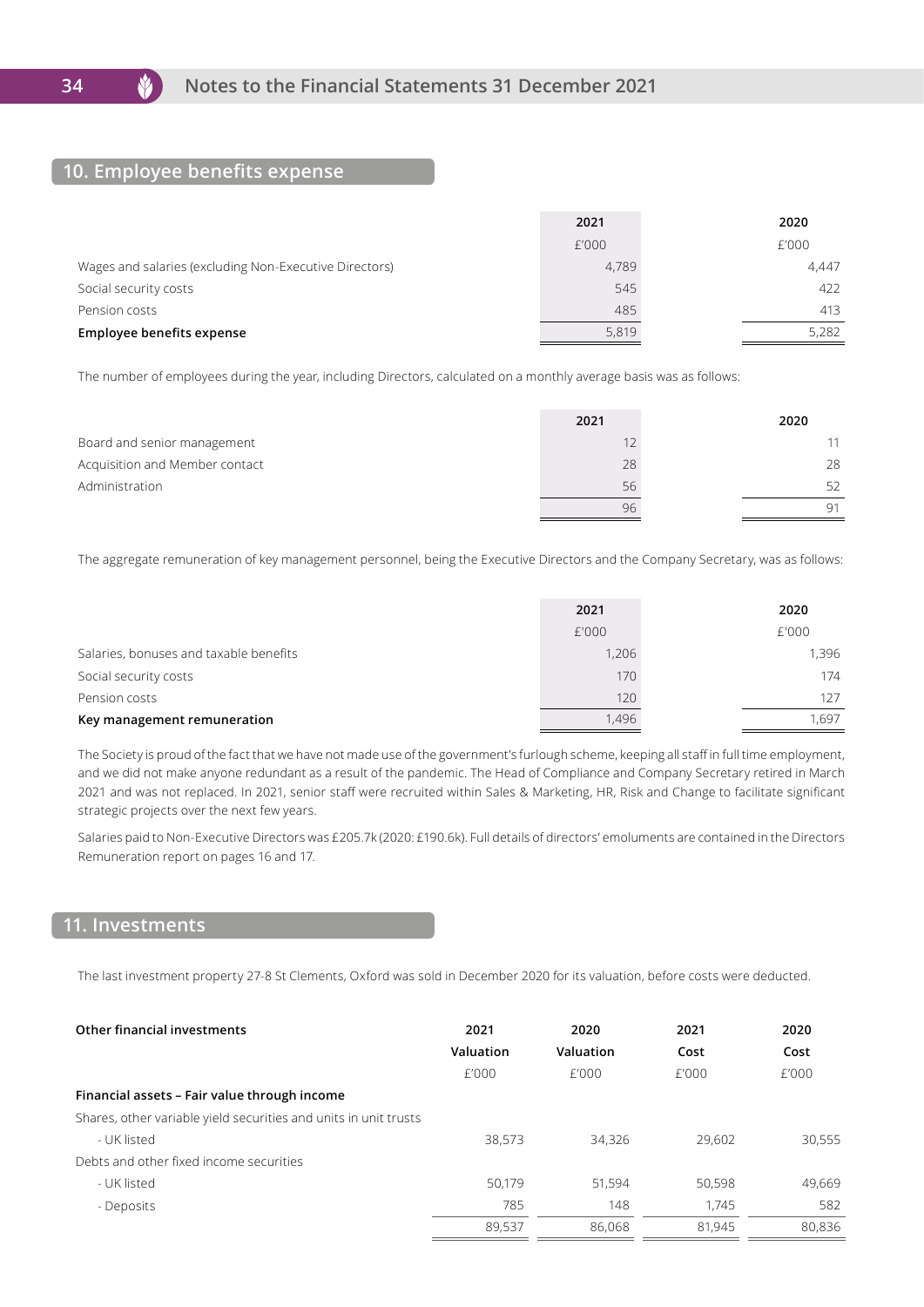## 10. Employee benefits expense

| | 2021 | 2020 |
|---|---|---|
| | £'000 | £'000 |
| Wages and salaries (excluding Non-Executive Directors) | 4,789 | 4,447 |
| Social security costs | 545 | 422 |
| Pension costs | 485 | 413 |
| **Employee benefits expense** | 5,819 | 5,282 |

The number of employees during the year, including Directors, calculated on a monthly average basis was as follows:

| | 2021 | 2020 |
|---|---|---|
| Board and senior management | 12 | 11 |
| Acquisition and Member contact | 28 | 28 |
| Administration | 56 | 52 |
| | 96 | 91 |

The aggregate remuneration of key management personnel, being the Executive Directors and the Company Secretary, was as follows:

| | 2021 | 2020 |
|---|---|---|
| | £'000 | £'000 |
| Salaries, bonuses and taxable benefits | 1,206 | 1,396 |
| Social security costs | 170 | 174 |
| Pension costs | 120 | 127 |
| **Key management remuneration** | 1,496 | 1,697 |

The Society is proud of the fact that we have not made use of the government's furlough scheme, keeping all staff in full time employment, and we did not make anyone redundant as a result of the pandemic. The Head of Compliance and Company Secretary retired in March 2021 and was not replaced. In 2021, senior staff were recruited within Sales & Marketing, HR, Risk and Change to facilitate significant strategic projects over the next few years.

Salaries paid to Non-Executive Directors was £205.7k (2020: £190.6k). Full details of directors' emoluments are contained in the Directors Remuneration report on pages 16 and 17.

## 11. Investments

The last investment property 27-8 St Clements, Oxford was sold in December 2020 for its valuation, before costs were deducted.

| **Other financial investments** | 2021 Valuation | 2020 Valuation | 2021 Cost | 2020 Cost |
|---|---|---|---|---|
| | £'000 | £'000 | £'000 | £'000 |
| **Financial assets – Fair value through income** | | | | |
| Shares, other variable yield securities and units in unit trusts | | | | |
| - UK listed | 38,573 | 34,326 | 29,602 | 30,555 |
| Debts and other fixed income securities | | | | |
| - UK listed | 50,179 | 51,594 | 50,598 | 49,669 |
| - Deposits | 785 | 148 | 1,745 | 582 |
| | 89,537 | 86,068 | 81,945 | 80,836 |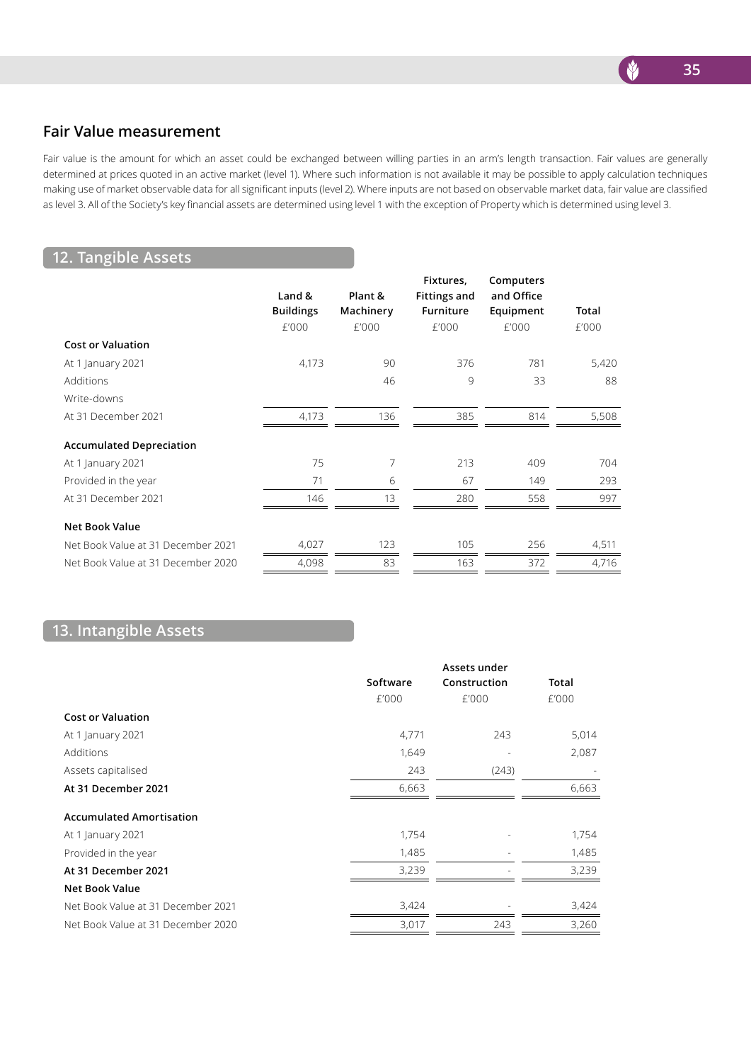## Fair Value measurement

Fair value is the amount for which an asset could be exchanged between willing parties in an arm's length transaction. Fair values are generally determined at prices quoted in an active market (level 1). Where such information is not available it may be possible to apply calculation techniques making use of market observable data for all significant inputs (level 2). Where inputs are not based on observable market data, fair value are classified as level 3. All of the Society's key financial assets are determined using level 1 with the exception of Property which is determined using level 3.

## 12. Tangible Assets

| | Land & Buildings £'000 | Plant & Machinery £'000 | Fixtures, Fittings and Furniture £'000 | Computers and Office Equipment £'000 | Total £'000 |
|---|---|---|---|---|---|
| **Cost or Valuation** | | | | | |
| At 1 January 2021 | 4,173 | 90 | 376 | 781 | 5,420 |
| Additions | | 46 | 9 | 33 | 88 |
| Write-downs | | | | | |
| At 31 December 2021 | 4,173 | 136 | 385 | 814 | 5,508 |
| **Accumulated Depreciation** | | | | | |
| At 1 January 2021 | 75 | 7 | 213 | 409 | 704 |
| Provided in the year | 71 | 6 | 67 | 149 | 293 |
| At 31 December 2021 | 146 | 13 | 280 | 558 | 997 |
| **Net Book Value** | | | | | |
| Net Book Value at 31 December 2021 | 4,027 | 123 | 105 | 256 | 4,511 |
| Net Book Value at 31 December 2020 | 4,098 | 83 | 163 | 372 | 4,716 |

## 13. Intangible Assets

| | Software £'000 | Assets under Construction £'000 | Total £'000 |
|---|---|---|---|
| **Cost or Valuation** | | | |
| At 1 January 2021 | 4,771 | 243 | 5,014 |
| Additions | 1,649 | - | 2,087 |
| Assets capitalised | 243 | (243) | - |
| **At 31 December 2021** | 6,663 | | 6,663 |
| **Accumulated Amortisation** | | | |
| At 1 January 2021 | 1,754 | - | 1,754 |
| Provided in the year | 1,485 | - | 1,485 |
| **At 31 December 2021** | 3,239 | - | 3,239 |
| **Net Book Value** | | | |
| Net Book Value at 31 December 2021 | 3,424 | - | 3,424 |
| Net Book Value at 31 December 2020 | 3,017 | 243 | 3,260 |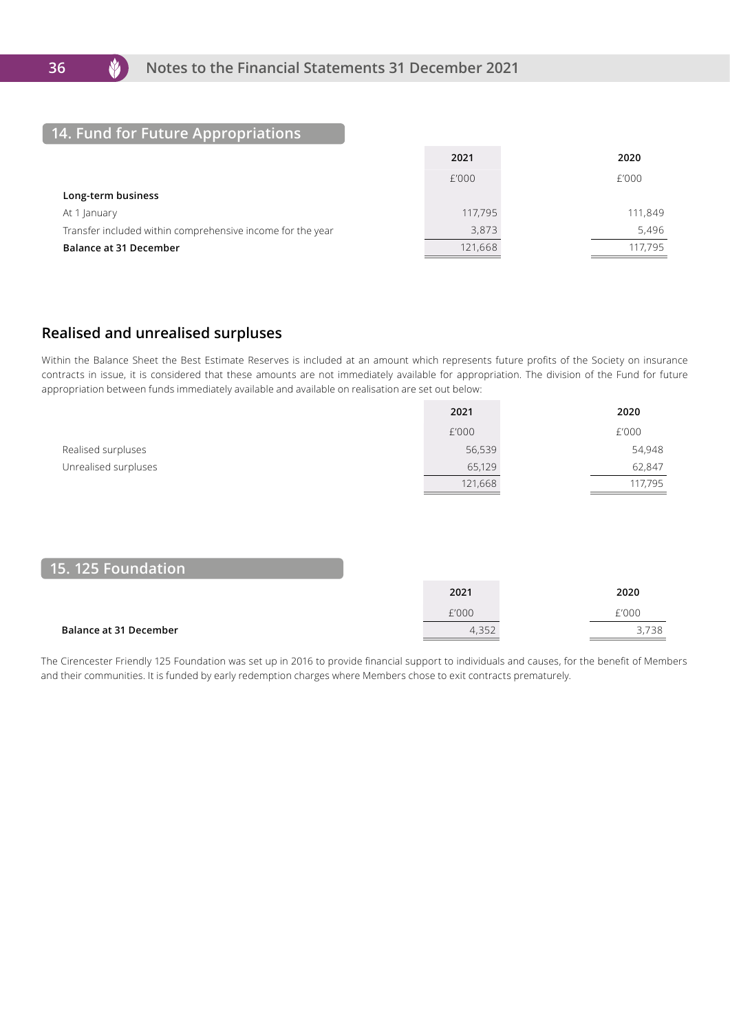## 14. Fund for Future Appropriations

| | 2021 | 2020 |
|---|---|---|
| | £'000 | £'000 |
| **Long-term business** | | |
| At 1 January | 117,795 | 111,849 |
| Transfer included within comprehensive income for the year | 3,873 | 5,496 |
| **Balance at 31 December** | 121,668 | 117,795 |

### Realised and unrealised surpluses

Within the Balance Sheet the Best Estimate Reserves is included at an amount which represents future profits of the Society on insurance contracts in issue, it is considered that these amounts are not immediately available for appropriation. The division of the Fund for future appropriation between funds immediately available and available on realisation are set out below:

| | 2021 | 2020 |
|---|---|---|
| | £'000 | £'000 |
| Realised surpluses | 56,539 | 54,948 |
| Unrealised surpluses | 65,129 | 62,847 |
| | 121,668 | 117,795 |

## 15. 125 Foundation

| | 2021 | 2020 |
|---|---|---|
| | £'000 | £'000 |
| **Balance at 31 December** | 4,352 | 3,738 |

The Cirencester Friendly 125 Foundation was set up in 2016 to provide financial support to individuals and causes, for the benefit of Members and their communities. It is funded by early redemption charges where Members chose to exit contracts prematurely.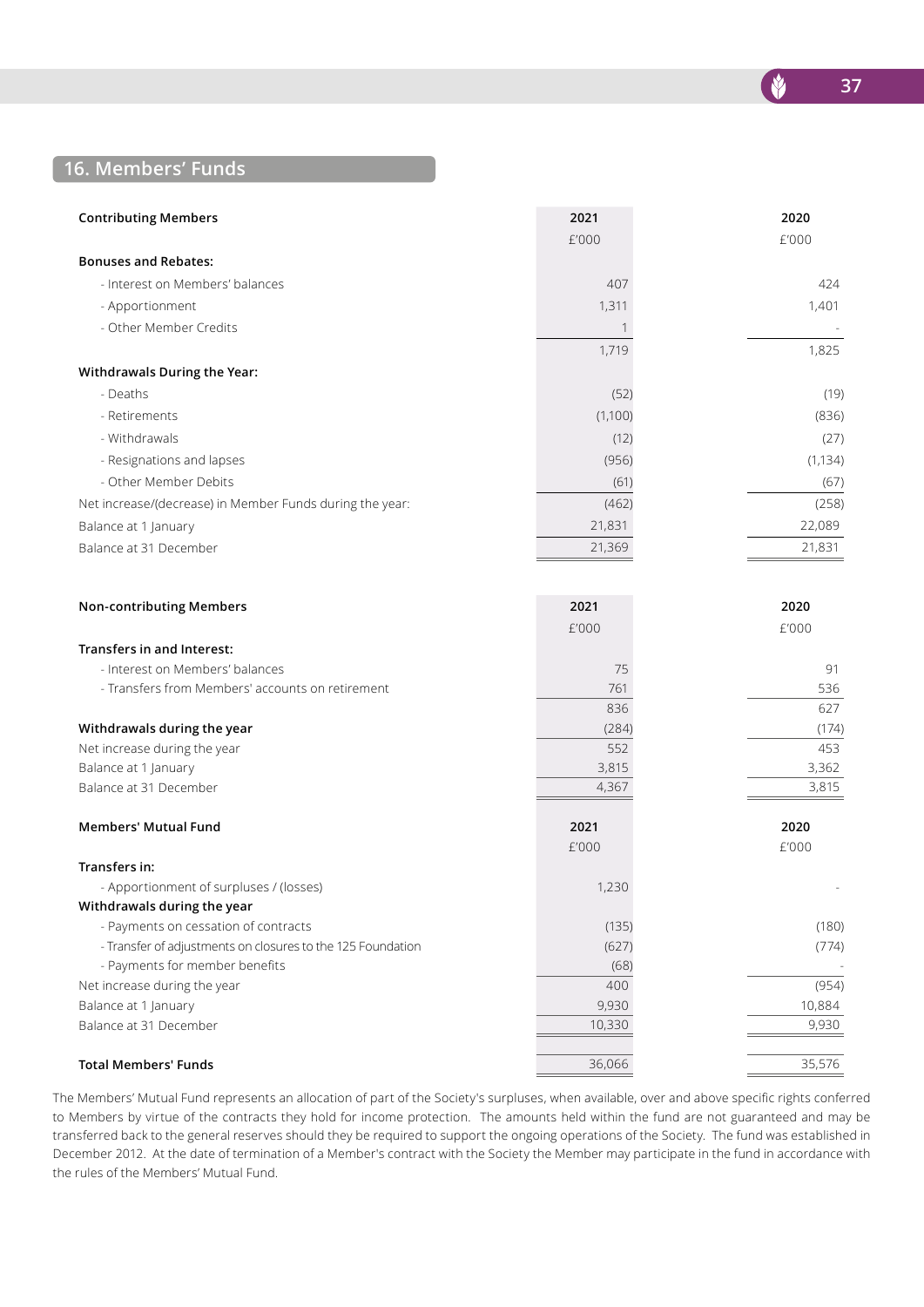## 16. Members' Funds

| **Contributing Members** | **2021** | **2020** |
|---|---|---|
| | £'000 | £'000 |
| **Bonuses and Rebates:** | | |
| - Interest on Members' balances | 407 | 424 |
| - Apportionment | 1,311 | 1,401 |
| - Other Member Credits | 1 | - |
| | 1,719 | 1,825 |
| **Withdrawals During the Year:** | | |
| - Deaths | (52) | (19) |
| - Retirements | (1,100) | (836) |
| - Withdrawals | (12) | (27) |
| - Resignations and lapses | (956) | (1,134) |
| - Other Member Debits | (61) | (67) |
| Net increase/(decrease) in Member Funds during the year: | (462) | (258) |
| Balance at 1 January | 21,831 | 22,089 |
| Balance at 31 December | 21,369 | 21,831 |

| **Non-contributing Members** | **2021** | **2020** |
|---|---|---|
| | £'000 | £'000 |
| **Transfers in and Interest:** | | |
| - Interest on Members' balances | 75 | 91 |
| - Transfers from Members' accounts on retirement | 761 | 536 |
| | 836 | 627 |
| **Withdrawals during the year** | (284) | (174) |
| Net increase during the year | 552 | 453 |
| Balance at 1 January | 3,815 | 3,362 |
| Balance at 31 December | 4,367 | 3,815 |

| **Members' Mutual Fund** | **2021** | **2020** |
|---|---|---|
| | £'000 | £'000 |
| **Transfers in:** | | |
| - Apportionment of surpluses / (losses) | 1,230 | - |
| **Withdrawals during the year** | | |
| - Payments on cessation of contracts | (135) | (180) |
| - Transfer of adjustments on closures to the 125 Foundation | (627) | (774) |
| - Payments for member benefits | (68) | - |
| Net increase during the year | 400 | (954) |
| Balance at 1 January | 9,930 | 10,884 |
| Balance at 31 December | 10,330 | 9,930 |
| | | |
| **Total Members' Funds** | 36,066 | 35,576 |

The Members' Mutual Fund represents an allocation of part of the Society's surpluses, when available, over and above specific rights conferred to Members by virtue of the contracts they hold for income protection. The amounts held within the fund are not guaranteed and may be transferred back to the general reserves should they be required to support the ongoing operations of the Society. The fund was established in December 2012. At the date of termination of a Member's contract with the Society the Member may participate in the fund in accordance with the rules of the Members' Mutual Fund.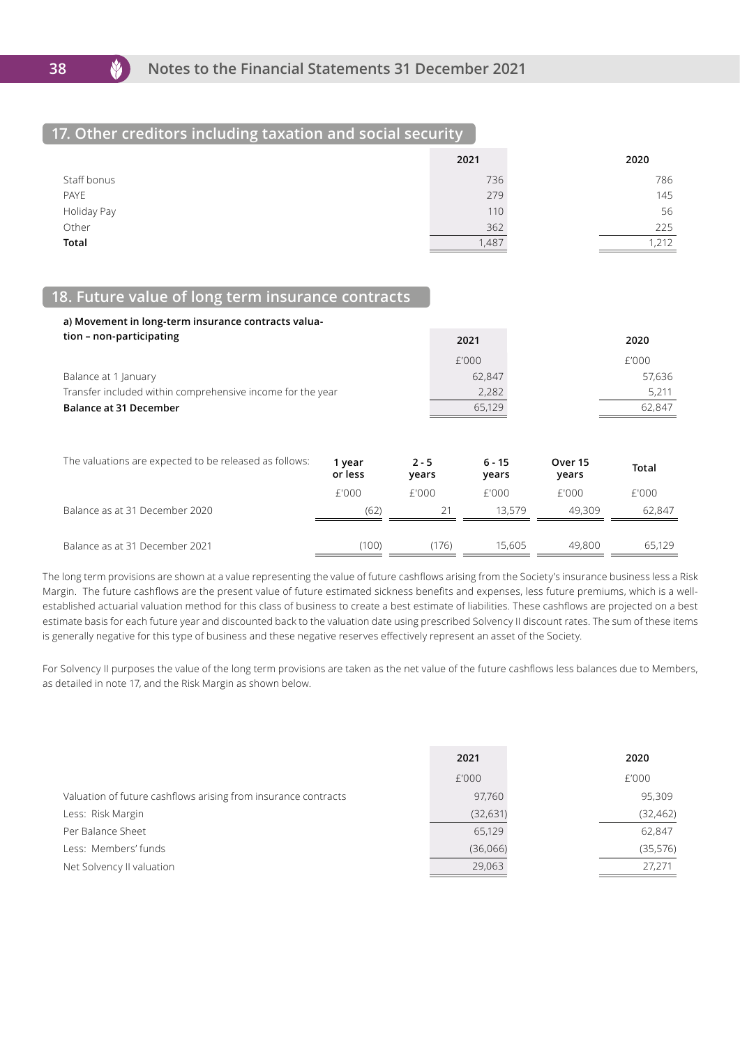## 17. Other creditors including taxation and social security

| | 2021 | 2020 |
|---|---|---|
| Staff bonus | 736 | 786 |
| PAYE | 279 | 145 |
| Holiday Pay | 110 | 56 |
| Other | 362 | 225 |
| **Total** | 1,487 | 1,212 |

## 18. Future value of long term insurance contracts

**a) Movement in long-term insurance contracts valuation – non-participating**

| | 2021 | 2020 |
|---|---|---|
| | £'000 | £'000 |
| Balance at 1 January | 62,847 | 57,636 |
| Transfer included within comprehensive income for the year | 2,282 | 5,211 |
| **Balance at 31 December** | 65,129 | 62,847 |

| The valuations are expected to be released as follows: | 1 year or less | 2 - 5 years | 6 - 15 years | Over 15 years | Total |
|---|---|---|---|---|---|
| | £'000 | £'000 | £'000 | £'000 | £'000 |
| Balance as at 31 December 2020 | (62) | 21 | 13,579 | 49,309 | 62,847 |
| Balance as at 31 December 2021 | (100) | (176) | 15,605 | 49,800 | 65,129 |

The long term provisions are shown at a value representing the value of future cashflows arising from the Society's insurance business less a Risk Margin. The future cashflows are the present value of future estimated sickness benefits and expenses, less future premiums, which is a well-established actuarial valuation method for this class of business to create a best estimate of liabilities. These cashflows are projected on a best estimate basis for each future year and discounted back to the valuation date using prescribed Solvency II discount rates. The sum of these items is generally negative for this type of business and these negative reserves effectively represent an asset of the Society.

For Solvency II purposes the value of the long term provisions are taken as the net value of the future cashflows less balances due to Members, as detailed in note 17, and the Risk Margin as shown below.

| | 2021 | 2020 |
|---|---|---|
| | £'000 | £'000 |
| Valuation of future cashflows arising from insurance contracts | 97,760 | 95,309 |
| Less: Risk Margin | (32,631) | (32,462) |
| Per Balance Sheet | 65,129 | 62,847 |
| Less: Members' funds | (36,066) | (35,576) |
| Net Solvency II valuation | 29,063 | 27,271 |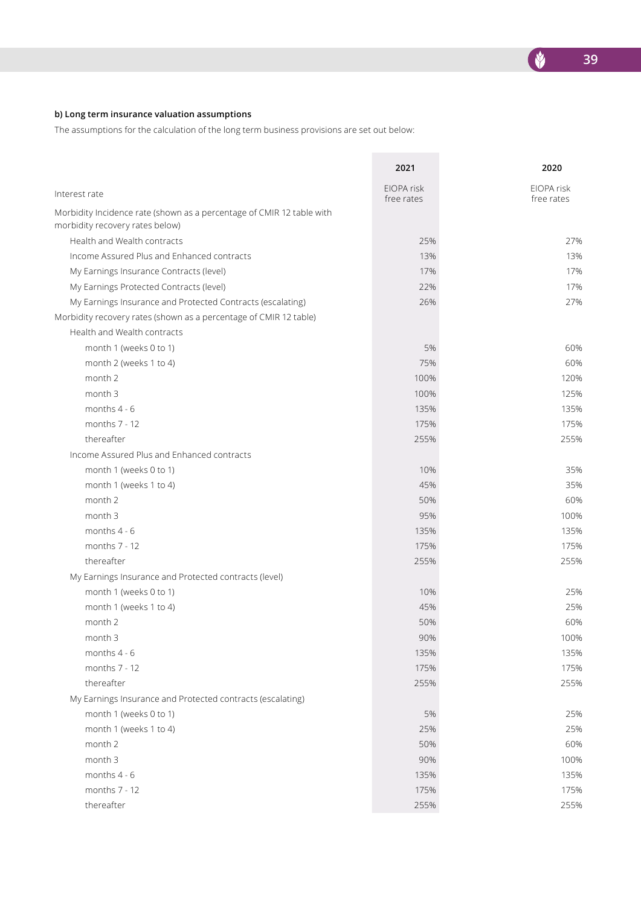**b) Long term insurance valuation assumptions**

The assumptions for the calculation of the long term business provisions are set out below:

| | 2021 | 2020 |
|---|---|---|
| Interest rate | EIOPA risk free rates | EIOPA risk free rates |
| Morbidity Incidence rate (shown as a percentage of CMIR 12 table with morbidity recovery rates below) | | |
| Health and Wealth contracts | 25% | 27% |
| Income Assured Plus and Enhanced contracts | 13% | 13% |
| My Earnings Insurance Contracts (level) | 17% | 17% |
| My Earnings Protected Contracts (level) | 22% | 17% |
| My Earnings Insurance and Protected Contracts (escalating) | 26% | 27% |
| Morbidity recovery rates (shown as a percentage of CMIR 12 table) | | |
| Health and Wealth contracts | | |
| month 1 (weeks 0 to 1) | 5% | 60% |
| month 2 (weeks 1 to 4) | 75% | 60% |
| month 2 | 100% | 120% |
| month 3 | 100% | 125% |
| months 4 - 6 | 135% | 135% |
| months 7 - 12 | 175% | 175% |
| thereafter | 255% | 255% |
| Income Assured Plus and Enhanced contracts | | |
| month 1 (weeks 0 to 1) | 10% | 35% |
| month 1 (weeks 1 to 4) | 45% | 35% |
| month 2 | 50% | 60% |
| month 3 | 95% | 100% |
| months 4 - 6 | 135% | 135% |
| months 7 - 12 | 175% | 175% |
| thereafter | 255% | 255% |
| My Earnings Insurance and Protected contracts (level) | | |
| month 1 (weeks 0 to 1) | 10% | 25% |
| month 1 (weeks 1 to 4) | 45% | 25% |
| month 2 | 50% | 60% |
| month 3 | 90% | 100% |
| months 4 - 6 | 135% | 135% |
| months 7 - 12 | 175% | 175% |
| thereafter | 255% | 255% |
| My Earnings Insurance and Protected contracts (escalating) | | |
| month 1 (weeks 0 to 1) | 5% | 25% |
| month 1 (weeks 1 to 4) | 25% | 25% |
| month 2 | 50% | 60% |
| month 3 | 90% | 100% |
| months 4 - 6 | 135% | 135% |
| months 7 - 12 | 175% | 175% |
| thereafter | 255% | 255% |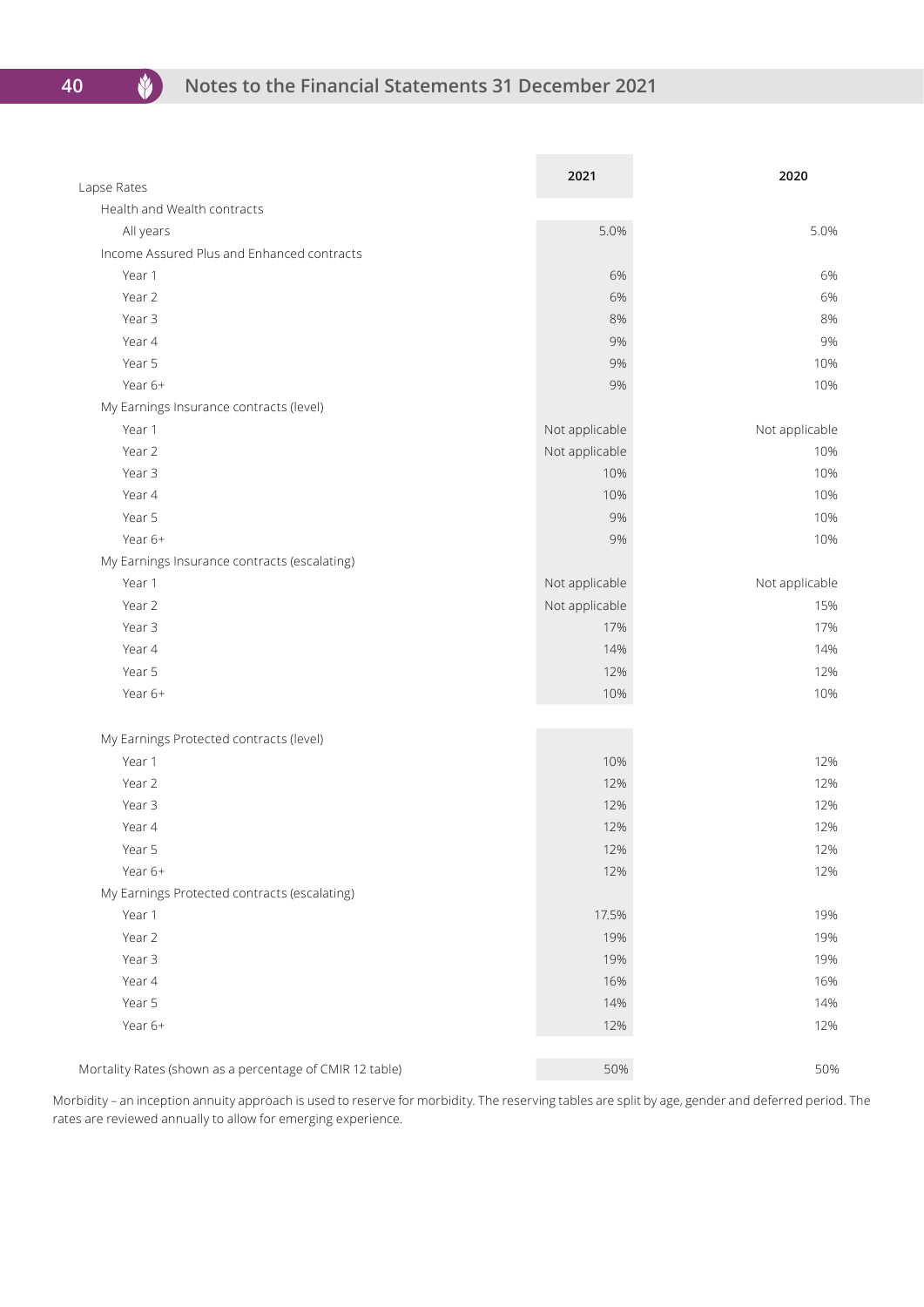| Lapse Rates | 2021 | 2020 |
|---|---|---|
| Health and Wealth contracts | | |
| All years | 5.0% | 5.0% |
| Income Assured Plus and Enhanced contracts | | |
| Year 1 | 6% | 6% |
| Year 2 | 6% | 6% |
| Year 3 | 8% | 8% |
| Year 4 | 9% | 9% |
| Year 5 | 9% | 10% |
| Year 6+ | 9% | 10% |
| My Earnings Insurance contracts (level) | | |
| Year 1 | Not applicable | Not applicable |
| Year 2 | Not applicable | 10% |
| Year 3 | 10% | 10% |
| Year 4 | 10% | 10% |
| Year 5 | 9% | 10% |
| Year 6+ | 9% | 10% |
| My Earnings Insurance contracts (escalating) | | |
| Year 1 | Not applicable | Not applicable |
| Year 2 | Not applicable | 15% |
| Year 3 | 17% | 17% |
| Year 4 | 14% | 14% |
| Year 5 | 12% | 12% |
| Year 6+ | 10% | 10% |
| My Earnings Protected contracts (level) | | |
| Year 1 | 10% | 12% |
| Year 2 | 12% | 12% |
| Year 3 | 12% | 12% |
| Year 4 | 12% | 12% |
| Year 5 | 12% | 12% |
| Year 6+ | 12% | 12% |
| My Earnings Protected contracts (escalating) | | |
| Year 1 | 17.5% | 19% |
| Year 2 | 19% | 19% |
| Year 3 | 19% | 19% |
| Year 4 | 16% | 16% |
| Year 5 | 14% | 14% |
| Year 6+ | 12% | 12% |
| Mortality Rates (shown as a percentage of CMIR 12 table) | 50% | 50% |

Morbidity – an inception annuity approach is used to reserve for morbidity. The reserving tables are split by age, gender and deferred period. The rates are reviewed annually to allow for emerging experience.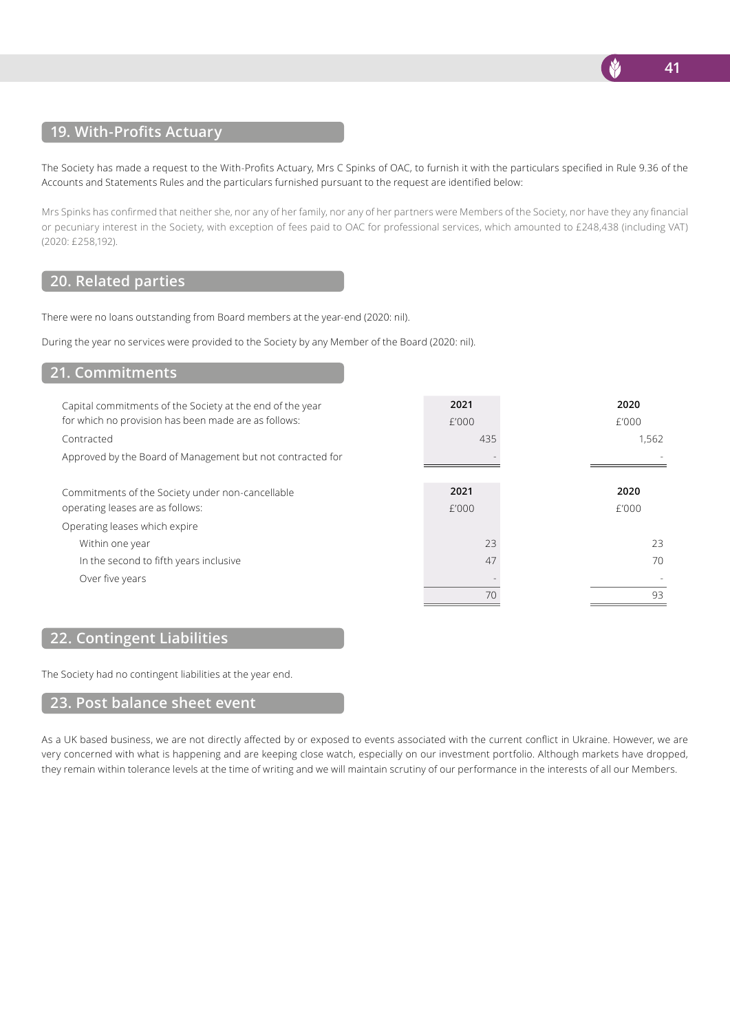## 19. With-Profits Actuary

The Society has made a request to the With-Profits Actuary, Mrs C Spinks of OAC, to furnish it with the particulars specified in Rule 9.36 of the Accounts and Statements Rules and the particulars furnished pursuant to the request are identified below:

Mrs Spinks has confirmed that neither she, nor any of her family, nor any of her partners were Members of the Society, nor have they any financial or pecuniary interest in the Society, with exception of fees paid to OAC for professional services, which amounted to £248,438 (including VAT) (2020: £258,192).

## 20. Related parties

There were no loans outstanding from Board members at the year-end (2020: nil).

During the year no services were provided to the Society by any Member of the Board (2020: nil).

## 21. Commitments

| Capital commitments of the Society at the end of the year for which no provision has been made are as follows: | 2021<br>£'000 | 2020<br>£'000 |
|---|---|---|
| Contracted | 435 | 1,562 |
| Approved by the Board of Management but not contracted for | - | - |

| Commitments of the Society under non-cancellable operating leases are as follows: | 2021<br>£'000 | 2020<br>£'000 |
|---|---|---|
| Operating leases which expire | | |
| Within one year | 23 | 23 |
| In the second to fifth years inclusive | 47 | 70 |
| Over five years | - | - |
| | 70 | 93 |

## 22. Contingent Liabilities

The Society had no contingent liabilities at the year end.

## 23. Post balance sheet event

As a UK based business, we are not directly affected by or exposed to events associated with the current conflict in Ukraine. However, we are very concerned with what is happening and are keeping close watch, especially on our investment portfolio. Although markets have dropped, they remain within tolerance levels at the time of writing and we will maintain scrutiny of our performance in the interests of all our Members.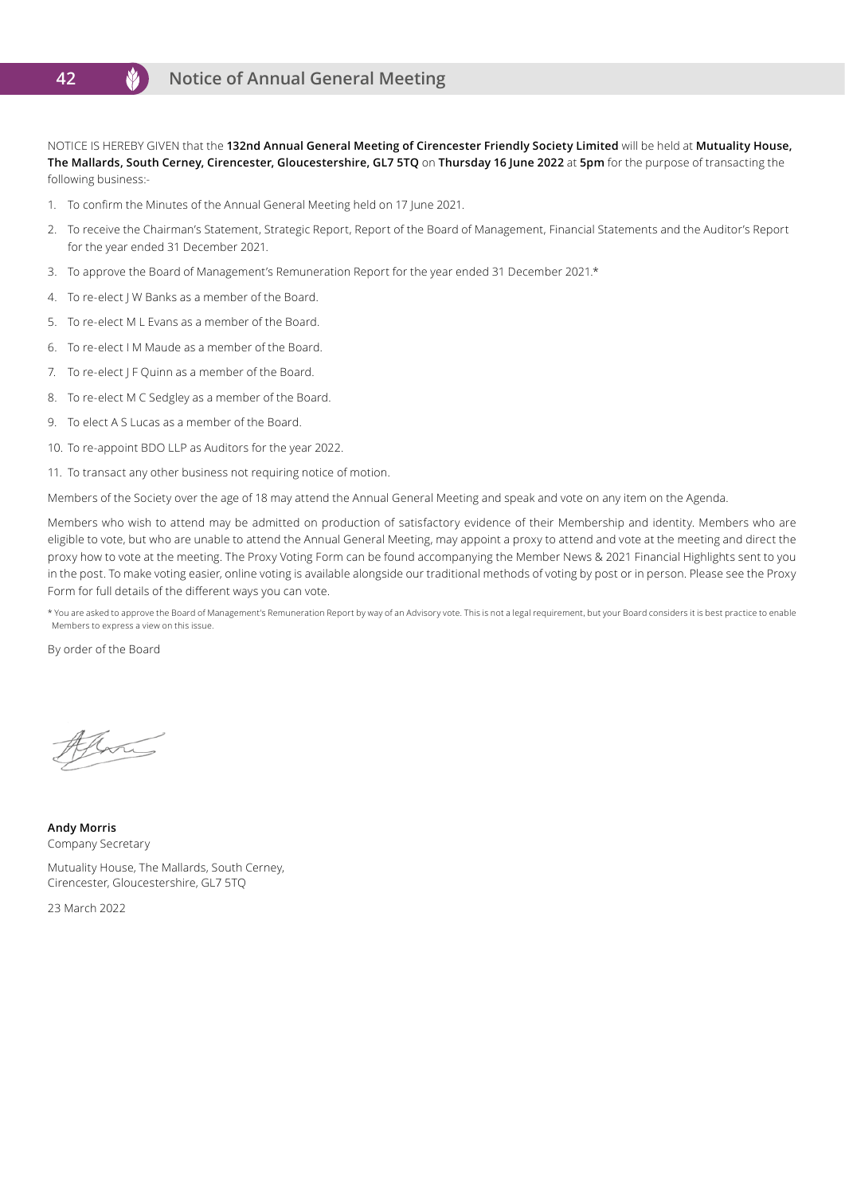# Notice of Annual General Meeting

NOTICE IS HEREBY GIVEN that the **132nd Annual General Meeting of Cirencester Friendly Society Limited** will be held at **Mutuality House, The Mallards, South Cerney, Cirencester, Gloucestershire, GL7 5TQ** on **Thursday 16 June 2022** at **5pm** for the purpose of transacting the following business:-

1. To confirm the Minutes of the Annual General Meeting held on 17 June 2021.
2. To receive the Chairman's Statement, Strategic Report, Report of the Board of Management, Financial Statements and the Auditor's Report for the year ended 31 December 2021.
3. To approve the Board of Management's Remuneration Report for the year ended 31 December 2021.*
4. To re-elect J W Banks as a member of the Board.
5. To re-elect M L Evans as a member of the Board.
6. To re-elect I M Maude as a member of the Board.
7. To re-elect J F Quinn as a member of the Board.
8. To re-elect M C Sedgley as a member of the Board.
9. To elect A S Lucas as a member of the Board.
10. To re-appoint BDO LLP as Auditors for the year 2022.
11. To transact any other business not requiring notice of motion.

Members of the Society over the age of 18 may attend the Annual General Meeting and speak and vote on any item on the Agenda.

Members who wish to attend may be admitted on production of satisfactory evidence of their Membership and identity. Members who are eligible to vote, but who are unable to attend the Annual General Meeting, may appoint a proxy to attend and vote at the meeting and direct the proxy how to vote at the meeting. The Proxy Voting Form can be found accompanying the Member News & 2021 Financial Highlights sent to you in the post. To make voting easier, online voting is available alongside our traditional methods of voting by post or in person. Please see the Proxy Form for full details of the different ways you can vote.

\* You are asked to approve the Board of Management's Remuneration Report by way of an Advisory vote. This is not a legal requirement, but your Board considers it is best practice to enable Members to express a view on this issue.

By order of the Board

**Andy Morris**
Company Secretary

Mutuality House, The Mallards, South Cerney,
Cirencester, Gloucestershire, GL7 5TQ

23 March 2022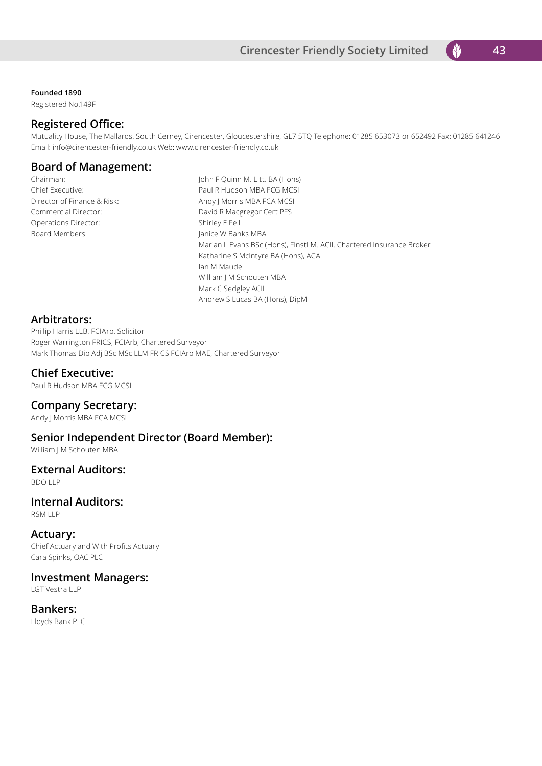**Founded 1890**

Registered No.149F

## Registered Office:

Mutuality House, The Mallards, South Cerney, Cirencester, Gloucestershire, GL7 5TQ Telephone: 01285 653073 or 652492 Fax: 01285 641246
Email: info@cirencester-friendly.co.uk Web: www.cirencester-friendly.co.uk

## Board of Management:

| | |
|---|---|
| Chairman: | John F Quinn M. Litt. BA (Hons) |
| Chief Executive: | Paul R Hudson MBA FCG MCSI |
| Director of Finance & Risk: | Andy J Morris MBA FCA MCSI |
| Commercial Director: | David R Macgregor Cert PFS |
| Operations Director: | Shirley E Fell |
| Board Members: | Janice W Banks MBA |
| | Marian L Evans BSc (Hons), FInstLM. ACII. Chartered Insurance Broker |
| | Katharine S McIntyre BA (Hons), ACA |
| | Ian M Maude |
| | William J M Schouten MBA |
| | Mark C Sedgley ACII |
| | Andrew S Lucas BA (Hons), DipM |

## Arbitrators:

Phillip Harris LLB, FCIArb, Solicitor
Roger Warrington FRICS, FCIArb, Chartered Surveyor
Mark Thomas Dip Adj BSc MSc LLM FRICS FCIArb MAE, Chartered Surveyor

## Chief Executive:

Paul R Hudson MBA FCG MCSI

## Company Secretary:

Andy J Morris MBA FCA MCSI

## Senior Independent Director (Board Member):

William J M Schouten MBA

## External Auditors:

BDO LLP

## Internal Auditors:

RSM LLP

## Actuary:

Chief Actuary and With Profits Actuary
Cara Spinks, OAC PLC

## Investment Managers:

LGT Vestra LLP

## Bankers:

Lloyds Bank PLC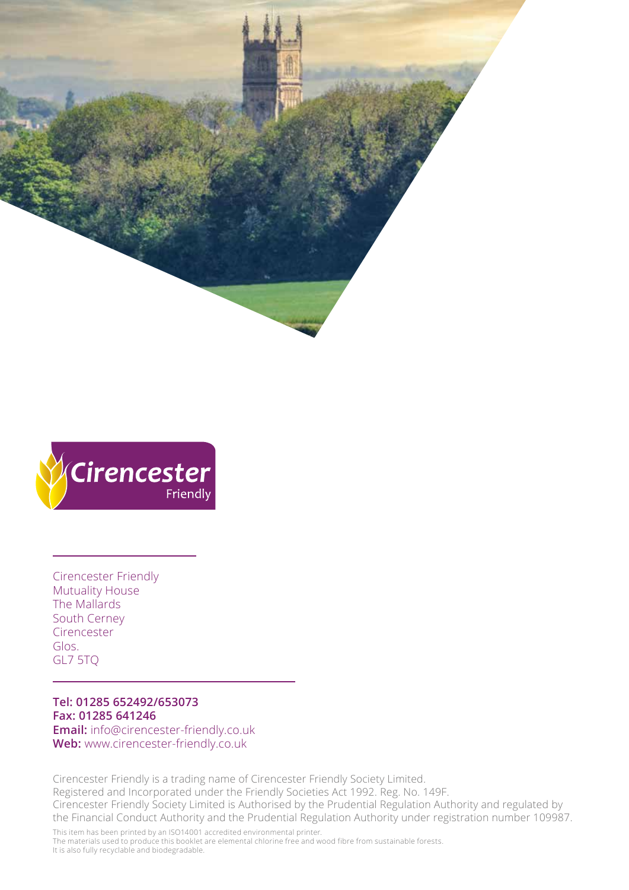Cirencester Friendly
Mutuality House
The Mallards
South Cerney
Cirencester
Glos.
GL7 5TQ

**Tel: 01285 652492/653073**
**Fax: 01285 641246**
**Email:** info@cirencester-friendly.co.uk
**Web:** www.cirencester-friendly.co.uk

Cirencester Friendly is a trading name of Cirencester Friendly Society Limited.
Registered and Incorporated under the Friendly Societies Act 1992. Reg. No. 149F.
Cirencester Friendly Society Limited is Authorised by the Prudential Regulation Authority and regulated by the Financial Conduct Authority and the Prudential Regulation Authority under registration number 109987.

This item has been printed by an ISO14001 accredited environmental printer.
The materials used to produce this booklet are elemental chlorine free and wood fibre from sustainable forests.
It is also fully recyclable and biodegradable.